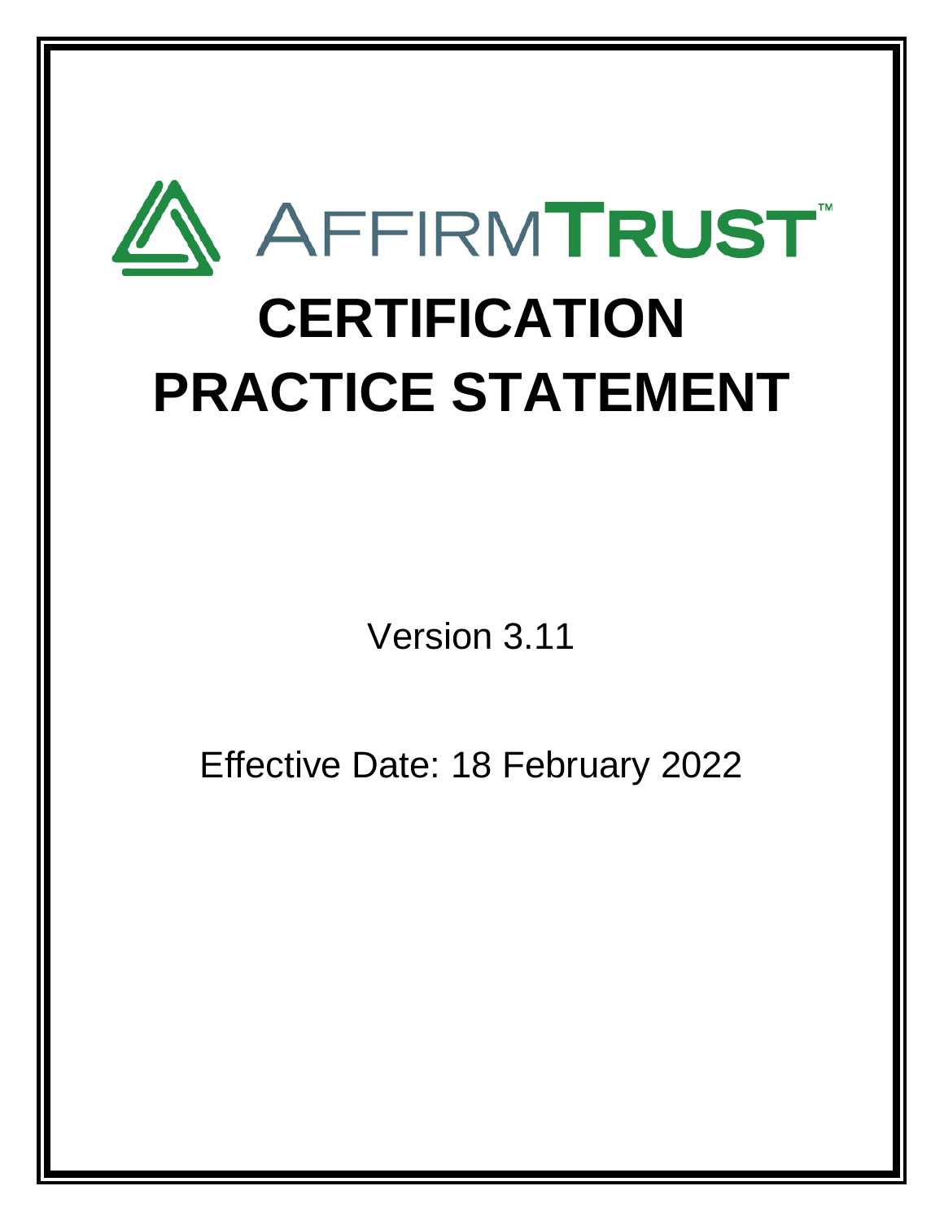AFFIRMTRUST™

# CERTIFICATION PRACTICE STATEMENT

Version 3.11

Effective Date: 18 February 2022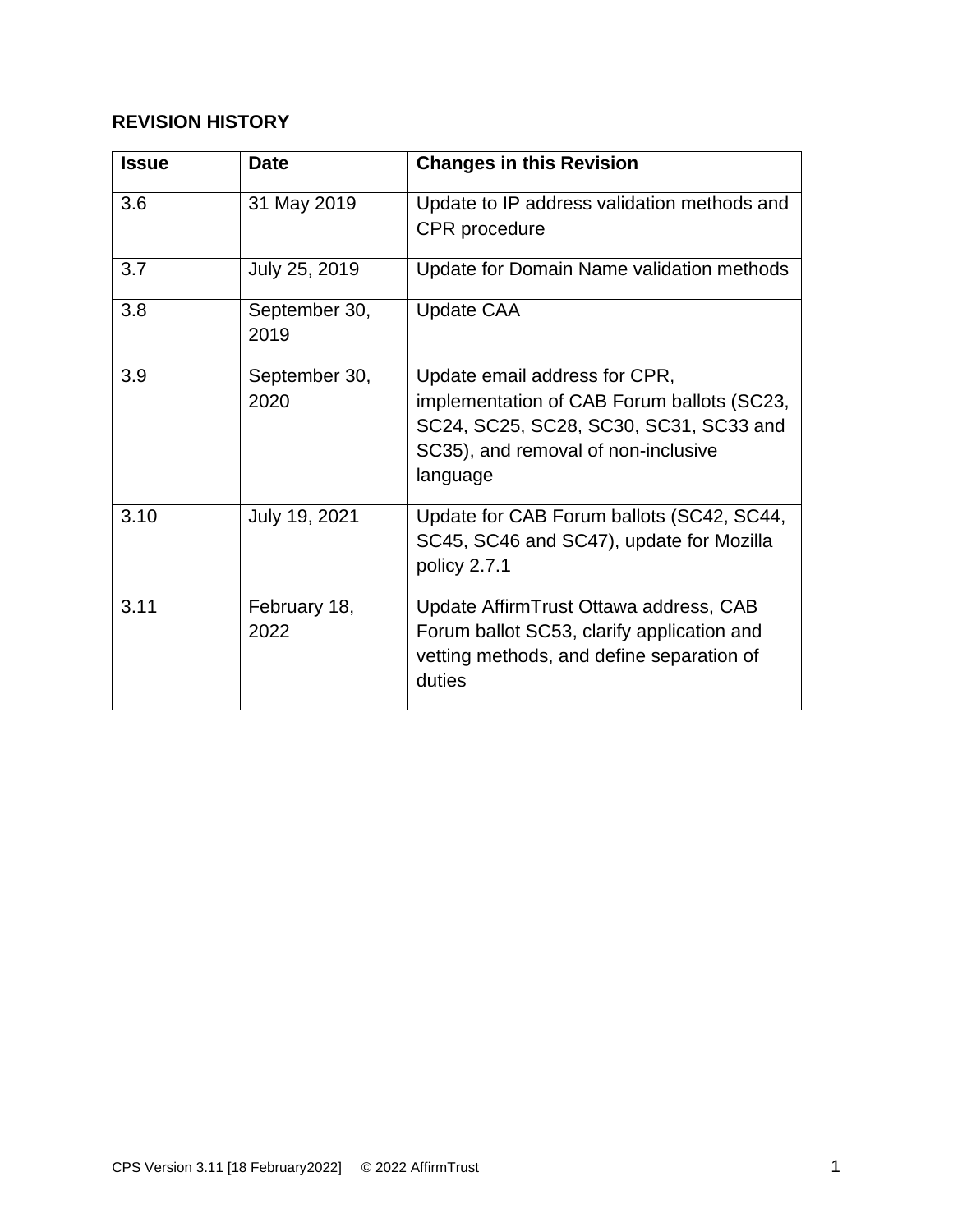**REVISION HISTORY**

| Issue | Date | Changes in this Revision |
|---|---|---|
| 3.6 | 31 May 2019 | Update to IP address validation methods and CPR procedure |
| 3.7 | July 25, 2019 | Update for Domain Name validation methods |
| 3.8 | September 30, 2019 | Update CAA |
| 3.9 | September 30, 2020 | Update email address for CPR, implementation of CAB Forum ballots (SC23, SC24, SC25, SC28, SC30, SC31, SC33 and SC35), and removal of non-inclusive language |
| 3.10 | July 19, 2021 | Update for CAB Forum ballots (SC42, SC44, SC45, SC46 and SC47), update for Mozilla policy 2.7.1 |
| 3.11 | February 18, 2022 | Update AffirmTrust Ottawa address, CAB Forum ballot SC53, clarify application and vetting methods, and define separation of duties |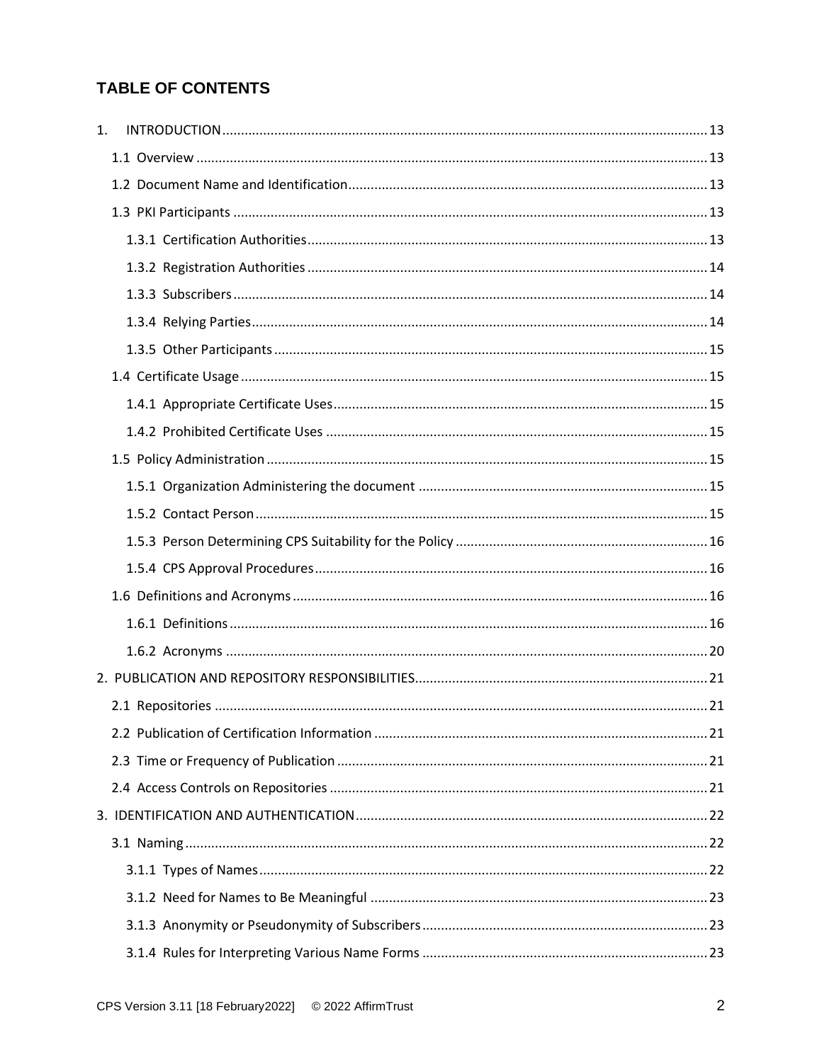## TABLE OF CONTENTS

1. INTRODUCTION ........ 13
   - 1.1 Overview ........ 13
   - 1.2 Document Name and Identification ........ 13
   - 1.3 PKI Participants ........ 13
     - 1.3.1 Certification Authorities ........ 13
     - 1.3.2 Registration Authorities ........ 14
     - 1.3.3 Subscribers ........ 14
     - 1.3.4 Relying Parties ........ 14
     - 1.3.5 Other Participants ........ 15
   - 1.4 Certificate Usage ........ 15
     - 1.4.1 Appropriate Certificate Uses ........ 15
     - 1.4.2 Prohibited Certificate Uses ........ 15
   - 1.5 Policy Administration ........ 15
     - 1.5.1 Organization Administering the document ........ 15
     - 1.5.2 Contact Person ........ 15
     - 1.5.3 Person Determining CPS Suitability for the Policy ........ 16
     - 1.5.4 CPS Approval Procedures ........ 16
   - 1.6 Definitions and Acronyms ........ 16
     - 1.6.1 Definitions ........ 16
     - 1.6.2 Acronyms ........ 20
2. PUBLICATION AND REPOSITORY RESPONSIBILITIES ........ 21
   - 2.1 Repositories ........ 21
   - 2.2 Publication of Certification Information ........ 21
   - 2.3 Time or Frequency of Publication ........ 21
   - 2.4 Access Controls on Repositories ........ 21
3. IDENTIFICATION AND AUTHENTICATION ........ 22
   - 3.1 Naming ........ 22
     - 3.1.1 Types of Names ........ 22
     - 3.1.2 Need for Names to Be Meaningful ........ 23
     - 3.1.3 Anonymity or Pseudonymity of Subscribers ........ 23
     - 3.1.4 Rules for Interpreting Various Name Forms ........ 23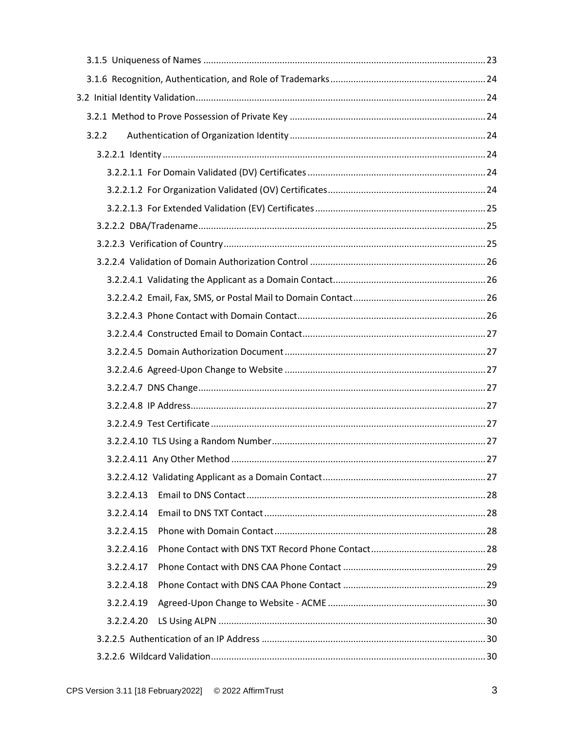3.1.5 Uniqueness of Names ........................................................................................................ 23

3.1.6 Recognition, Authentication, and Role of Trademarks ........................................................ 24

3.2 Initial Identity Validation ............................................................................................................ 24

3.2.1 Method to Prove Possession of Private Key ......................................................................... 24

3.2.2 Authentication of Organization Identity ............................................................................ 24

3.2.2.1 Identity ............................................................................................................................ 24

3.2.2.1.1 For Domain Validated (DV) Certificates ........................................................................ 24

3.2.2.1.2 For Organization Validated (OV) Certificates ............................................................... 24

3.2.2.1.3 For Extended Validation (EV) Certificates .................................................................... 25

3.2.2.2 DBA/Tradename ................................................................................................................ 25

3.2.2.3 Verification of Country ..................................................................................................... 25

3.2.2.4 Validation of Domain Authorization Control ..................................................................... 26

3.2.2.4.1 Validating the Applicant as a Domain Contact .............................................................. 26

3.2.2.4.2 Email, Fax, SMS, or Postal Mail to Domain Contact ...................................................... 26

3.2.2.4.3 Phone Contact with Domain Contact ........................................................................... 26

3.2.2.4.4 Constructed Email to Domain Contact ......................................................................... 27

3.2.2.4.5 Domain Authorization Document ................................................................................ 27

3.2.2.4.6 Agreed-Upon Change to Website ................................................................................ 27

3.2.2.4.7 DNS Change ................................................................................................................ 27

3.2.2.4.8 IP Address ................................................................................................................... 27

3.2.2.4.9 Test Certificate ............................................................................................................ 27

3.2.2.4.10 TLS Using a Random Number ..................................................................................... 27

3.2.2.4.11 Any Other Method ..................................................................................................... 27

3.2.2.4.12 Validating Applicant as a Domain Contact ................................................................. 27

3.2.2.4.13 Email to DNS Contact ................................................................................................ 28

3.2.2.4.14 Email to DNS TXT Contact .......................................................................................... 28

3.2.2.4.15 Phone with Domain Contact ...................................................................................... 28

3.2.2.4.16 Phone Contact with DNS TXT Record Phone Contact ................................................. 28

3.2.2.4.17 Phone Contact with DNS CAA Phone Contact ............................................................ 29

3.2.2.4.18 Phone Contact with DNS CAA Phone Contact ............................................................ 29

3.2.2.4.19 Agreed-Upon Change to Website - ACME .................................................................. 30

3.2.2.4.20 LS Using ALPN ............................................................................................................ 30

3.2.2.5 Authentication of an IP Address ........................................................................................ 30

3.2.2.6 Wildcard Validation ........................................................................................................... 30

CPS Version 3.11 [18 February2022] © 2022 AffirmTrust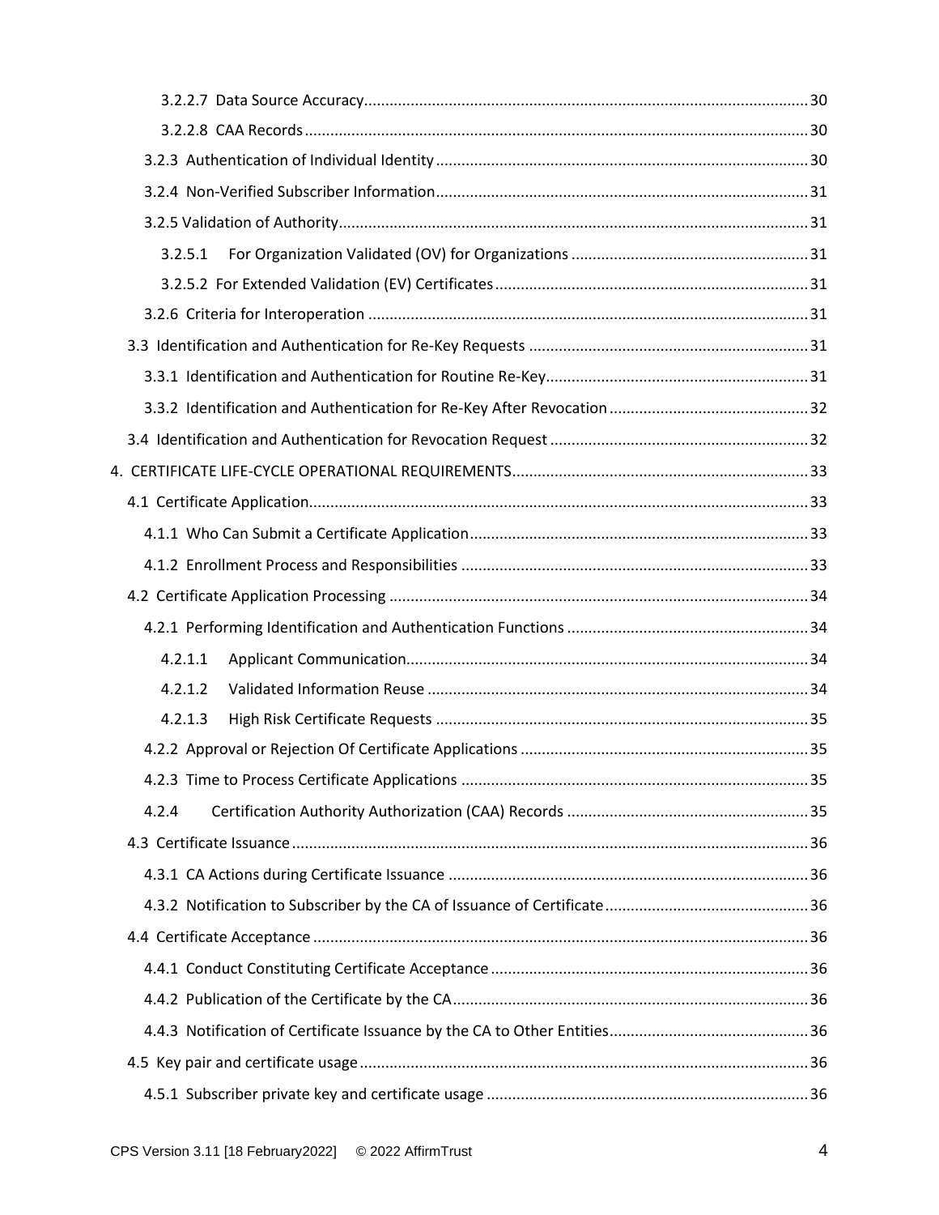3.2.2.7 Data Source Accuracy ........ 30

3.2.2.8 CAA Records ........ 30

3.2.3 Authentication of Individual Identity ........ 30

3.2.4 Non-Verified Subscriber Information ........ 31

3.2.5 Validation of Authority ........ 31

3.2.5.1 For Organization Validated (OV) for Organizations ........ 31

3.2.5.2 For Extended Validation (EV) Certificates ........ 31

3.2.6 Criteria for Interoperation ........ 31

3.3 Identification and Authentication for Re-Key Requests ........ 31

3.3.1 Identification and Authentication for Routine Re-Key ........ 31

3.3.2 Identification and Authentication for Re-Key After Revocation ........ 32

3.4 Identification and Authentication for Revocation Request ........ 32

4. CERTIFICATE LIFE-CYCLE OPERATIONAL REQUIREMENTS ........ 33

4.1 Certificate Application ........ 33

4.1.1 Who Can Submit a Certificate Application ........ 33

4.1.2 Enrollment Process and Responsibilities ........ 33

4.2 Certificate Application Processing ........ 34

4.2.1 Performing Identification and Authentication Functions ........ 34

4.2.1.1 Applicant Communication ........ 34

4.2.1.2 Validated Information Reuse ........ 34

4.2.1.3 High Risk Certificate Requests ........ 35

4.2.2 Approval or Rejection Of Certificate Applications ........ 35

4.2.3 Time to Process Certificate Applications ........ 35

4.2.4 Certification Authority Authorization (CAA) Records ........ 35

4.3 Certificate Issuance ........ 36

4.3.1 CA Actions during Certificate Issuance ........ 36

4.3.2 Notification to Subscriber by the CA of Issuance of Certificate ........ 36

4.4 Certificate Acceptance ........ 36

4.4.1 Conduct Constituting Certificate Acceptance ........ 36

4.4.2 Publication of the Certificate by the CA ........ 36

4.4.3 Notification of Certificate Issuance by the CA to Other Entities ........ 36

4.5 Key pair and certificate usage ........ 36

4.5.1 Subscriber private key and certificate usage ........ 36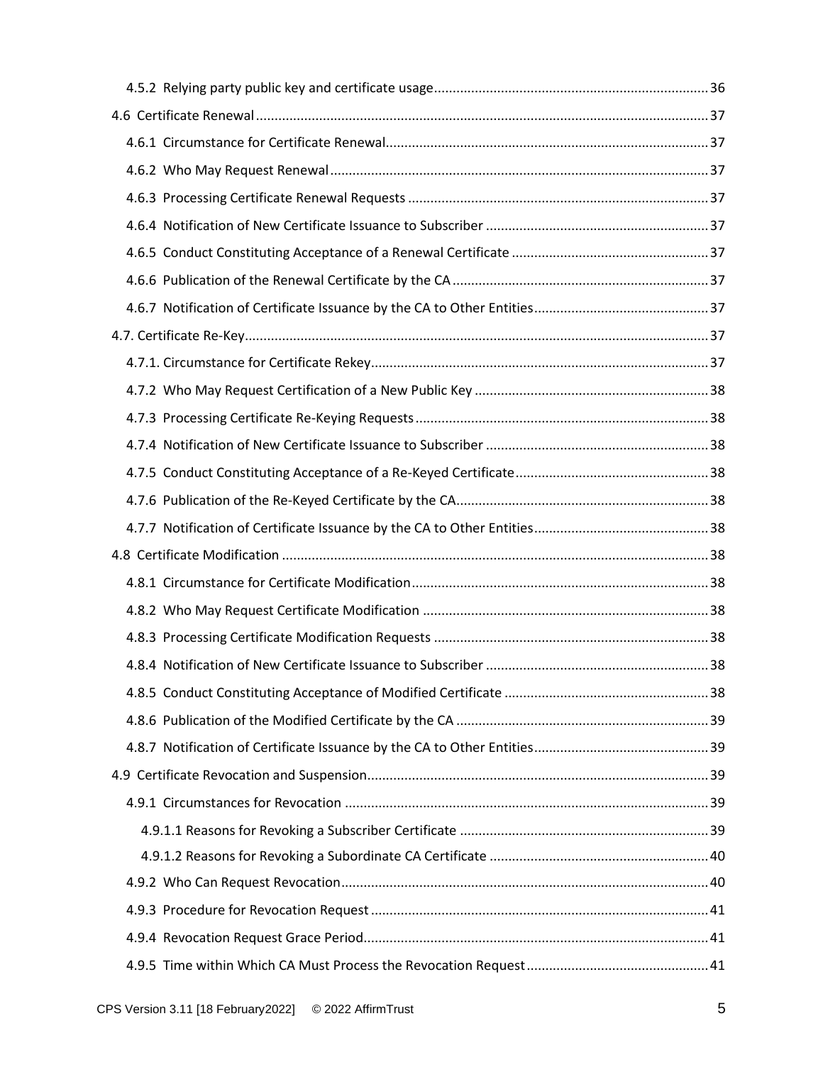4.5.2 Relying party public key and certificate usage ... 36

4.6 Certificate Renewal ... 37

4.6.1 Circumstance for Certificate Renewal ... 37

4.6.2 Who May Request Renewal ... 37

4.6.3 Processing Certificate Renewal Requests ... 37

4.6.4 Notification of New Certificate Issuance to Subscriber ... 37

4.6.5 Conduct Constituting Acceptance of a Renewal Certificate ... 37

4.6.6 Publication of the Renewal Certificate by the CA ... 37

4.6.7 Notification of Certificate Issuance by the CA to Other Entities ... 37

4.7. Certificate Re-Key ... 37

4.7.1. Circumstance for Certificate Rekey ... 37

4.7.2 Who May Request Certification of a New Public Key ... 38

4.7.3 Processing Certificate Re-Keying Requests ... 38

4.7.4 Notification of New Certificate Issuance to Subscriber ... 38

4.7.5 Conduct Constituting Acceptance of a Re-Keyed Certificate ... 38

4.7.6 Publication of the Re-Keyed Certificate by the CA ... 38

4.7.7 Notification of Certificate Issuance by the CA to Other Entities ... 38

4.8 Certificate Modification ... 38

4.8.1 Circumstance for Certificate Modification ... 38

4.8.2 Who May Request Certificate Modification ... 38

4.8.3 Processing Certificate Modification Requests ... 38

4.8.4 Notification of New Certificate Issuance to Subscriber ... 38

4.8.5 Conduct Constituting Acceptance of Modified Certificate ... 38

4.8.6 Publication of the Modified Certificate by the CA ... 39

4.8.7 Notification of Certificate Issuance by the CA to Other Entities ... 39

4.9 Certificate Revocation and Suspension ... 39

4.9.1 Circumstances for Revocation ... 39

4.9.1.1 Reasons for Revoking a Subscriber Certificate ... 39

4.9.1.2 Reasons for Revoking a Subordinate CA Certificate ... 40

4.9.2 Who Can Request Revocation ... 40

4.9.3 Procedure for Revocation Request ... 41

4.9.4 Revocation Request Grace Period ... 41

4.9.5 Time within Which CA Must Process the Revocation Request ... 41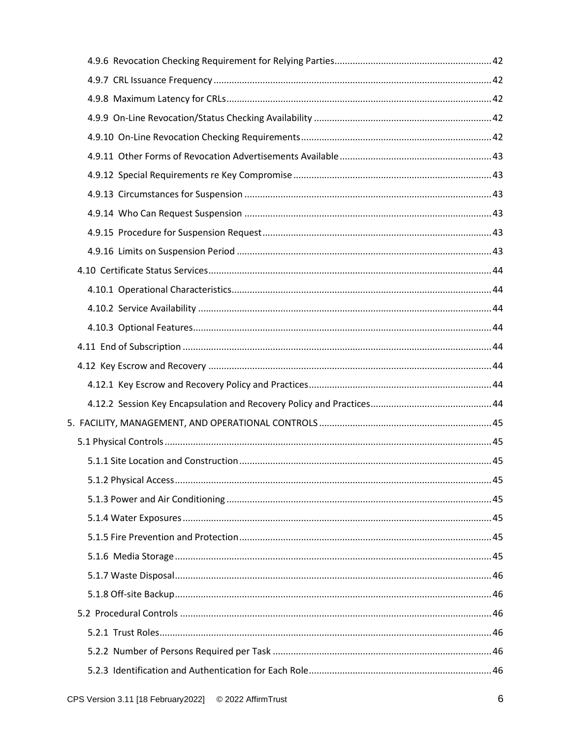4.9.6 Revocation Checking Requirement for Relying Parties ........ 42

4.9.7 CRL Issuance Frequency ........ 42

4.9.8 Maximum Latency for CRLs ........ 42

4.9.9 On-Line Revocation/Status Checking Availability ........ 42

4.9.10 On-Line Revocation Checking Requirements ........ 42

4.9.11 Other Forms of Revocation Advertisements Available ........ 43

4.9.12 Special Requirements re Key Compromise ........ 43

4.9.13 Circumstances for Suspension ........ 43

4.9.14 Who Can Request Suspension ........ 43

4.9.15 Procedure for Suspension Request ........ 43

4.9.16 Limits on Suspension Period ........ 43

4.10 Certificate Status Services ........ 44

4.10.1 Operational Characteristics ........ 44

4.10.2 Service Availability ........ 44

4.10.3 Optional Features ........ 44

4.11 End of Subscription ........ 44

4.12 Key Escrow and Recovery ........ 44

4.12.1 Key Escrow and Recovery Policy and Practices ........ 44

4.12.2 Session Key Encapsulation and Recovery Policy and Practices ........ 44

5. FACILITY, MANAGEMENT, AND OPERATIONAL CONTROLS ........ 45

5.1 Physical Controls ........ 45

5.1.1 Site Location and Construction ........ 45

5.1.2 Physical Access ........ 45

5.1.3 Power and Air Conditioning ........ 45

5.1.4 Water Exposures ........ 45

5.1.5 Fire Prevention and Protection ........ 45

5.1.6 Media Storage ........ 45

5.1.7 Waste Disposal ........ 46

5.1.8 Off-site Backup ........ 46

5.2 Procedural Controls ........ 46

5.2.1 Trust Roles ........ 46

5.2.2 Number of Persons Required per Task ........ 46

5.2.3 Identification and Authentication for Each Role ........ 46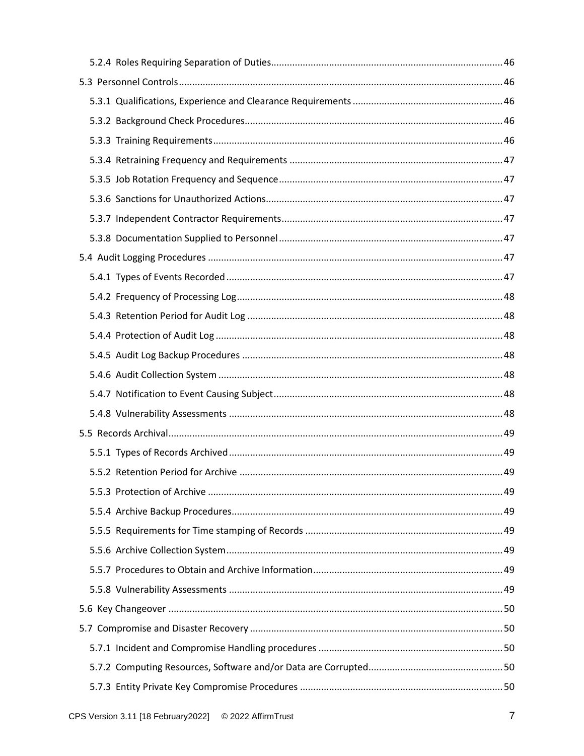5.2.4 Roles Requiring Separation of Duties .......... 46

5.3 Personnel Controls .......... 46

5.3.1 Qualifications, Experience and Clearance Requirements .......... 46

5.3.2 Background Check Procedures .......... 46

5.3.3 Training Requirements .......... 46

5.3.4 Retraining Frequency and Requirements .......... 47

5.3.5 Job Rotation Frequency and Sequence .......... 47

5.3.6 Sanctions for Unauthorized Actions .......... 47

5.3.7 Independent Contractor Requirements .......... 47

5.3.8 Documentation Supplied to Personnel .......... 47

5.4 Audit Logging Procedures .......... 47

5.4.1 Types of Events Recorded .......... 47

5.4.2 Frequency of Processing Log .......... 48

5.4.3 Retention Period for Audit Log .......... 48

5.4.4 Protection of Audit Log .......... 48

5.4.5 Audit Log Backup Procedures .......... 48

5.4.6 Audit Collection System .......... 48

5.4.7 Notification to Event Causing Subject .......... 48

5.4.8 Vulnerability Assessments .......... 48

5.5 Records Archival .......... 49

5.5.1 Types of Records Archived .......... 49

5.5.2 Retention Period for Archive .......... 49

5.5.3 Protection of Archive .......... 49

5.5.4 Archive Backup Procedures .......... 49

5.5.5 Requirements for Time stamping of Records .......... 49

5.5.6 Archive Collection System .......... 49

5.5.7 Procedures to Obtain and Archive Information .......... 49

5.5.8 Vulnerability Assessments .......... 49

5.6 Key Changeover .......... 50

5.7 Compromise and Disaster Recovery .......... 50

5.7.1 Incident and Compromise Handling procedures .......... 50

5.7.2 Computing Resources, Software and/or Data are Corrupted .......... 50

5.7.3 Entity Private Key Compromise Procedures .......... 50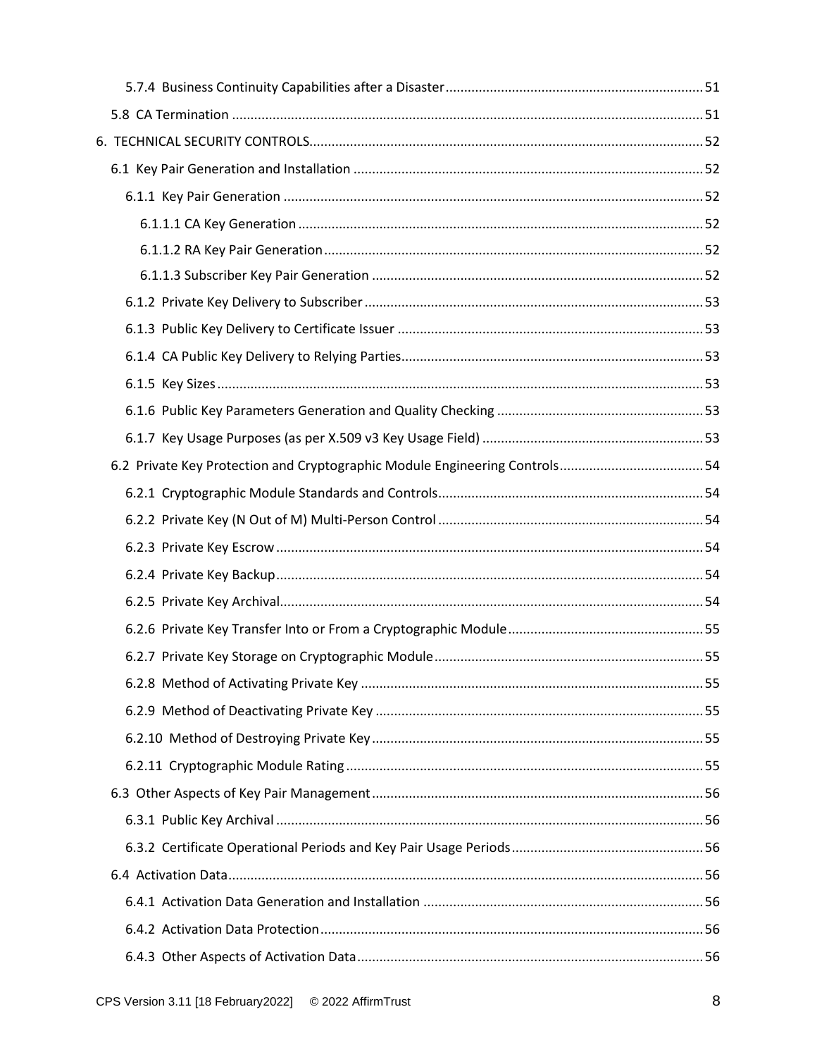5.7.4 Business Continuity Capabilities after a Disaster ..... 51

5.8 CA Termination ..... 51

6. TECHNICAL SECURITY CONTROLS ..... 52

6.1 Key Pair Generation and Installation ..... 52

6.1.1 Key Pair Generation ..... 52

6.1.1.1 CA Key Generation ..... 52

6.1.1.2 RA Key Pair Generation ..... 52

6.1.1.3 Subscriber Key Pair Generation ..... 52

6.1.2 Private Key Delivery to Subscriber ..... 53

6.1.3 Public Key Delivery to Certificate Issuer ..... 53

6.1.4 CA Public Key Delivery to Relying Parties ..... 53

6.1.5 Key Sizes ..... 53

6.1.6 Public Key Parameters Generation and Quality Checking ..... 53

6.1.7 Key Usage Purposes (as per X.509 v3 Key Usage Field) ..... 53

6.2 Private Key Protection and Cryptographic Module Engineering Controls ..... 54

6.2.1 Cryptographic Module Standards and Controls ..... 54

6.2.2 Private Key (N Out of M) Multi-Person Control ..... 54

6.2.3 Private Key Escrow ..... 54

6.2.4 Private Key Backup ..... 54

6.2.5 Private Key Archival ..... 54

6.2.6 Private Key Transfer Into or From a Cryptographic Module ..... 55

6.2.7 Private Key Storage on Cryptographic Module ..... 55

6.2.8 Method of Activating Private Key ..... 55

6.2.9 Method of Deactivating Private Key ..... 55

6.2.10 Method of Destroying Private Key ..... 55

6.2.11 Cryptographic Module Rating ..... 55

6.3 Other Aspects of Key Pair Management ..... 56

6.3.1 Public Key Archival ..... 56

6.3.2 Certificate Operational Periods and Key Pair Usage Periods ..... 56

6.4 Activation Data ..... 56

6.4.1 Activation Data Generation and Installation ..... 56

6.4.2 Activation Data Protection ..... 56

6.4.3 Other Aspects of Activation Data ..... 56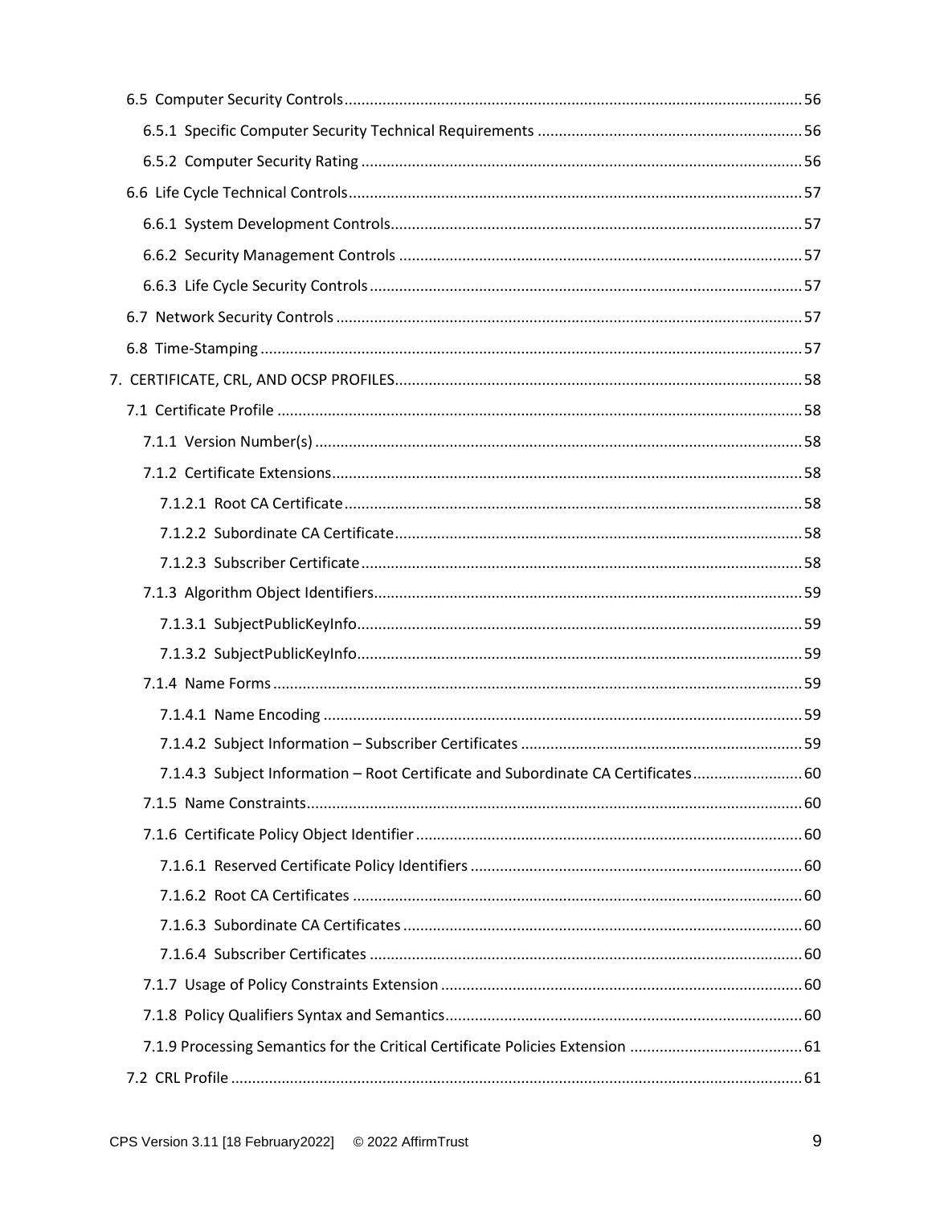6.5 Computer Security Controls ........ 56

6.5.1 Specific Computer Security Technical Requirements ........ 56

6.5.2 Computer Security Rating ........ 56

6.6 Life Cycle Technical Controls ........ 57

6.6.1 System Development Controls ........ 57

6.6.2 Security Management Controls ........ 57

6.6.3 Life Cycle Security Controls ........ 57

6.7 Network Security Controls ........ 57

6.8 Time-Stamping ........ 57

7. CERTIFICATE, CRL, AND OCSP PROFILES ........ 58

7.1 Certificate Profile ........ 58

7.1.1 Version Number(s) ........ 58

7.1.2 Certificate Extensions ........ 58

7.1.2.1 Root CA Certificate ........ 58

7.1.2.2 Subordinate CA Certificate ........ 58

7.1.2.3 Subscriber Certificate ........ 58

7.1.3 Algorithm Object Identifiers ........ 59

7.1.3.1 SubjectPublicKeyInfo ........ 59

7.1.3.2 SubjectPublicKeyInfo ........ 59

7.1.4 Name Forms ........ 59

7.1.4.1 Name Encoding ........ 59

7.1.4.2 Subject Information – Subscriber Certificates ........ 59

7.1.4.3 Subject Information – Root Certificate and Subordinate CA Certificates ........ 60

7.1.5 Name Constraints ........ 60

7.1.6 Certificate Policy Object Identifier ........ 60

7.1.6.1 Reserved Certificate Policy Identifiers ........ 60

7.1.6.2 Root CA Certificates ........ 60

7.1.6.3 Subordinate CA Certificates ........ 60

7.1.6.4 Subscriber Certificates ........ 60

7.1.7 Usage of Policy Constraints Extension ........ 60

7.1.8 Policy Qualifiers Syntax and Semantics ........ 60

7.1.9 Processing Semantics for the Critical Certificate Policies Extension ........ 61

7.2 CRL Profile ........ 61

CPS Version 3.11 [18 February2022] © 2022 AffirmTrust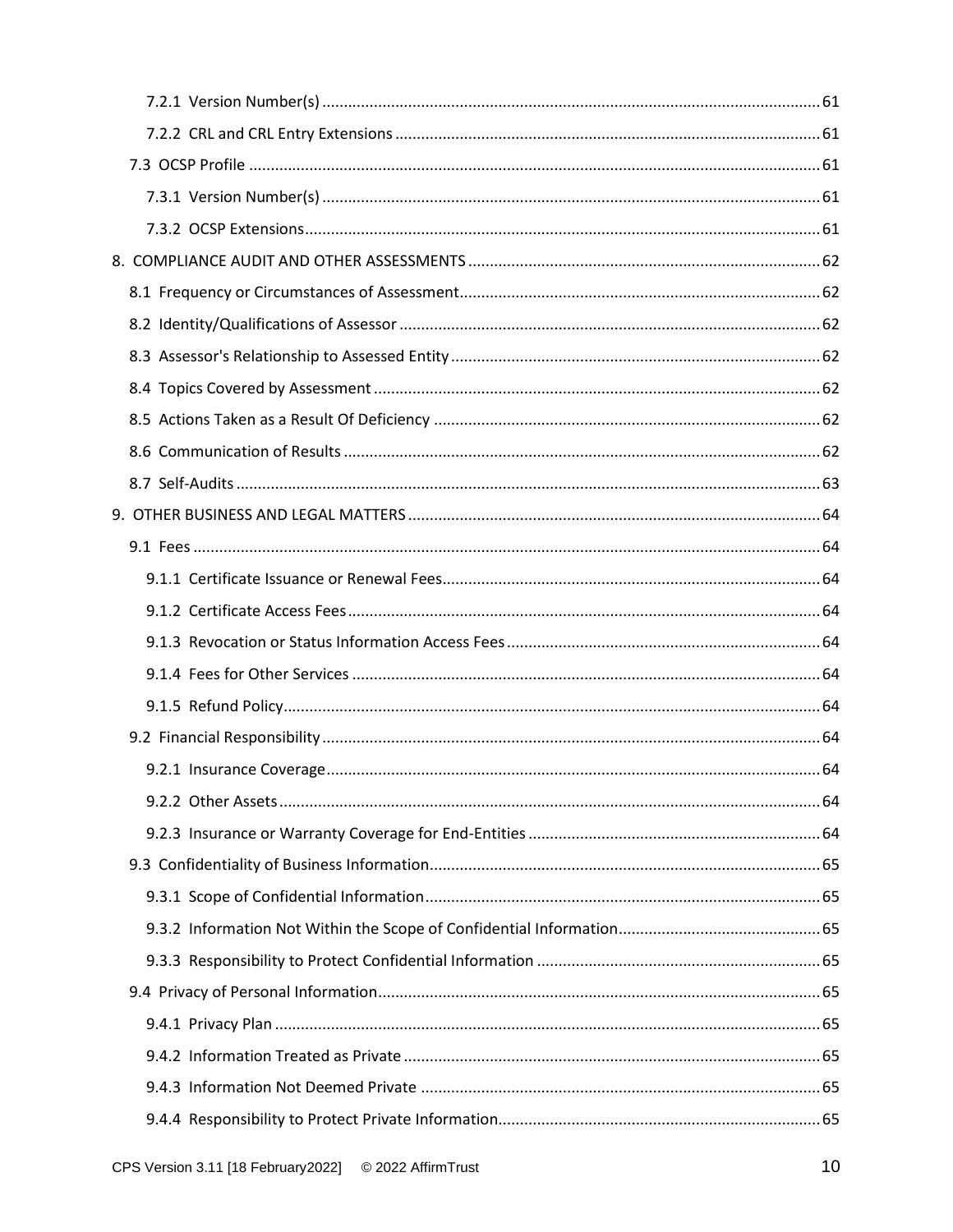7.2.1 Version Number(s) ..... 61

7.2.2 CRL and CRL Entry Extensions ..... 61

7.3 OCSP Profile ..... 61

7.3.1 Version Number(s) ..... 61

7.3.2 OCSP Extensions ..... 61

8. COMPLIANCE AUDIT AND OTHER ASSESSMENTS ..... 62

8.1 Frequency or Circumstances of Assessment ..... 62

8.2 Identity/Qualifications of Assessor ..... 62

8.3 Assessor's Relationship to Assessed Entity ..... 62

8.4 Topics Covered by Assessment ..... 62

8.5 Actions Taken as a Result Of Deficiency ..... 62

8.6 Communication of Results ..... 62

8.7 Self-Audits ..... 63

9. OTHER BUSINESS AND LEGAL MATTERS ..... 64

9.1 Fees ..... 64

9.1.1 Certificate Issuance or Renewal Fees ..... 64

9.1.2 Certificate Access Fees ..... 64

9.1.3 Revocation or Status Information Access Fees ..... 64

9.1.4 Fees for Other Services ..... 64

9.1.5 Refund Policy ..... 64

9.2 Financial Responsibility ..... 64

9.2.1 Insurance Coverage ..... 64

9.2.2 Other Assets ..... 64

9.2.3 Insurance or Warranty Coverage for End-Entities ..... 64

9.3 Confidentiality of Business Information ..... 65

9.3.1 Scope of Confidential Information ..... 65

9.3.2 Information Not Within the Scope of Confidential Information ..... 65

9.3.3 Responsibility to Protect Confidential Information ..... 65

9.4 Privacy of Personal Information ..... 65

9.4.1 Privacy Plan ..... 65

9.4.2 Information Treated as Private ..... 65

9.4.3 Information Not Deemed Private ..... 65

9.4.4 Responsibility to Protect Private Information ..... 65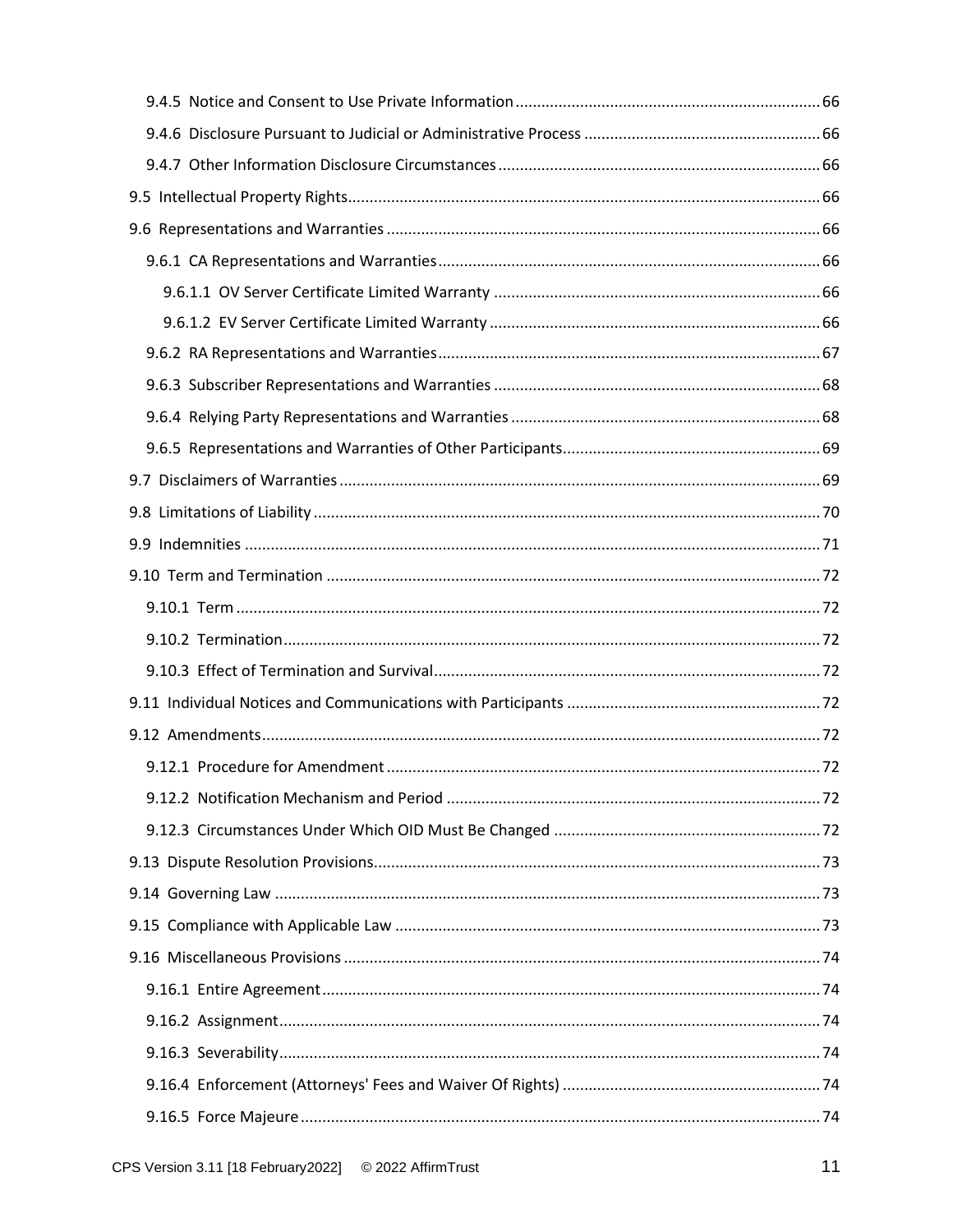9.4.5 Notice and Consent to Use Private Information ..... 66
9.4.6 Disclosure Pursuant to Judicial or Administrative Process ..... 66
9.4.7 Other Information Disclosure Circumstances ..... 66
9.5 Intellectual Property Rights ..... 66
9.6 Representations and Warranties ..... 66
9.6.1 CA Representations and Warranties ..... 66
9.6.1.1 OV Server Certificate Limited Warranty ..... 66
9.6.1.2 EV Server Certificate Limited Warranty ..... 66
9.6.2 RA Representations and Warranties ..... 67
9.6.3 Subscriber Representations and Warranties ..... 68
9.6.4 Relying Party Representations and Warranties ..... 68
9.6.5 Representations and Warranties of Other Participants ..... 69
9.7 Disclaimers of Warranties ..... 69
9.8 Limitations of Liability ..... 70
9.9 Indemnities ..... 71
9.10 Term and Termination ..... 72
9.10.1 Term ..... 72
9.10.2 Termination ..... 72
9.10.3 Effect of Termination and Survival ..... 72
9.11 Individual Notices and Communications with Participants ..... 72
9.12 Amendments ..... 72
9.12.1 Procedure for Amendment ..... 72
9.12.2 Notification Mechanism and Period ..... 72
9.12.3 Circumstances Under Which OID Must Be Changed ..... 72
9.13 Dispute Resolution Provisions ..... 73
9.14 Governing Law ..... 73
9.15 Compliance with Applicable Law ..... 73
9.16 Miscellaneous Provisions ..... 74
9.16.1 Entire Agreement ..... 74
9.16.2 Assignment ..... 74
9.16.3 Severability ..... 74
9.16.4 Enforcement (Attorneys' Fees and Waiver Of Rights) ..... 74
9.16.5 Force Majeure ..... 74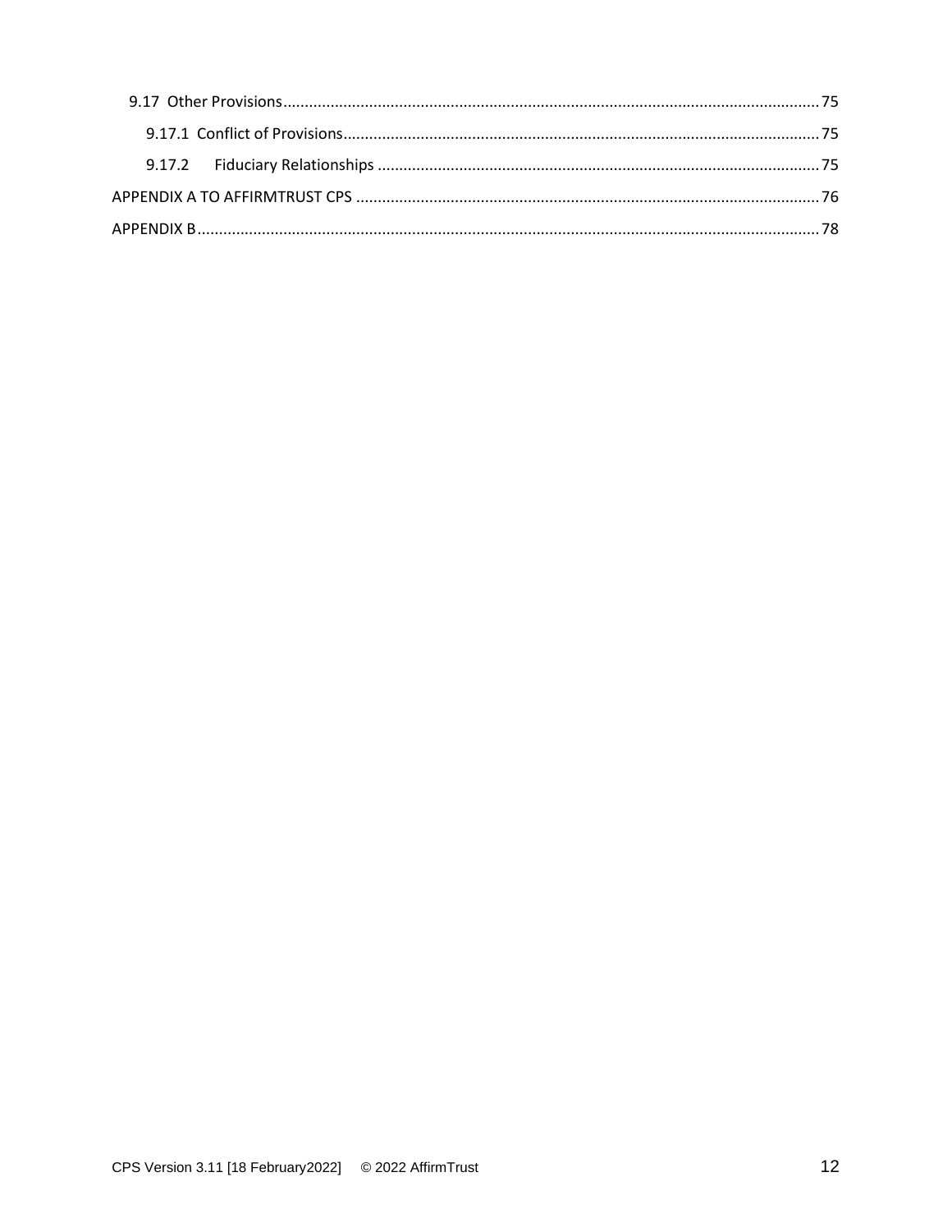9.17 Other Provisions ........................................................................................................................ 75

9.17.1 Conflict of Provisions ............................................................................................................ 75

9.17.2 Fiduciary Relationships ......................................................................................................... 75

APPENDIX A TO AFFIRMTRUST CPS .............................................................................................................. 76

APPENDIX B ...................................................................................................................................................... 78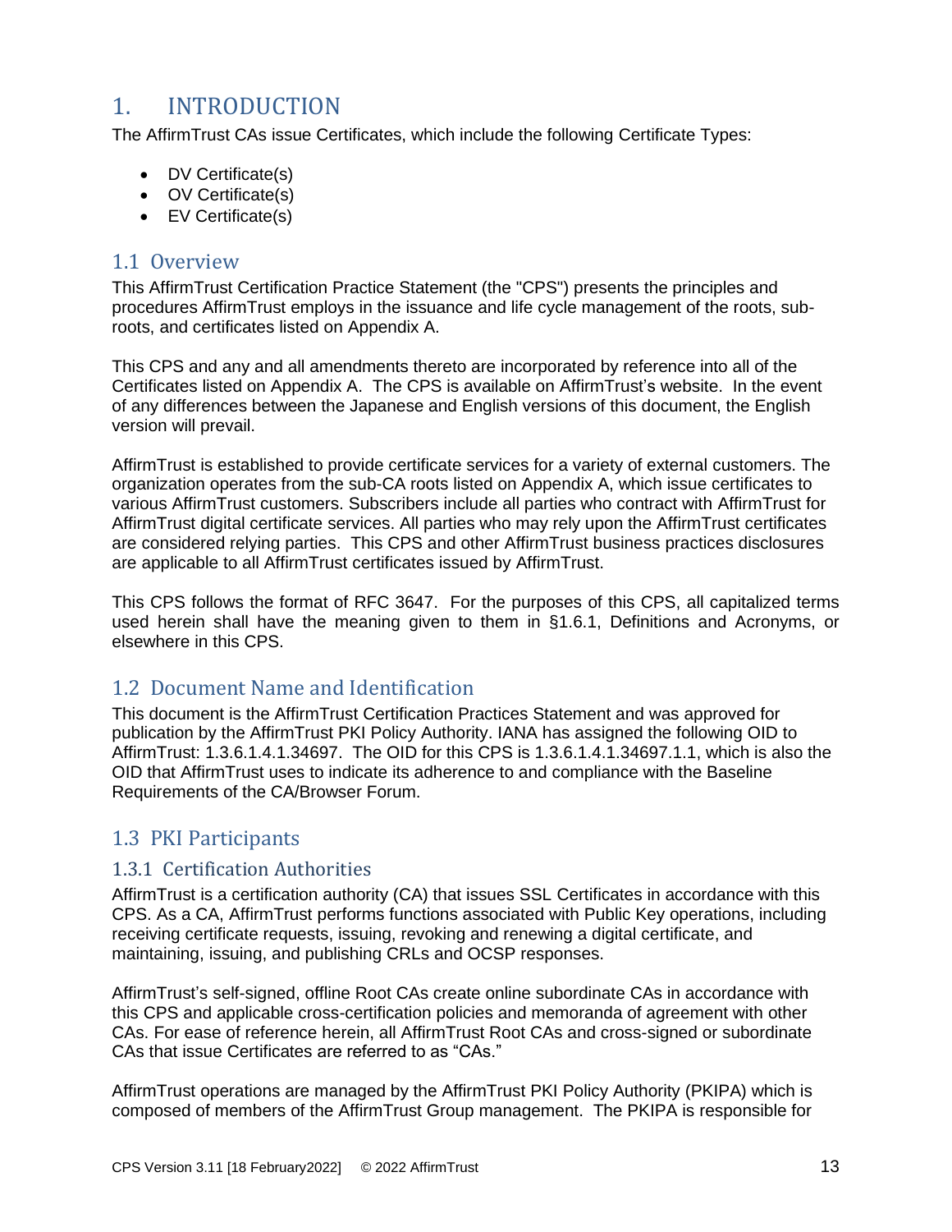# 1. INTRODUCTION

The AffirmTrust CAs issue Certificates, which include the following Certificate Types:

- DV Certificate(s)
- OV Certificate(s)
- EV Certificate(s)

## 1.1 Overview

This AffirmTrust Certification Practice Statement (the "CPS") presents the principles and procedures AffirmTrust employs in the issuance and life cycle management of the roots, sub-roots, and certificates listed on Appendix A.

This CPS and any and all amendments thereto are incorporated by reference into all of the Certificates listed on Appendix A. The CPS is available on AffirmTrust's website. In the event of any differences between the Japanese and English versions of this document, the English version will prevail.

AffirmTrust is established to provide certificate services for a variety of external customers. The organization operates from the sub-CA roots listed on Appendix A, which issue certificates to various AffirmTrust customers. Subscribers include all parties who contract with AffirmTrust for AffirmTrust digital certificate services. All parties who may rely upon the AffirmTrust certificates are considered relying parties. This CPS and other AffirmTrust business practices disclosures are applicable to all AffirmTrust certificates issued by AffirmTrust.

This CPS follows the format of RFC 3647. For the purposes of this CPS, all capitalized terms used herein shall have the meaning given to them in §1.6.1, Definitions and Acronyms, or elsewhere in this CPS.

## 1.2 Document Name and Identification

This document is the AffirmTrust Certification Practices Statement and was approved for publication by the AffirmTrust PKI Policy Authority. IANA has assigned the following OID to AffirmTrust: 1.3.6.1.4.1.34697. The OID for this CPS is 1.3.6.1.4.1.34697.1.1, which is also the OID that AffirmTrust uses to indicate its adherence to and compliance with the Baseline Requirements of the CA/Browser Forum.

## 1.3 PKI Participants

### 1.3.1 Certification Authorities

AffirmTrust is a certification authority (CA) that issues SSL Certificates in accordance with this CPS. As a CA, AffirmTrust performs functions associated with Public Key operations, including receiving certificate requests, issuing, revoking and renewing a digital certificate, and maintaining, issuing, and publishing CRLs and OCSP responses.

AffirmTrust's self-signed, offline Root CAs create online subordinate CAs in accordance with this CPS and applicable cross-certification policies and memoranda of agreement with other CAs. For ease of reference herein, all AffirmTrust Root CAs and cross-signed or subordinate CAs that issue Certificates are referred to as "CAs."

AffirmTrust operations are managed by the AffirmTrust PKI Policy Authority (PKIPA) which is composed of members of the AffirmTrust Group management. The PKIPA is responsible for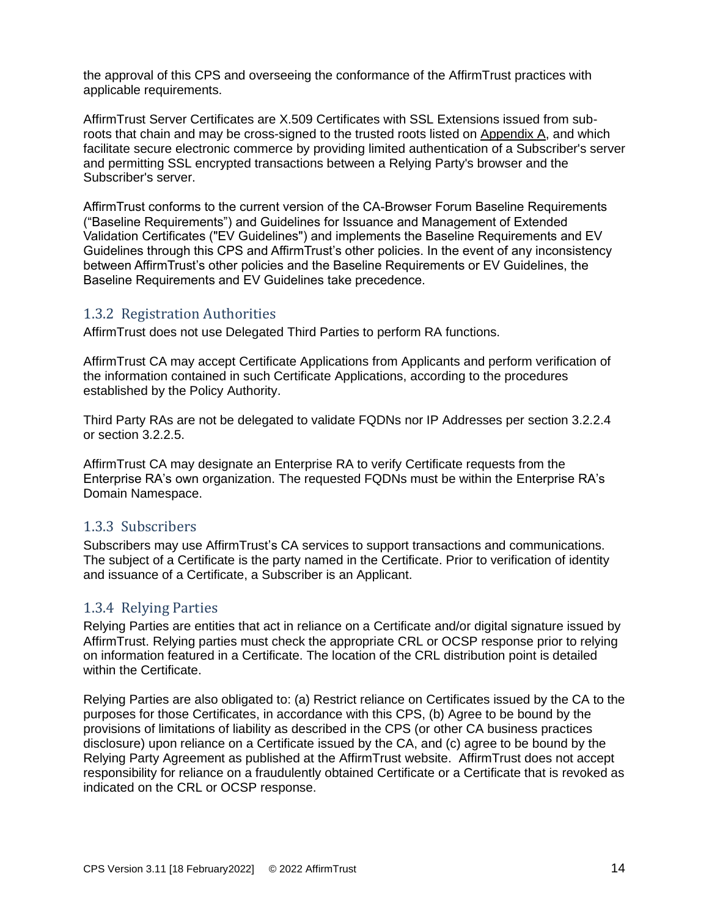the approval of this CPS and overseeing the conformance of the AffirmTrust practices with applicable requirements.

AffirmTrust Server Certificates are X.509 Certificates with SSL Extensions issued from sub-roots that chain and may be cross-signed to the trusted roots listed on Appendix A, and which facilitate secure electronic commerce by providing limited authentication of a Subscriber's server and permitting SSL encrypted transactions between a Relying Party's browser and the Subscriber's server.

AffirmTrust conforms to the current version of the CA-Browser Forum Baseline Requirements (“Baseline Requirements”) and Guidelines for Issuance and Management of Extended Validation Certificates ("EV Guidelines") and implements the Baseline Requirements and EV Guidelines through this CPS and AffirmTrust’s other policies. In the event of any inconsistency between AffirmTrust’s other policies and the Baseline Requirements or EV Guidelines, the Baseline Requirements and EV Guidelines take precedence.

### 1.3.2 Registration Authorities

AffirmTrust does not use Delegated Third Parties to perform RA functions.

AffirmTrust CA may accept Certificate Applications from Applicants and perform verification of the information contained in such Certificate Applications, according to the procedures established by the Policy Authority.

Third Party RAs are not be delegated to validate FQDNs nor IP Addresses per section 3.2.2.4 or section 3.2.2.5.

AffirmTrust CA may designate an Enterprise RA to verify Certificate requests from the Enterprise RA’s own organization. The requested FQDNs must be within the Enterprise RA’s Domain Namespace.

### 1.3.3 Subscribers

Subscribers may use AffirmTrust’s CA services to support transactions and communications. The subject of a Certificate is the party named in the Certificate. Prior to verification of identity and issuance of a Certificate, a Subscriber is an Applicant.

### 1.3.4 Relying Parties

Relying Parties are entities that act in reliance on a Certificate and/or digital signature issued by AffirmTrust. Relying parties must check the appropriate CRL or OCSP response prior to relying on information featured in a Certificate. The location of the CRL distribution point is detailed within the Certificate.

Relying Parties are also obligated to: (a) Restrict reliance on Certificates issued by the CA to the purposes for those Certificates, in accordance with this CPS, (b) Agree to be bound by the provisions of limitations of liability as described in the CPS (or other CA business practices disclosure) upon reliance on a Certificate issued by the CA, and (c) agree to be bound by the Relying Party Agreement as published at the AffirmTrust website. AffirmTrust does not accept responsibility for reliance on a fraudulently obtained Certificate or a Certificate that is revoked as indicated on the CRL or OCSP response.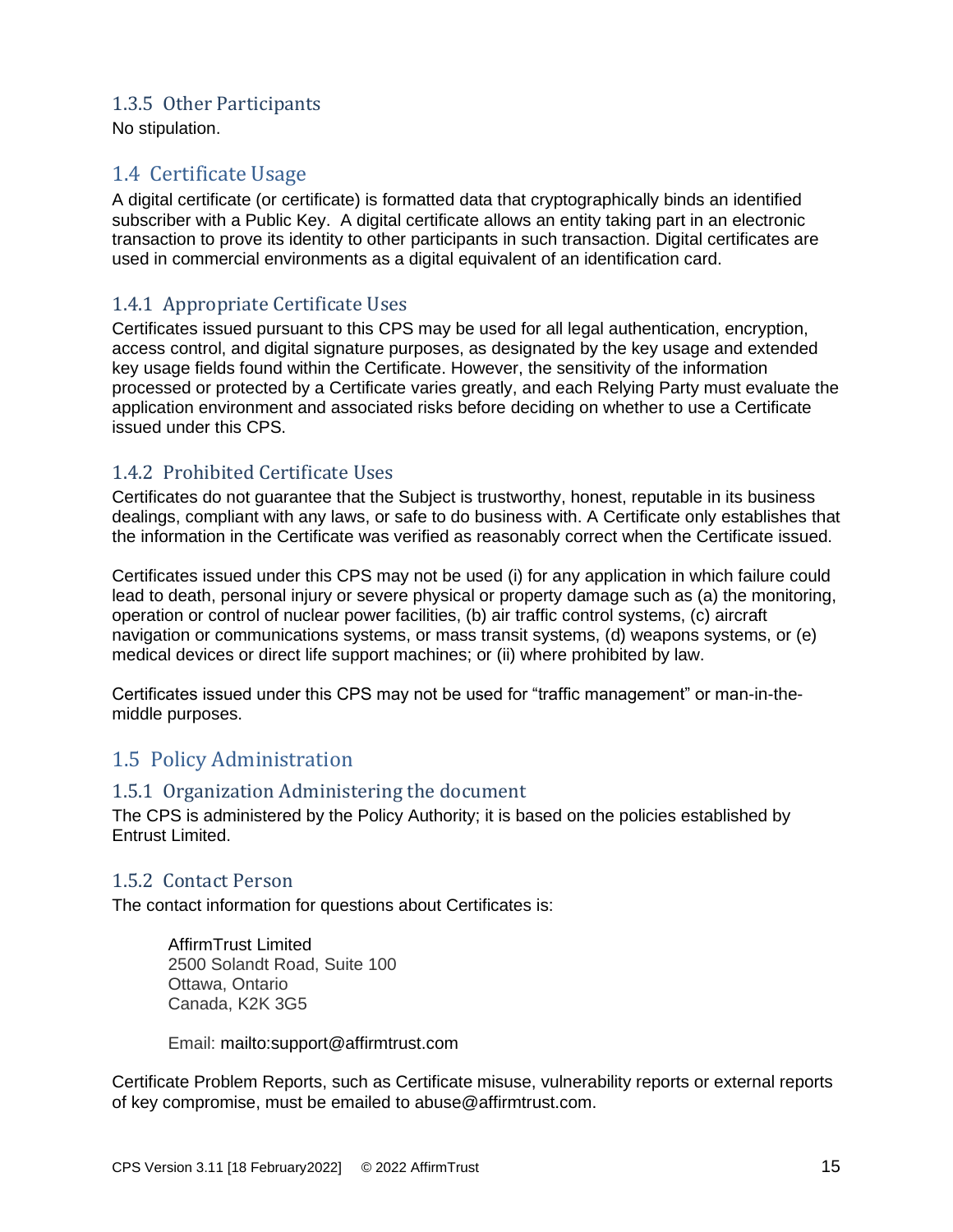### 1.3.5 Other Participants

No stipulation.

## 1.4 Certificate Usage

A digital certificate (or certificate) is formatted data that cryptographically binds an identified subscriber with a Public Key. A digital certificate allows an entity taking part in an electronic transaction to prove its identity to other participants in such transaction. Digital certificates are used in commercial environments as a digital equivalent of an identification card.

### 1.4.1 Appropriate Certificate Uses

Certificates issued pursuant to this CPS may be used for all legal authentication, encryption, access control, and digital signature purposes, as designated by the key usage and extended key usage fields found within the Certificate. However, the sensitivity of the information processed or protected by a Certificate varies greatly, and each Relying Party must evaluate the application environment and associated risks before deciding on whether to use a Certificate issued under this CPS.

### 1.4.2 Prohibited Certificate Uses

Certificates do not guarantee that the Subject is trustworthy, honest, reputable in its business dealings, compliant with any laws, or safe to do business with. A Certificate only establishes that the information in the Certificate was verified as reasonably correct when the Certificate issued.

Certificates issued under this CPS may not be used (i) for any application in which failure could lead to death, personal injury or severe physical or property damage such as (a) the monitoring, operation or control of nuclear power facilities, (b) air traffic control systems, (c) aircraft navigation or communications systems, or mass transit systems, (d) weapons systems, or (e) medical devices or direct life support machines; or (ii) where prohibited by law.

Certificates issued under this CPS may not be used for "traffic management" or man-in-the-middle purposes.

## 1.5 Policy Administration

### 1.5.1 Organization Administering the document

The CPS is administered by the Policy Authority; it is based on the policies established by Entrust Limited.

### 1.5.2 Contact Person

The contact information for questions about Certificates is:

AffirmTrust Limited
2500 Solandt Road, Suite 100
Ottawa, Ontario
Canada, K2K 3G5

Email: mailto:support@affirmtrust.com

Certificate Problem Reports, such as Certificate misuse, vulnerability reports or external reports of key compromise, must be emailed to abuse@affirmtrust.com.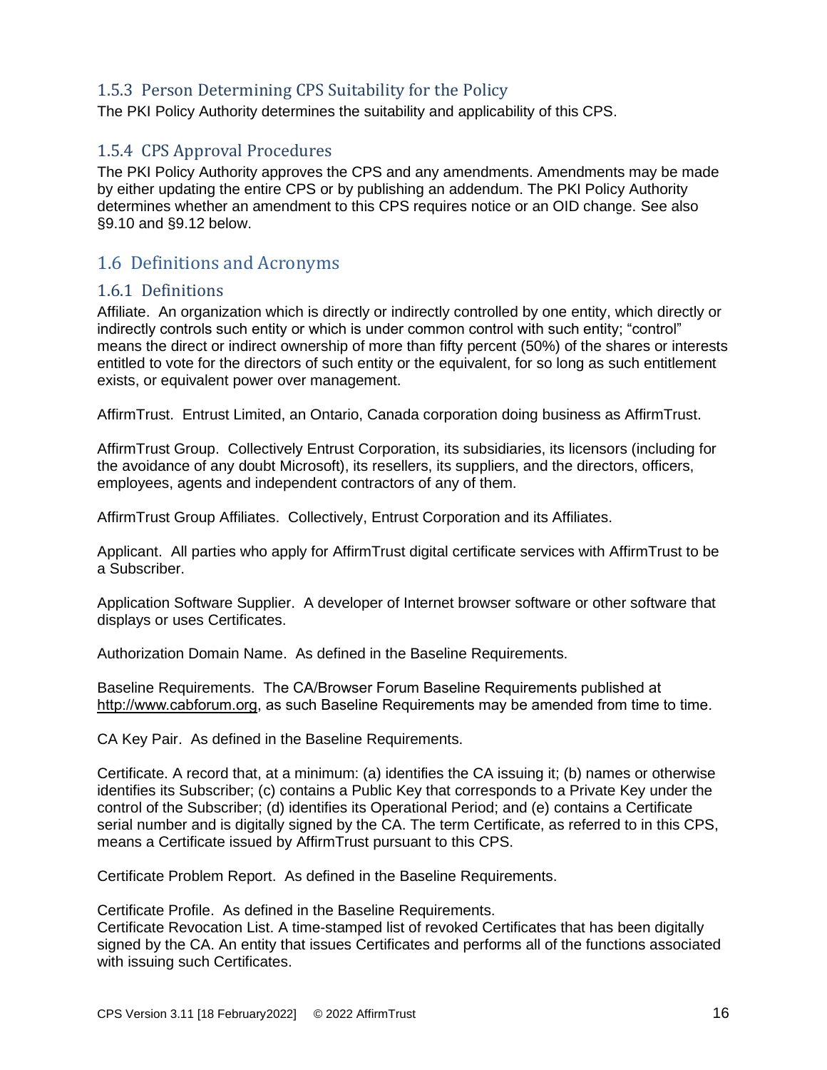### 1.5.3 Person Determining CPS Suitability for the Policy

The PKI Policy Authority determines the suitability and applicability of this CPS.

### 1.5.4 CPS Approval Procedures

The PKI Policy Authority approves the CPS and any amendments. Amendments may be made by either updating the entire CPS or by publishing an addendum. The PKI Policy Authority determines whether an amendment to this CPS requires notice or an OID change. See also §9.10 and §9.12 below.

## 1.6 Definitions and Acronyms

### 1.6.1 Definitions

Affiliate. An organization which is directly or indirectly controlled by one entity, which directly or indirectly controls such entity or which is under common control with such entity; “control” means the direct or indirect ownership of more than fifty percent (50%) of the shares or interests entitled to vote for the directors of such entity or the equivalent, for so long as such entitlement exists, or equivalent power over management.

AffirmTrust. Entrust Limited, an Ontario, Canada corporation doing business as AffirmTrust.

AffirmTrust Group. Collectively Entrust Corporation, its subsidiaries, its licensors (including for the avoidance of any doubt Microsoft), its resellers, its suppliers, and the directors, officers, employees, agents and independent contractors of any of them.

AffirmTrust Group Affiliates. Collectively, Entrust Corporation and its Affiliates.

Applicant. All parties who apply for AffirmTrust digital certificate services with AffirmTrust to be a Subscriber.

Application Software Supplier. A developer of Internet browser software or other software that displays or uses Certificates.

Authorization Domain Name. As defined in the Baseline Requirements.

Baseline Requirements. The CA/Browser Forum Baseline Requirements published at http://www.cabforum.org, as such Baseline Requirements may be amended from time to time.

CA Key Pair. As defined in the Baseline Requirements.

Certificate. A record that, at a minimum: (a) identifies the CA issuing it; (b) names or otherwise identifies its Subscriber; (c) contains a Public Key that corresponds to a Private Key under the control of the Subscriber; (d) identifies its Operational Period; and (e) contains a Certificate serial number and is digitally signed by the CA. The term Certificate, as referred to in this CPS, means a Certificate issued by AffirmTrust pursuant to this CPS.

Certificate Problem Report. As defined in the Baseline Requirements.

Certificate Profile. As defined in the Baseline Requirements.
Certificate Revocation List. A time-stamped list of revoked Certificates that has been digitally signed by the CA. An entity that issues Certificates and performs all of the functions associated with issuing such Certificates.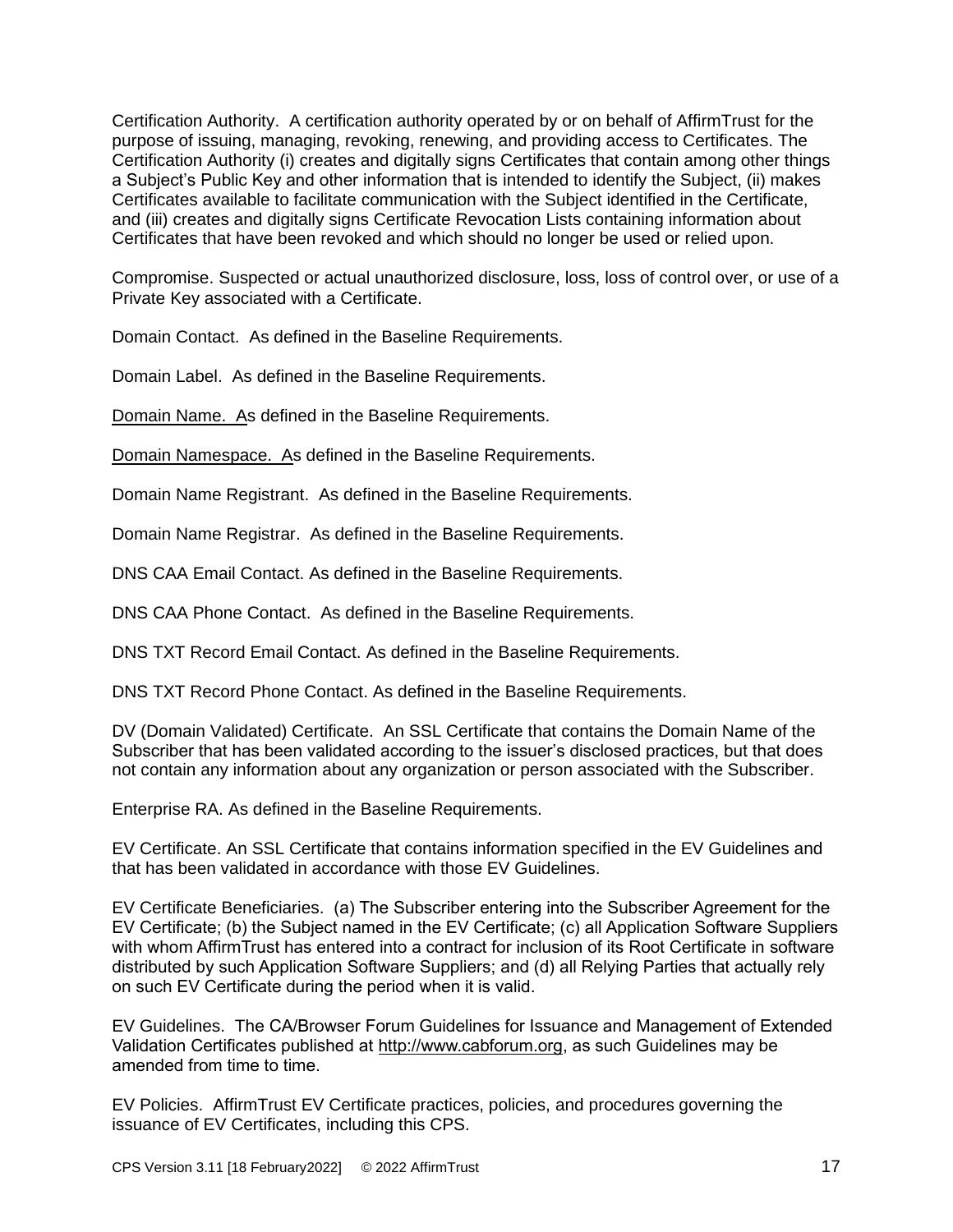Certification Authority. A certification authority operated by or on behalf of AffirmTrust for the purpose of issuing, managing, revoking, renewing, and providing access to Certificates. The Certification Authority (i) creates and digitally signs Certificates that contain among other things a Subject's Public Key and other information that is intended to identify the Subject, (ii) makes Certificates available to facilitate communication with the Subject identified in the Certificate, and (iii) creates and digitally signs Certificate Revocation Lists containing information about Certificates that have been revoked and which should no longer be used or relied upon.

Compromise. Suspected or actual unauthorized disclosure, loss, loss of control over, or use of a Private Key associated with a Certificate.

Domain Contact. As defined in the Baseline Requirements.

Domain Label. As defined in the Baseline Requirements.

Domain Name. As defined in the Baseline Requirements.

Domain Namespace. As defined in the Baseline Requirements.

Domain Name Registrant. As defined in the Baseline Requirements.

Domain Name Registrar. As defined in the Baseline Requirements.

DNS CAA Email Contact. As defined in the Baseline Requirements.

DNS CAA Phone Contact. As defined in the Baseline Requirements.

DNS TXT Record Email Contact. As defined in the Baseline Requirements.

DNS TXT Record Phone Contact. As defined in the Baseline Requirements.

DV (Domain Validated) Certificate. An SSL Certificate that contains the Domain Name of the Subscriber that has been validated according to the issuer's disclosed practices, but that does not contain any information about any organization or person associated with the Subscriber.

Enterprise RA. As defined in the Baseline Requirements.

EV Certificate. An SSL Certificate that contains information specified in the EV Guidelines and that has been validated in accordance with those EV Guidelines.

EV Certificate Beneficiaries. (a) The Subscriber entering into the Subscriber Agreement for the EV Certificate; (b) the Subject named in the EV Certificate; (c) all Application Software Suppliers with whom AffirmTrust has entered into a contract for inclusion of its Root Certificate in software distributed by such Application Software Suppliers; and (d) all Relying Parties that actually rely on such EV Certificate during the period when it is valid.

EV Guidelines. The CA/Browser Forum Guidelines for Issuance and Management of Extended Validation Certificates published at http://www.cabforum.org, as such Guidelines may be amended from time to time.

EV Policies. AffirmTrust EV Certificate practices, policies, and procedures governing the issuance of EV Certificates, including this CPS.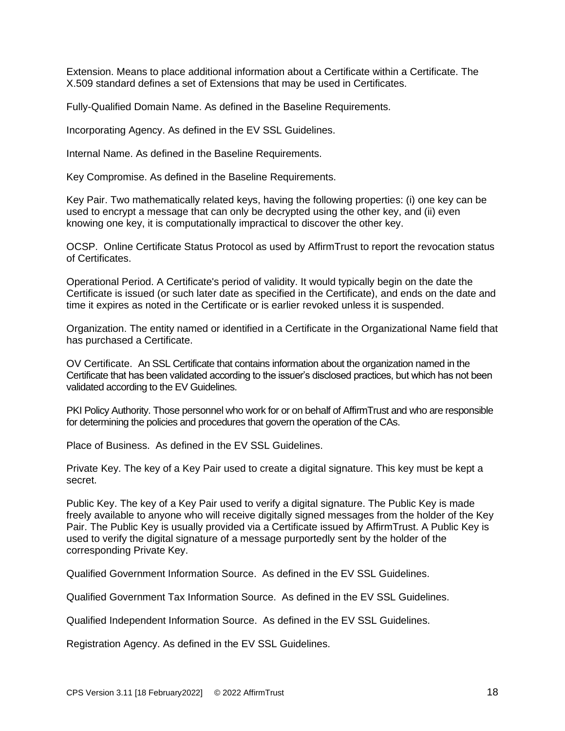Extension. Means to place additional information about a Certificate within a Certificate. The X.509 standard defines a set of Extensions that may be used in Certificates.

Fully-Qualified Domain Name. As defined in the Baseline Requirements.

Incorporating Agency. As defined in the EV SSL Guidelines.

Internal Name. As defined in the Baseline Requirements.

Key Compromise. As defined in the Baseline Requirements.

Key Pair. Two mathematically related keys, having the following properties: (i) one key can be used to encrypt a message that can only be decrypted using the other key, and (ii) even knowing one key, it is computationally impractical to discover the other key.

OCSP. Online Certificate Status Protocol as used by AffirmTrust to report the revocation status of Certificates.

Operational Period. A Certificate's period of validity. It would typically begin on the date the Certificate is issued (or such later date as specified in the Certificate), and ends on the date and time it expires as noted in the Certificate or is earlier revoked unless it is suspended.

Organization. The entity named or identified in a Certificate in the Organizational Name field that has purchased a Certificate.

OV Certificate. An SSL Certificate that contains information about the organization named in the Certificate that has been validated according to the issuer's disclosed practices, but which has not been validated according to the EV Guidelines.

PKI Policy Authority. Those personnel who work for or on behalf of AffirmTrust and who are responsible for determining the policies and procedures that govern the operation of the CAs.

Place of Business. As defined in the EV SSL Guidelines.

Private Key. The key of a Key Pair used to create a digital signature. This key must be kept a secret.

Public Key. The key of a Key Pair used to verify a digital signature. The Public Key is made freely available to anyone who will receive digitally signed messages from the holder of the Key Pair. The Public Key is usually provided via a Certificate issued by AffirmTrust. A Public Key is used to verify the digital signature of a message purportedly sent by the holder of the corresponding Private Key.

Qualified Government Information Source. As defined in the EV SSL Guidelines.

Qualified Government Tax Information Source. As defined in the EV SSL Guidelines.

Qualified Independent Information Source. As defined in the EV SSL Guidelines.

Registration Agency. As defined in the EV SSL Guidelines.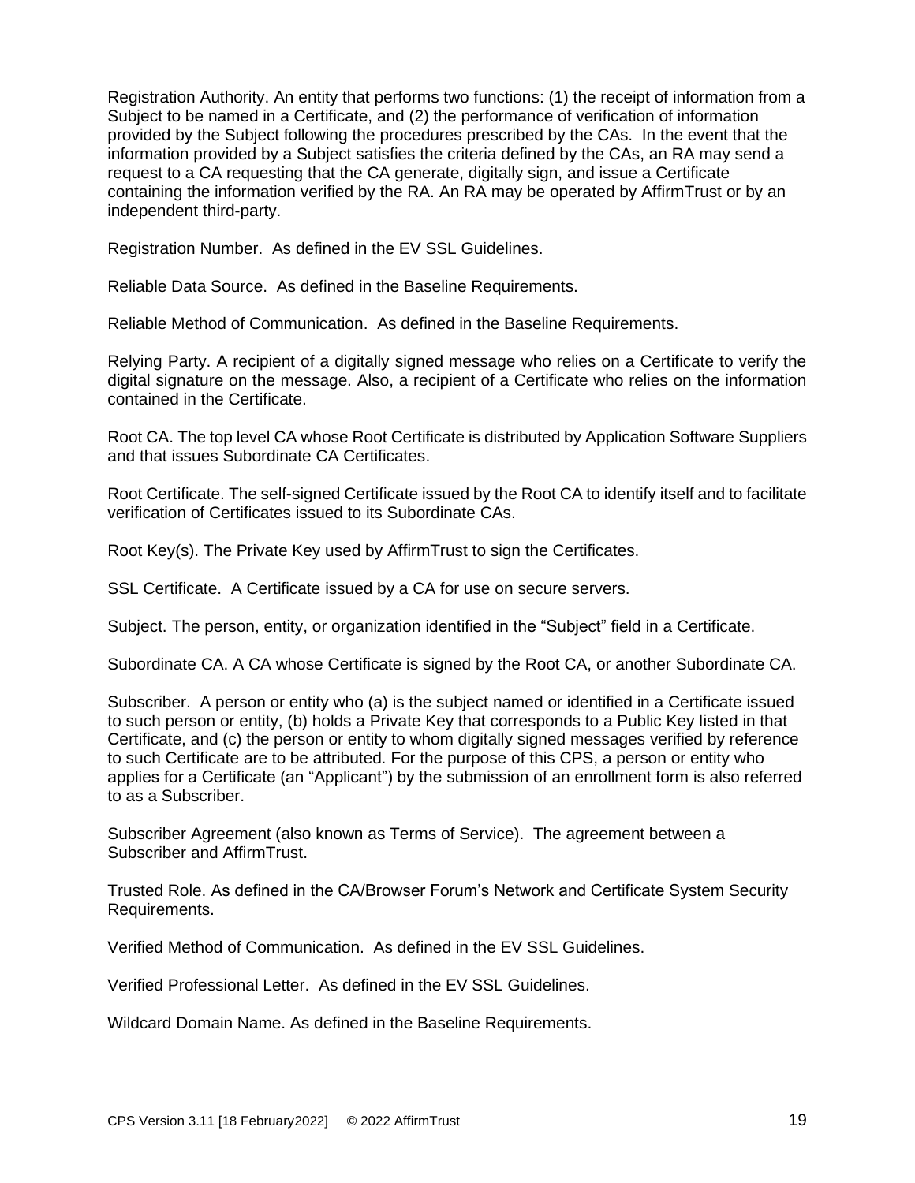Registration Authority. An entity that performs two functions: (1) the receipt of information from a Subject to be named in a Certificate, and (2) the performance of verification of information provided by the Subject following the procedures prescribed by the CAs. In the event that the information provided by a Subject satisfies the criteria defined by the CAs, an RA may send a request to a CA requesting that the CA generate, digitally sign, and issue a Certificate containing the information verified by the RA. An RA may be operated by AffirmTrust or by an independent third-party.

Registration Number. As defined in the EV SSL Guidelines.

Reliable Data Source. As defined in the Baseline Requirements.

Reliable Method of Communication. As defined in the Baseline Requirements.

Relying Party. A recipient of a digitally signed message who relies on a Certificate to verify the digital signature on the message. Also, a recipient of a Certificate who relies on the information contained in the Certificate.

Root CA. The top level CA whose Root Certificate is distributed by Application Software Suppliers and that issues Subordinate CA Certificates.

Root Certificate. The self-signed Certificate issued by the Root CA to identify itself and to facilitate verification of Certificates issued to its Subordinate CAs.

Root Key(s). The Private Key used by AffirmTrust to sign the Certificates.

SSL Certificate. A Certificate issued by a CA for use on secure servers.

Subject. The person, entity, or organization identified in the “Subject” field in a Certificate.

Subordinate CA. A CA whose Certificate is signed by the Root CA, or another Subordinate CA.

Subscriber. A person or entity who (a) is the subject named or identified in a Certificate issued to such person or entity, (b) holds a Private Key that corresponds to a Public Key listed in that Certificate, and (c) the person or entity to whom digitally signed messages verified by reference to such Certificate are to be attributed. For the purpose of this CPS, a person or entity who applies for a Certificate (an “Applicant”) by the submission of an enrollment form is also referred to as a Subscriber.

Subscriber Agreement (also known as Terms of Service). The agreement between a Subscriber and AffirmTrust.

Trusted Role. As defined in the CA/Browser Forum’s Network and Certificate System Security Requirements.

Verified Method of Communication. As defined in the EV SSL Guidelines.

Verified Professional Letter. As defined in the EV SSL Guidelines.

Wildcard Domain Name. As defined in the Baseline Requirements.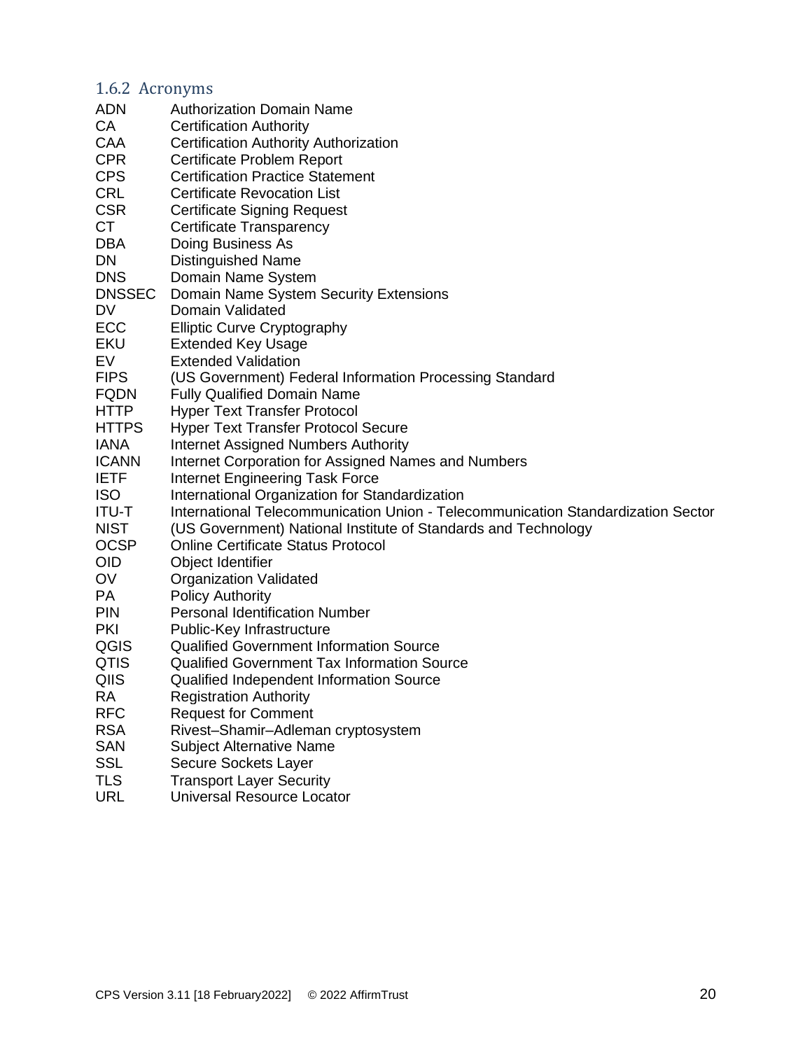### 1.6.2 Acronyms

| | |
|---|---|
| ADN | Authorization Domain Name |
| CA | Certification Authority |
| CAA | Certification Authority Authorization |
| CPR | Certificate Problem Report |
| CPS | Certification Practice Statement |
| CRL | Certificate Revocation List |
| CSR | Certificate Signing Request |
| CT | Certificate Transparency |
| DBA | Doing Business As |
| DN | Distinguished Name |
| DNS | Domain Name System |
| DNSSEC | Domain Name System Security Extensions |
| DV | Domain Validated |
| ECC | Elliptic Curve Cryptography |
| EKU | Extended Key Usage |
| EV | Extended Validation |
| FIPS | (US Government) Federal Information Processing Standard |
| FQDN | Fully Qualified Domain Name |
| HTTP | Hyper Text Transfer Protocol |
| HTTPS | Hyper Text Transfer Protocol Secure |
| IANA | Internet Assigned Numbers Authority |
| ICANN | Internet Corporation for Assigned Names and Numbers |
| IETF | Internet Engineering Task Force |
| ISO | International Organization for Standardization |
| ITU-T | International Telecommunication Union - Telecommunication Standardization Sector |
| NIST | (US Government) National Institute of Standards and Technology |
| OCSP | Online Certificate Status Protocol |
| OID | Object Identifier |
| OV | Organization Validated |
| PA | Policy Authority |
| PIN | Personal Identification Number |
| PKI | Public-Key Infrastructure |
| QGIS | Qualified Government Information Source |
| QTIS | Qualified Government Tax Information Source |
| QIIS | Qualified Independent Information Source |
| RA | Registration Authority |
| RFC | Request for Comment |
| RSA | Rivest–Shamir–Adleman cryptosystem |
| SAN | Subject Alternative Name |
| SSL | Secure Sockets Layer |
| TLS | Transport Layer Security |
| URL | Universal Resource Locator |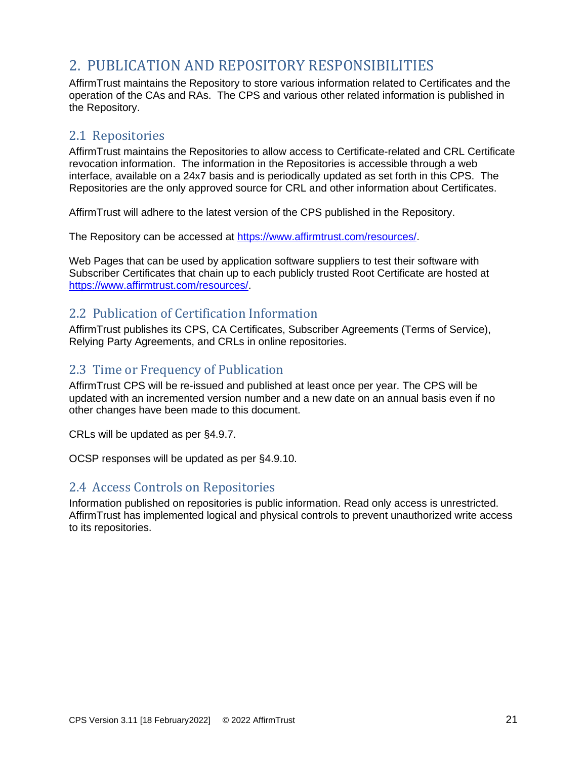# 2. PUBLICATION AND REPOSITORY RESPONSIBILITIES

AffirmTrust maintains the Repository to store various information related to Certificates and the operation of the CAs and RAs. The CPS and various other related information is published in the Repository.

## 2.1 Repositories

AffirmTrust maintains the Repositories to allow access to Certificate-related and CRL Certificate revocation information. The information in the Repositories is accessible through a web interface, available on a 24x7 basis and is periodically updated as set forth in this CPS. The Repositories are the only approved source for CRL and other information about Certificates.

AffirmTrust will adhere to the latest version of the CPS published in the Repository.

The Repository can be accessed at https://www.affirmtrust.com/resources/.

Web Pages that can be used by application software suppliers to test their software with Subscriber Certificates that chain up to each publicly trusted Root Certificate are hosted at https://www.affirmtrust.com/resources/.

## 2.2 Publication of Certification Information

AffirmTrust publishes its CPS, CA Certificates, Subscriber Agreements (Terms of Service), Relying Party Agreements, and CRLs in online repositories.

## 2.3 Time or Frequency of Publication

AffirmTrust CPS will be re-issued and published at least once per year. The CPS will be updated with an incremented version number and a new date on an annual basis even if no other changes have been made to this document.

CRLs will be updated as per §4.9.7.

OCSP responses will be updated as per §4.9.10.

## 2.4 Access Controls on Repositories

Information published on repositories is public information. Read only access is unrestricted. AffirmTrust has implemented logical and physical controls to prevent unauthorized write access to its repositories.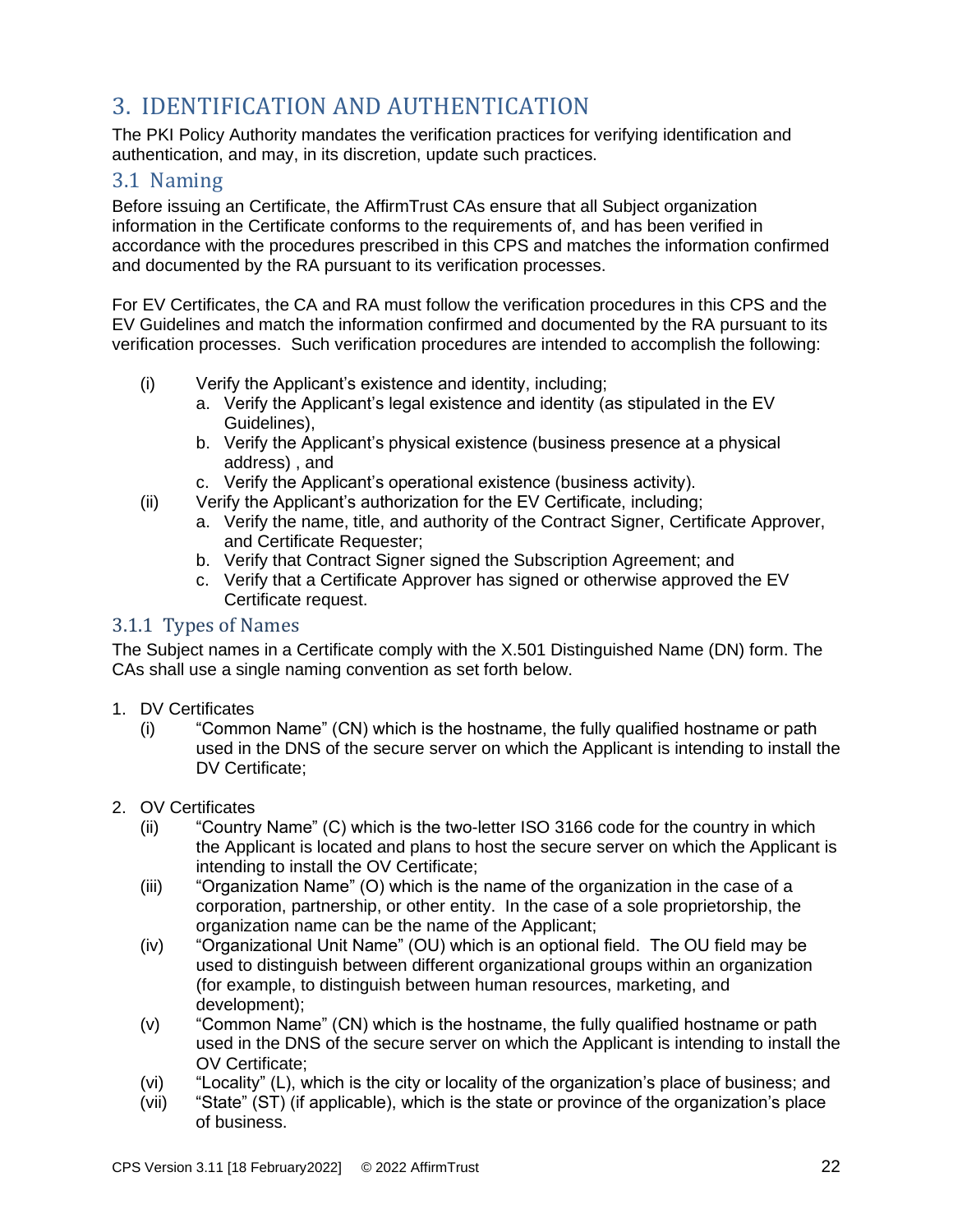# 3. IDENTIFICATION AND AUTHENTICATION

The PKI Policy Authority mandates the verification practices for verifying identification and authentication, and may, in its discretion, update such practices.

## 3.1 Naming

Before issuing an Certificate, the AffirmTrust CAs ensure that all Subject organization information in the Certificate conforms to the requirements of, and has been verified in accordance with the procedures prescribed in this CPS and matches the information confirmed and documented by the RA pursuant to its verification processes.

For EV Certificates, the CA and RA must follow the verification procedures in this CPS and the EV Guidelines and match the information confirmed and documented by the RA pursuant to its verification processes. Such verification procedures are intended to accomplish the following:

(i) Verify the Applicant's existence and identity, including;
   a. Verify the Applicant's legal existence and identity (as stipulated in the EV Guidelines),
   b. Verify the Applicant's physical existence (business presence at a physical address) , and
   c. Verify the Applicant's operational existence (business activity).

(ii) Verify the Applicant's authorization for the EV Certificate, including;
   a. Verify the name, title, and authority of the Contract Signer, Certificate Approver, and Certificate Requester;
   b. Verify that Contract Signer signed the Subscription Agreement; and
   c. Verify that a Certificate Approver has signed or otherwise approved the EV Certificate request.

### 3.1.1 Types of Names

The Subject names in a Certificate comply with the X.501 Distinguished Name (DN) form. The CAs shall use a single naming convention as set forth below.

1. DV Certificates
   (i) "Common Name" (CN) which is the hostname, the fully qualified hostname or path used in the DNS of the secure server on which the Applicant is intending to install the DV Certificate;

2. OV Certificates
   (ii) "Country Name" (C) which is the two-letter ISO 3166 code for the country in which the Applicant is located and plans to host the secure server on which the Applicant is intending to install the OV Certificate;
   (iii) "Organization Name" (O) which is the name of the organization in the case of a corporation, partnership, or other entity. In the case of a sole proprietorship, the organization name can be the name of the Applicant;
   (iv) "Organizational Unit Name" (OU) which is an optional field. The OU field may be used to distinguish between different organizational groups within an organization (for example, to distinguish between human resources, marketing, and development);
   (v) "Common Name" (CN) which is the hostname, the fully qualified hostname or path used in the DNS of the secure server on which the Applicant is intending to install the OV Certificate;
   (vi) "Locality" (L), which is the city or locality of the organization's place of business; and
   (vii) "State" (ST) (if applicable), which is the state or province of the organization's place of business.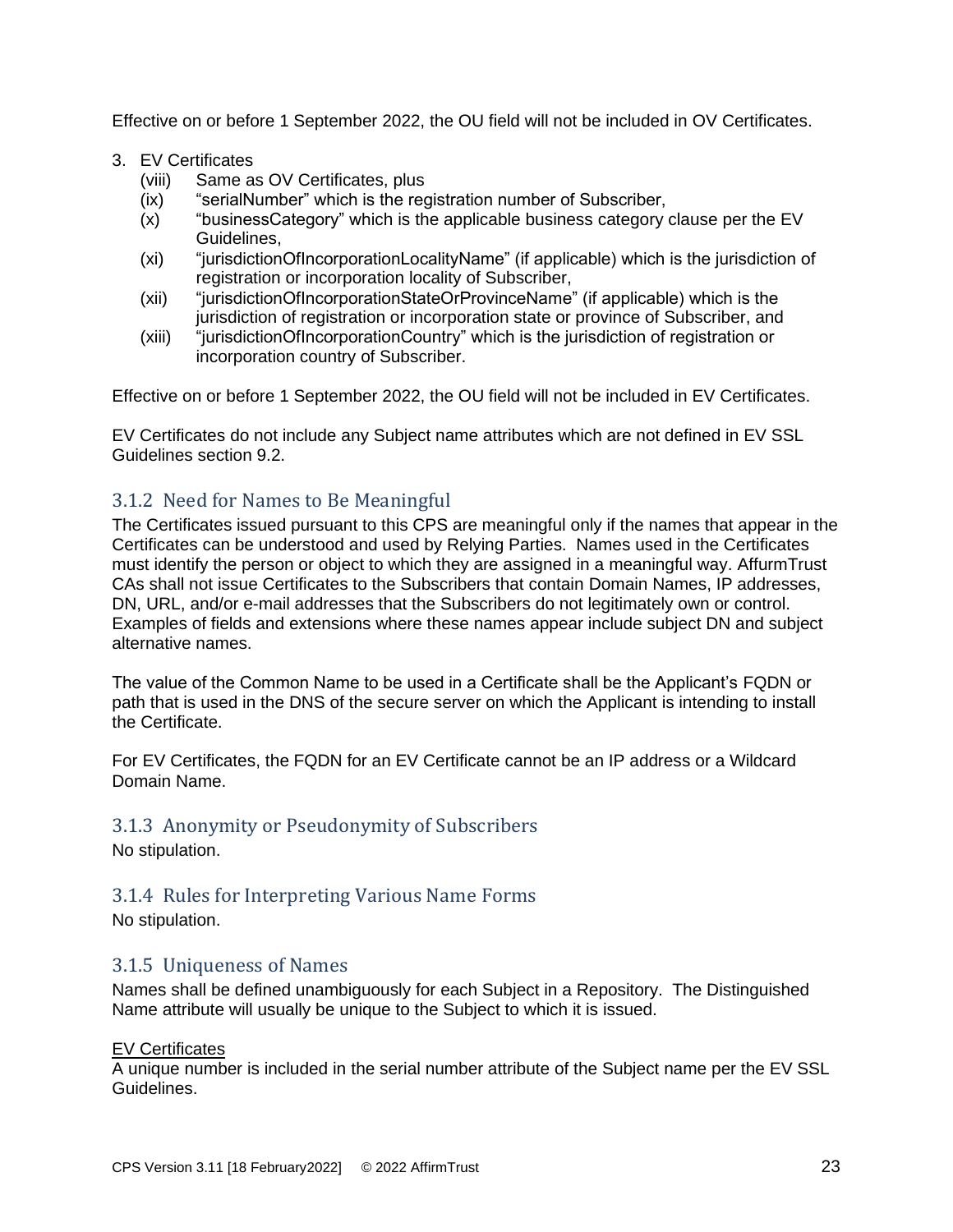Effective on or before 1 September 2022, the OU field will not be included in OV Certificates.

3. EV Certificates
   (viii) Same as OV Certificates, plus
   (ix) "serialNumber" which is the registration number of Subscriber,
   (x) "businessCategory" which is the applicable business category clause per the EV Guidelines,
   (xi) "jurisdictionOfIncorporationLocalityName" (if applicable) which is the jurisdiction of registration or incorporation locality of Subscriber,
   (xii) "jurisdictionOfIncorporationStateOrProvinceName" (if applicable) which is the jurisdiction of registration or incorporation state or province of Subscriber, and
   (xiii) "jurisdictionOfIncorporationCountry" which is the jurisdiction of registration or incorporation country of Subscriber.

Effective on or before 1 September 2022, the OU field will not be included in EV Certificates.

EV Certificates do not include any Subject name attributes which are not defined in EV SSL Guidelines section 9.2.

### 3.1.2 Need for Names to Be Meaningful

The Certificates issued pursuant to this CPS are meaningful only if the names that appear in the Certificates can be understood and used by Relying Parties. Names used in the Certificates must identify the person or object to which they are assigned in a meaningful way. AffurmTrust CAs shall not issue Certificates to the Subscribers that contain Domain Names, IP addresses, DN, URL, and/or e-mail addresses that the Subscribers do not legitimately own or control. Examples of fields and extensions where these names appear include subject DN and subject alternative names.

The value of the Common Name to be used in a Certificate shall be the Applicant's FQDN or path that is used in the DNS of the secure server on which the Applicant is intending to install the Certificate.

For EV Certificates, the FQDN for an EV Certificate cannot be an IP address or a Wildcard Domain Name.

### 3.1.3 Anonymity or Pseudonymity of Subscribers

No stipulation.

### 3.1.4 Rules for Interpreting Various Name Forms

No stipulation.

### 3.1.5 Uniqueness of Names

Names shall be defined unambiguously for each Subject in a Repository. The Distinguished Name attribute will usually be unique to the Subject to which it is issued.

<u>EV Certificates</u>
A unique number is included in the serial number attribute of the Subject name per the EV SSL Guidelines.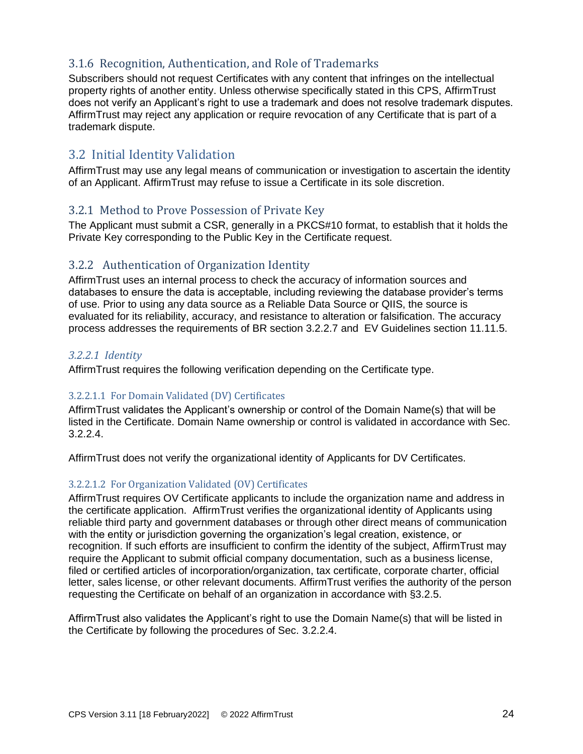### 3.1.6 Recognition, Authentication, and Role of Trademarks

Subscribers should not request Certificates with any content that infringes on the intellectual property rights of another entity. Unless otherwise specifically stated in this CPS, AffirmTrust does not verify an Applicant's right to use a trademark and does not resolve trademark disputes. AffirmTrust may reject any application or require revocation of any Certificate that is part of a trademark dispute.

## 3.2 Initial Identity Validation

AffirmTrust may use any legal means of communication or investigation to ascertain the identity of an Applicant. AffirmTrust may refuse to issue a Certificate in its sole discretion.

### 3.2.1 Method to Prove Possession of Private Key

The Applicant must submit a CSR, generally in a PKCS#10 format, to establish that it holds the Private Key corresponding to the Public Key in the Certificate request.

### 3.2.2 Authentication of Organization Identity

AffirmTrust uses an internal process to check the accuracy of information sources and databases to ensure the data is acceptable, including reviewing the database provider's terms of use. Prior to using any data source as a Reliable Data Source or QIIS, the source is evaluated for its reliability, accuracy, and resistance to alteration or falsification. The accuracy process addresses the requirements of BR section 3.2.2.7 and EV Guidelines section 11.11.5.

#### *3.2.2.1 Identity*

AffirmTrust requires the following verification depending on the Certificate type.

##### 3.2.2.1.1 For Domain Validated (DV) Certificates

AffirmTrust validates the Applicant's ownership or control of the Domain Name(s) that will be listed in the Certificate. Domain Name ownership or control is validated in accordance with Sec. 3.2.2.4.

AffirmTrust does not verify the organizational identity of Applicants for DV Certificates.

##### 3.2.2.1.2 For Organization Validated (OV) Certificates

AffirmTrust requires OV Certificate applicants to include the organization name and address in the certificate application. AffirmTrust verifies the organizational identity of Applicants using reliable third party and government databases or through other direct means of communication with the entity or jurisdiction governing the organization's legal creation, existence, or recognition. If such efforts are insufficient to confirm the identity of the subject, AffirmTrust may require the Applicant to submit official company documentation, such as a business license, filed or certified articles of incorporation/organization, tax certificate, corporate charter, official letter, sales license, or other relevant documents. AffirmTrust verifies the authority of the person requesting the Certificate on behalf of an organization in accordance with §3.2.5.

AffirmTrust also validates the Applicant's right to use the Domain Name(s) that will be listed in the Certificate by following the procedures of Sec. 3.2.2.4.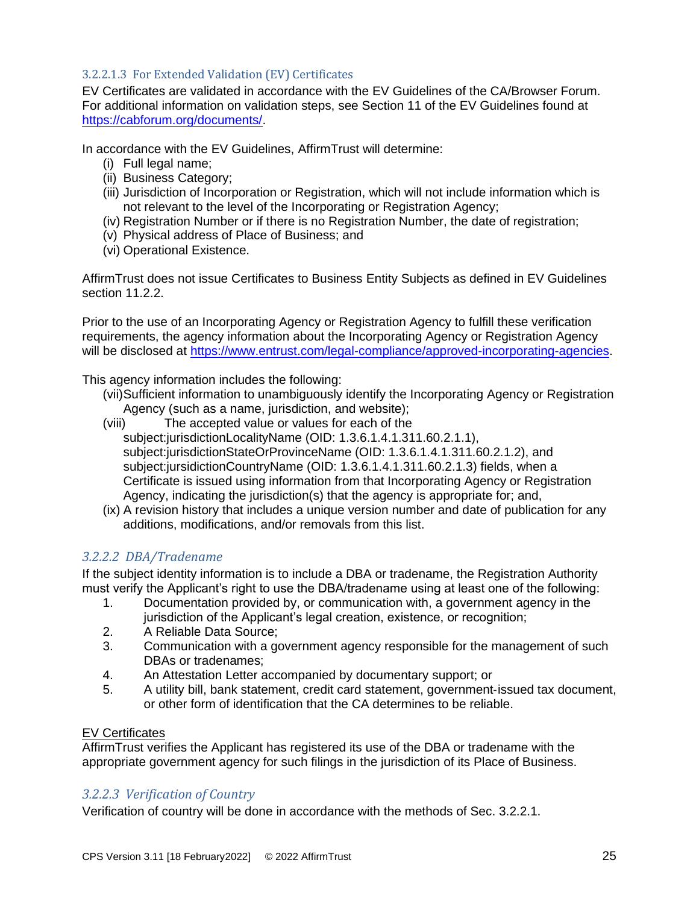#### 3.2.2.1.3 For Extended Validation (EV) Certificates

EV Certificates are validated in accordance with the EV Guidelines of the CA/Browser Forum. For additional information on validation steps, see Section 11 of the EV Guidelines found at https://cabforum.org/documents/.

In accordance with the EV Guidelines, AffirmTrust will determine:

(i) Full legal name;
(ii) Business Category;
(iii) Jurisdiction of Incorporation or Registration, which will not include information which is not relevant to the level of the Incorporating or Registration Agency;
(iv) Registration Number or if there is no Registration Number, the date of registration;
(v) Physical address of Place of Business; and
(vi) Operational Existence.

AffirmTrust does not issue Certificates to Business Entity Subjects as defined in EV Guidelines section 11.2.2.

Prior to the use of an Incorporating Agency or Registration Agency to fulfill these verification requirements, the agency information about the Incorporating Agency or Registration Agency will be disclosed at https://www.entrust.com/legal-compliance/approved-incorporating-agencies.

This agency information includes the following:

(vii) Sufficient information to unambiguously identify the Incorporating Agency or Registration Agency (such as a name, jurisdiction, and website);
(viii) The accepted value or values for each of the subject:jurisdictionLocalityName (OID: 1.3.6.1.4.1.311.60.2.1.1), subject:jurisdictionStateOrProvinceName (OID: 1.3.6.1.4.1.311.60.2.1.2), and subject:jursidictionCountryName (OID: 1.3.6.1.4.1.311.60.2.1.3) fields, when a Certificate is issued using information from that Incorporating Agency or Registration Agency, indicating the jurisdiction(s) that the agency is appropriate for; and,
(ix) A revision history that includes a unique version number and date of publication for any additions, modifications, and/or removals from this list.

### *3.2.2.2 DBA/Tradename*

If the subject identity information is to include a DBA or tradename, the Registration Authority must verify the Applicant's right to use the DBA/tradename using at least one of the following:

1. Documentation provided by, or communication with, a government agency in the jurisdiction of the Applicant's legal creation, existence, or recognition;
2. A Reliable Data Source;
3. Communication with a government agency responsible for the management of such DBAs or tradenames;
4. An Attestation Letter accompanied by documentary support; or
5. A utility bill, bank statement, credit card statement, government-issued tax document, or other form of identification that the CA determines to be reliable.

<u>EV Certificates</u>

AffirmTrust verifies the Applicant has registered its use of the DBA or tradename with the appropriate government agency for such filings in the jurisdiction of its Place of Business.

### *3.2.2.3 Verification of Country*

Verification of country will be done in accordance with the methods of Sec. 3.2.2.1.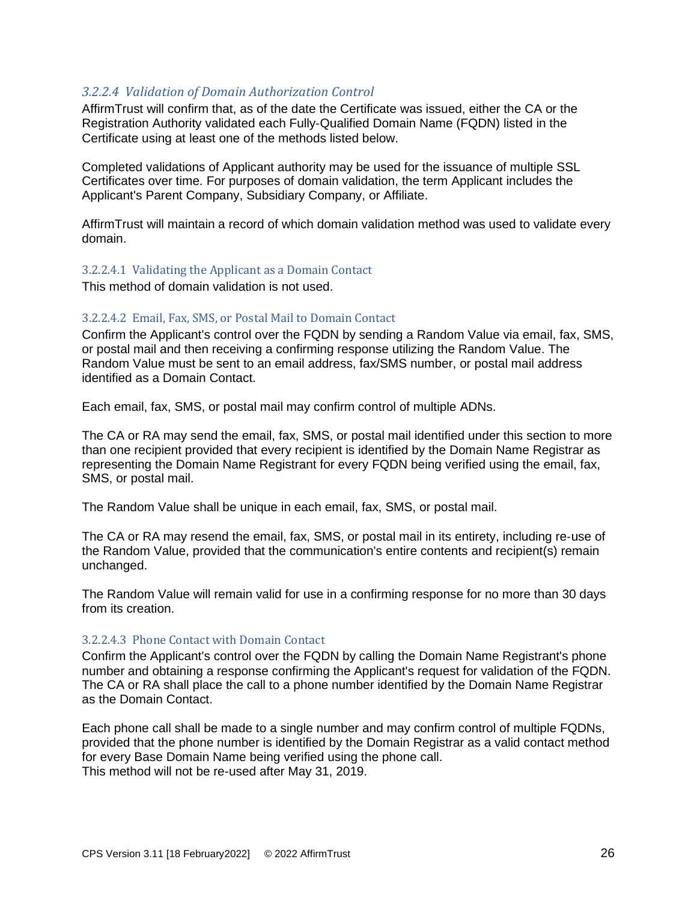### *3.2.2.4 Validation of Domain Authorization Control*

AffirmTrust will confirm that, as of the date the Certificate was issued, either the CA or the Registration Authority validated each Fully-Qualified Domain Name (FQDN) listed in the Certificate using at least one of the methods listed below.

Completed validations of Applicant authority may be used for the issuance of multiple SSL Certificates over time. For purposes of domain validation, the term Applicant includes the Applicant's Parent Company, Subsidiary Company, or Affiliate.

AffirmTrust will maintain a record of which domain validation method was used to validate every domain.

#### 3.2.2.4.1 Validating the Applicant as a Domain Contact

This method of domain validation is not used.

#### 3.2.2.4.2 Email, Fax, SMS, or Postal Mail to Domain Contact

Confirm the Applicant's control over the FQDN by sending a Random Value via email, fax, SMS, or postal mail and then receiving a confirming response utilizing the Random Value. The Random Value must be sent to an email address, fax/SMS number, or postal mail address identified as a Domain Contact.

Each email, fax, SMS, or postal mail may confirm control of multiple ADNs.

The CA or RA may send the email, fax, SMS, or postal mail identified under this section to more than one recipient provided that every recipient is identified by the Domain Name Registrar as representing the Domain Name Registrant for every FQDN being verified using the email, fax, SMS, or postal mail.

The Random Value shall be unique in each email, fax, SMS, or postal mail.

The CA or RA may resend the email, fax, SMS, or postal mail in its entirety, including re-use of the Random Value, provided that the communication's entire contents and recipient(s) remain unchanged.

The Random Value will remain valid for use in a confirming response for no more than 30 days from its creation.

#### 3.2.2.4.3 Phone Contact with Domain Contact

Confirm the Applicant's control over the FQDN by calling the Domain Name Registrant's phone number and obtaining a response confirming the Applicant's request for validation of the FQDN. The CA or RA shall place the call to a phone number identified by the Domain Name Registrar as the Domain Contact.

Each phone call shall be made to a single number and may confirm control of multiple FQDNs, provided that the phone number is identified by the Domain Registrar as a valid contact method for every Base Domain Name being verified using the phone call.
This method will not be re-used after May 31, 2019.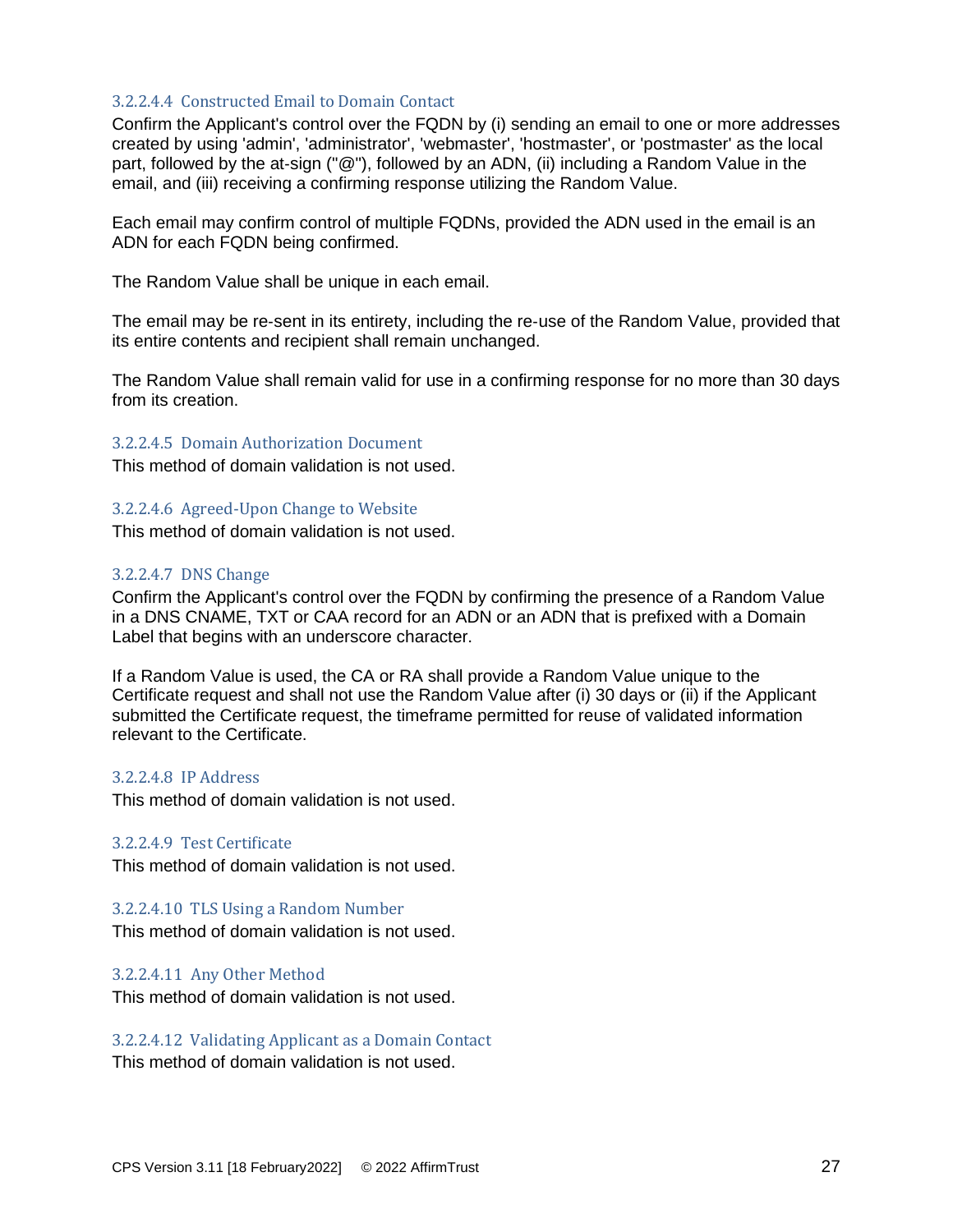#### 3.2.2.4.4 Constructed Email to Domain Contact

Confirm the Applicant's control over the FQDN by (i) sending an email to one or more addresses created by using 'admin', 'administrator', 'webmaster', 'hostmaster', or 'postmaster' as the local part, followed by the at-sign ("@"), followed by an ADN, (ii) including a Random Value in the email, and (iii) receiving a confirming response utilizing the Random Value.

Each email may confirm control of multiple FQDNs, provided the ADN used in the email is an ADN for each FQDN being confirmed.

The Random Value shall be unique in each email.

The email may be re-sent in its entirety, including the re-use of the Random Value, provided that its entire contents and recipient shall remain unchanged.

The Random Value shall remain valid for use in a confirming response for no more than 30 days from its creation.

#### 3.2.2.4.5 Domain Authorization Document

This method of domain validation is not used.

#### 3.2.2.4.6 Agreed-Upon Change to Website

This method of domain validation is not used.

#### 3.2.2.4.7 DNS Change

Confirm the Applicant's control over the FQDN by confirming the presence of a Random Value in a DNS CNAME, TXT or CAA record for an ADN or an ADN that is prefixed with a Domain Label that begins with an underscore character.

If a Random Value is used, the CA or RA shall provide a Random Value unique to the Certificate request and shall not use the Random Value after (i) 30 days or (ii) if the Applicant submitted the Certificate request, the timeframe permitted for reuse of validated information relevant to the Certificate.

#### 3.2.2.4.8 IP Address

This method of domain validation is not used.

#### 3.2.2.4.9 Test Certificate

This method of domain validation is not used.

#### 3.2.2.4.10 TLS Using a Random Number

This method of domain validation is not used.

#### 3.2.2.4.11 Any Other Method

This method of domain validation is not used.

#### 3.2.2.4.12 Validating Applicant as a Domain Contact

This method of domain validation is not used.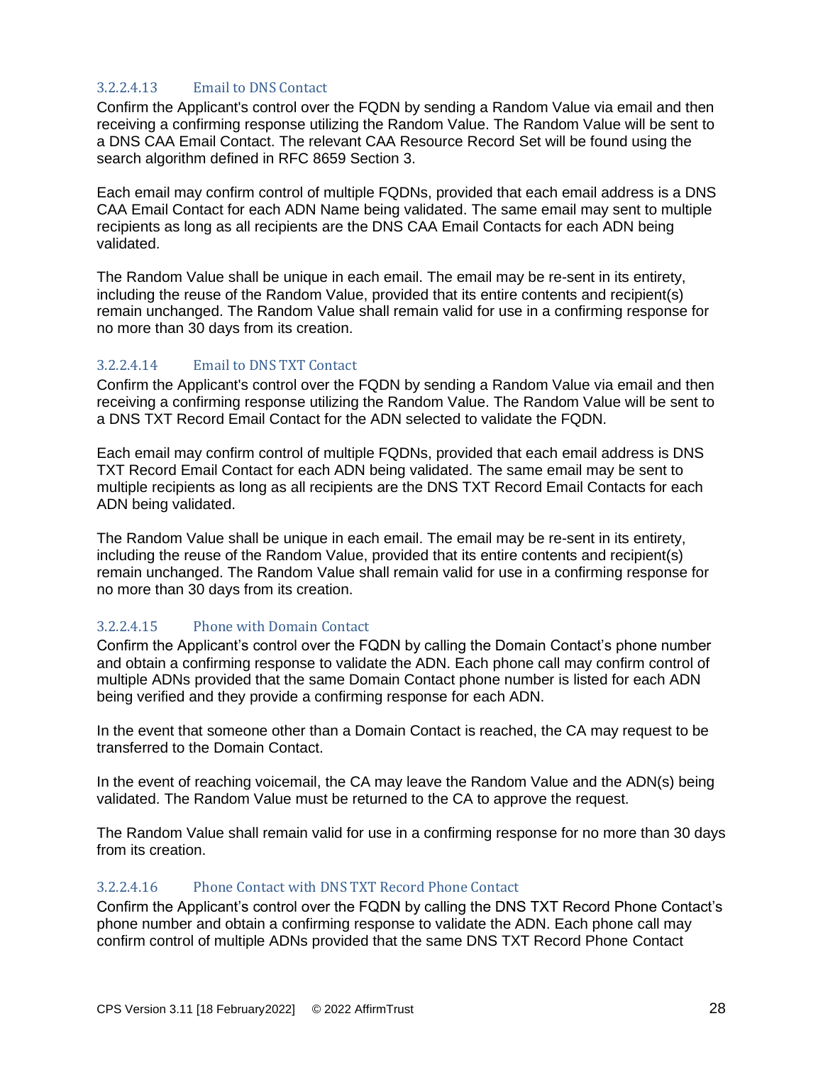#### 3.2.2.4.13 Email to DNS Contact

Confirm the Applicant's control over the FQDN by sending a Random Value via email and then receiving a confirming response utilizing the Random Value. The Random Value will be sent to a DNS CAA Email Contact. The relevant CAA Resource Record Set will be found using the search algorithm defined in RFC 8659 Section 3.

Each email may confirm control of multiple FQDNs, provided that each email address is a DNS CAA Email Contact for each ADN Name being validated. The same email may sent to multiple recipients as long as all recipients are the DNS CAA Email Contacts for each ADN being validated.

The Random Value shall be unique in each email. The email may be re-sent in its entirety, including the reuse of the Random Value, provided that its entire contents and recipient(s) remain unchanged. The Random Value shall remain valid for use in a confirming response for no more than 30 days from its creation.

#### 3.2.2.4.14 Email to DNS TXT Contact

Confirm the Applicant's control over the FQDN by sending a Random Value via email and then receiving a confirming response utilizing the Random Value. The Random Value will be sent to a DNS TXT Record Email Contact for the ADN selected to validate the FQDN.

Each email may confirm control of multiple FQDNs, provided that each email address is DNS TXT Record Email Contact for each ADN being validated. The same email may be sent to multiple recipients as long as all recipients are the DNS TXT Record Email Contacts for each ADN being validated.

The Random Value shall be unique in each email. The email may be re-sent in its entirety, including the reuse of the Random Value, provided that its entire contents and recipient(s) remain unchanged. The Random Value shall remain valid for use in a confirming response for no more than 30 days from its creation.

#### 3.2.2.4.15 Phone with Domain Contact

Confirm the Applicant's control over the FQDN by calling the Domain Contact's phone number and obtain a confirming response to validate the ADN. Each phone call may confirm control of multiple ADNs provided that the same Domain Contact phone number is listed for each ADN being verified and they provide a confirming response for each ADN.

In the event that someone other than a Domain Contact is reached, the CA may request to be transferred to the Domain Contact.

In the event of reaching voicemail, the CA may leave the Random Value and the ADN(s) being validated. The Random Value must be returned to the CA to approve the request.

The Random Value shall remain valid for use in a confirming response for no more than 30 days from its creation.

#### 3.2.2.4.16 Phone Contact with DNS TXT Record Phone Contact

Confirm the Applicant's control over the FQDN by calling the DNS TXT Record Phone Contact's phone number and obtain a confirming response to validate the ADN. Each phone call may confirm control of multiple ADNs provided that the same DNS TXT Record Phone Contact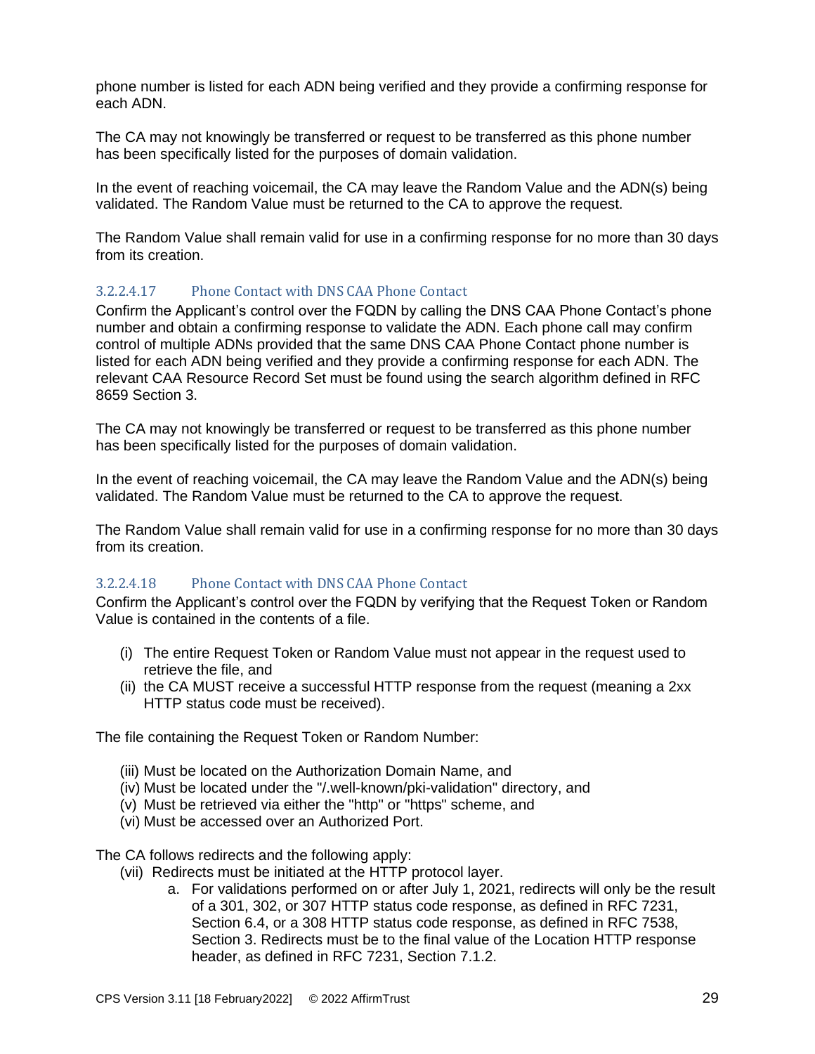phone number is listed for each ADN being verified and they provide a confirming response for each ADN.

The CA may not knowingly be transferred or request to be transferred as this phone number has been specifically listed for the purposes of domain validation.

In the event of reaching voicemail, the CA may leave the Random Value and the ADN(s) being validated. The Random Value must be returned to the CA to approve the request.

The Random Value shall remain valid for use in a confirming response for no more than 30 days from its creation.

#### 3.2.2.4.17 Phone Contact with DNS CAA Phone Contact

Confirm the Applicant's control over the FQDN by calling the DNS CAA Phone Contact's phone number and obtain a confirming response to validate the ADN. Each phone call may confirm control of multiple ADNs provided that the same DNS CAA Phone Contact phone number is listed for each ADN being verified and they provide a confirming response for each ADN. The relevant CAA Resource Record Set must be found using the search algorithm defined in RFC 8659 Section 3.

The CA may not knowingly be transferred or request to be transferred as this phone number has been specifically listed for the purposes of domain validation.

In the event of reaching voicemail, the CA may leave the Random Value and the ADN(s) being validated. The Random Value must be returned to the CA to approve the request.

The Random Value shall remain valid for use in a confirming response for no more than 30 days from its creation.

#### 3.2.2.4.18 Phone Contact with DNS CAA Phone Contact

Confirm the Applicant's control over the FQDN by verifying that the Request Token or Random Value is contained in the contents of a file.

(i) The entire Request Token or Random Value must not appear in the request used to retrieve the file, and
(ii) the CA MUST receive a successful HTTP response from the request (meaning a 2xx HTTP status code must be received).

The file containing the Request Token or Random Number:

(iii) Must be located on the Authorization Domain Name, and
(iv) Must be located under the "/.well-known/pki-validation" directory, and
(v) Must be retrieved via either the "http" or "https" scheme, and
(vi) Must be accessed over an Authorized Port.

The CA follows redirects and the following apply:

(vii) Redirects must be initiated at the HTTP protocol layer.
   a. For validations performed on or after July 1, 2021, redirects will only be the result of a 301, 302, or 307 HTTP status code response, as defined in RFC 7231, Section 6.4, or a 308 HTTP status code response, as defined in RFC 7538, Section 3. Redirects must be to the final value of the Location HTTP response header, as defined in RFC 7231, Section 7.1.2.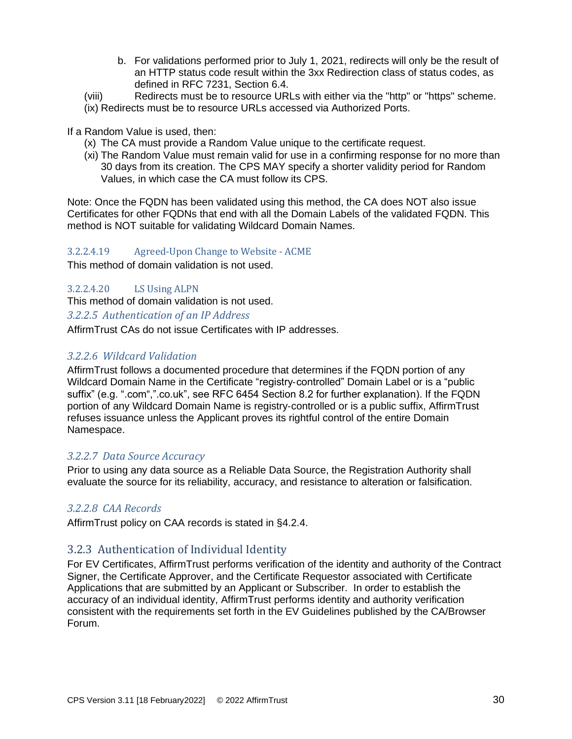b. For validations performed prior to July 1, 2021, redirects will only be the result of an HTTP status code result within the 3xx Redirection class of status codes, as defined in RFC 7231, Section 6.4.

(viii) Redirects must be to resource URLs with either via the "http" or "https" scheme.

(ix) Redirects must be to resource URLs accessed via Authorized Ports.

If a Random Value is used, then:

(x) The CA must provide a Random Value unique to the certificate request.

(xi) The Random Value must remain valid for use in a confirming response for no more than 30 days from its creation. The CPS MAY specify a shorter validity period for Random Values, in which case the CA must follow its CPS.

Note: Once the FQDN has been validated using this method, the CA does NOT also issue Certificates for other FQDNs that end with all the Domain Labels of the validated FQDN. This method is NOT suitable for validating Wildcard Domain Names.

##### 3.2.2.4.19 Agreed-Upon Change to Website - ACME

This method of domain validation is not used.

##### 3.2.2.4.20 LS Using ALPN

This method of domain validation is not used.

#### *3.2.2.5 Authentication of an IP Address*

AffirmTrust CAs do not issue Certificates with IP addresses.

#### *3.2.2.6 Wildcard Validation*

AffirmTrust follows a documented procedure that determines if the FQDN portion of any Wildcard Domain Name in the Certificate “registry-controlled” Domain Label or is a “public suffix” (e.g. “.com“,”.co.uk”, see RFC 6454 Section 8.2 for further explanation). If the FQDN portion of any Wildcard Domain Name is registry-controlled or is a public suffix, AffirmTrust refuses issuance unless the Applicant proves its rightful control of the entire Domain Namespace.

#### *3.2.2.7 Data Source Accuracy*

Prior to using any data source as a Reliable Data Source, the Registration Authority shall evaluate the source for its reliability, accuracy, and resistance to alteration or falsification.

#### *3.2.2.8 CAA Records*

AffirmTrust policy on CAA records is stated in §4.2.4.

### 3.2.3 Authentication of Individual Identity

For EV Certificates, AffirmTrust performs verification of the identity and authority of the Contract Signer, the Certificate Approver, and the Certificate Requestor associated with Certificate Applications that are submitted by an Applicant or Subscriber. In order to establish the accuracy of an individual identity, AffirmTrust performs identity and authority verification consistent with the requirements set forth in the EV Guidelines published by the CA/Browser Forum.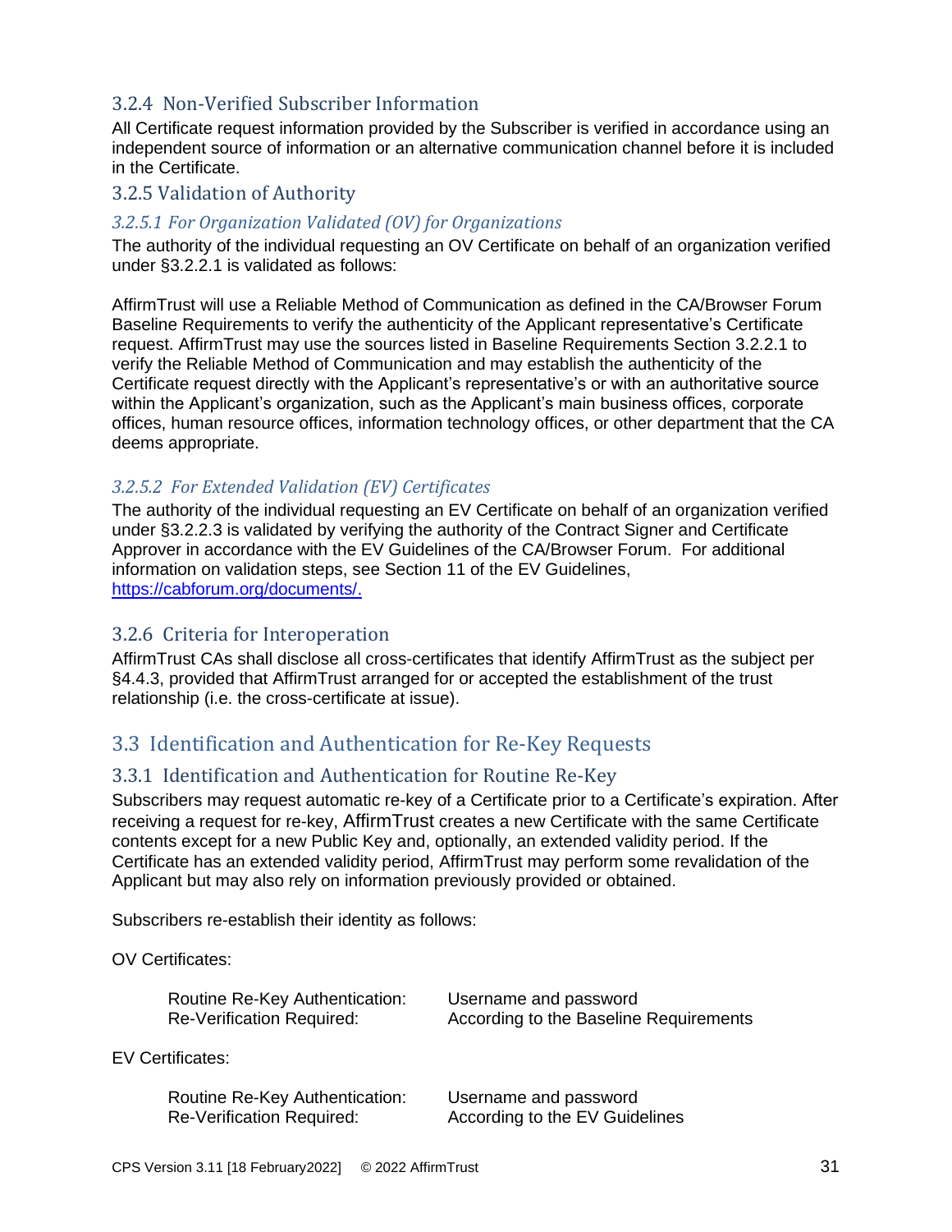### 3.2.4 Non-Verified Subscriber Information

All Certificate request information provided by the Subscriber is verified in accordance using an independent source of information or an alternative communication channel before it is included in the Certificate.

### 3.2.5 Validation of Authority

#### *3.2.5.1 For Organization Validated (OV) for Organizations*

The authority of the individual requesting an OV Certificate on behalf of an organization verified under §3.2.2.1 is validated as follows:

AffirmTrust will use a Reliable Method of Communication as defined in the CA/Browser Forum Baseline Requirements to verify the authenticity of the Applicant representative's Certificate request. AffirmTrust may use the sources listed in Baseline Requirements Section 3.2.2.1 to verify the Reliable Method of Communication and may establish the authenticity of the Certificate request directly with the Applicant's representative's or with an authoritative source within the Applicant's organization, such as the Applicant's main business offices, corporate offices, human resource offices, information technology offices, or other department that the CA deems appropriate.

#### *3.2.5.2 For Extended Validation (EV) Certificates*

The authority of the individual requesting an EV Certificate on behalf of an organization verified under §3.2.2.3 is validated by verifying the authority of the Contract Signer and Certificate Approver in accordance with the EV Guidelines of the CA/Browser Forum. For additional information on validation steps, see Section 11 of the EV Guidelines, https://cabforum.org/documents/.

### 3.2.6 Criteria for Interoperation

AffirmTrust CAs shall disclose all cross-certificates that identify AffirmTrust as the subject per §4.4.3, provided that AffirmTrust arranged for or accepted the establishment of the trust relationship (i.e. the cross-certificate at issue).

## 3.3 Identification and Authentication for Re-Key Requests

### 3.3.1 Identification and Authentication for Routine Re-Key

Subscribers may request automatic re-key of a Certificate prior to a Certificate's expiration. After receiving a request for re-key, AffirmTrust creates a new Certificate with the same Certificate contents except for a new Public Key and, optionally, an extended validity period. If the Certificate has an extended validity period, AffirmTrust may perform some revalidation of the Applicant but may also rely on information previously provided or obtained.

Subscribers re-establish their identity as follows:

OV Certificates:

| | |
|---|---|
| Routine Re-Key Authentication: | Username and password |
| Re-Verification Required: | According to the Baseline Requirements |

EV Certificates:

| | |
|---|---|
| Routine Re-Key Authentication: | Username and password |
| Re-Verification Required: | According to the EV Guidelines |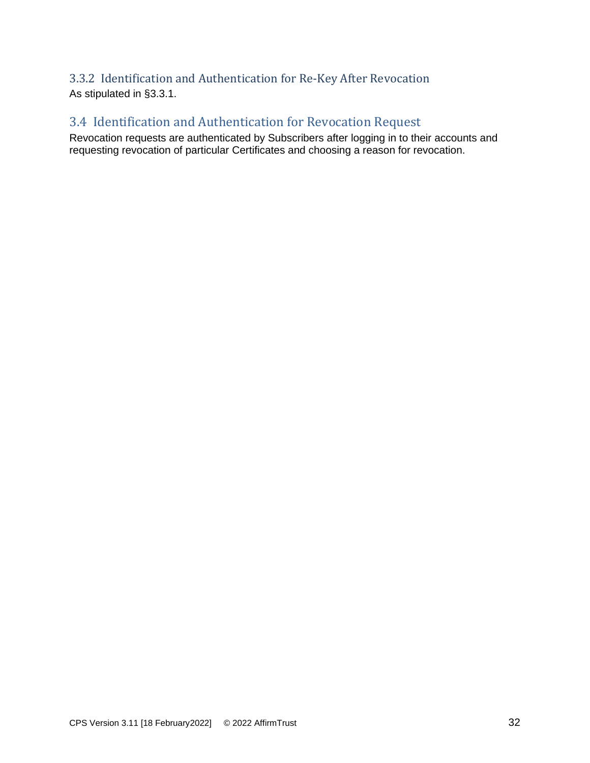### 3.3.2 Identification and Authentication for Re-Key After Revocation

As stipulated in §3.3.1.

## 3.4 Identification and Authentication for Revocation Request

Revocation requests are authenticated by Subscribers after logging in to their accounts and requesting revocation of particular Certificates and choosing a reason for revocation.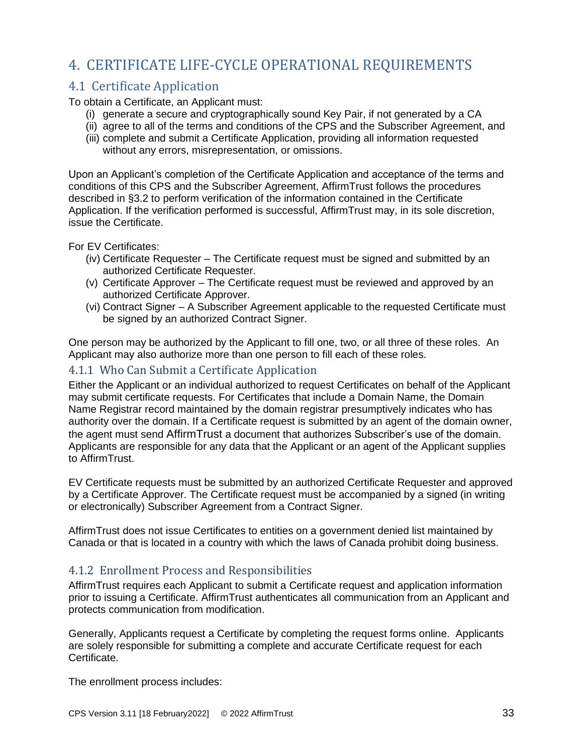# 4. CERTIFICATE LIFE-CYCLE OPERATIONAL REQUIREMENTS

## 4.1 Certificate Application

To obtain a Certificate, an Applicant must:

(i) generate a secure and cryptographically sound Key Pair, if not generated by a CA
(ii) agree to all of the terms and conditions of the CPS and the Subscriber Agreement, and
(iii) complete and submit a Certificate Application, providing all information requested without any errors, misrepresentation, or omissions.

Upon an Applicant's completion of the Certificate Application and acceptance of the terms and conditions of this CPS and the Subscriber Agreement, AffirmTrust follows the procedures described in §3.2 to perform verification of the information contained in the Certificate Application. If the verification performed is successful, AffirmTrust may, in its sole discretion, issue the Certificate.

For EV Certificates:

(iv) Certificate Requester – The Certificate request must be signed and submitted by an authorized Certificate Requester.
(v) Certificate Approver – The Certificate request must be reviewed and approved by an authorized Certificate Approver.
(vi) Contract Signer – A Subscriber Agreement applicable to the requested Certificate must be signed by an authorized Contract Signer.

One person may be authorized by the Applicant to fill one, two, or all three of these roles. An Applicant may also authorize more than one person to fill each of these roles.

### 4.1.1 Who Can Submit a Certificate Application

Either the Applicant or an individual authorized to request Certificates on behalf of the Applicant may submit certificate requests. For Certificates that include a Domain Name, the Domain Name Registrar record maintained by the domain registrar presumptively indicates who has authority over the domain. If a Certificate request is submitted by an agent of the domain owner, the agent must send AffirmTrust a document that authorizes Subscriber's use of the domain. Applicants are responsible for any data that the Applicant or an agent of the Applicant supplies to AffirmTrust.

EV Certificate requests must be submitted by an authorized Certificate Requester and approved by a Certificate Approver. The Certificate request must be accompanied by a signed (in writing or electronically) Subscriber Agreement from a Contract Signer.

AffirmTrust does not issue Certificates to entities on a government denied list maintained by Canada or that is located in a country with which the laws of Canada prohibit doing business.

### 4.1.2 Enrollment Process and Responsibilities

AffirmTrust requires each Applicant to submit a Certificate request and application information prior to issuing a Certificate. AffirmTrust authenticates all communication from an Applicant and protects communication from modification.

Generally, Applicants request a Certificate by completing the request forms online. Applicants are solely responsible for submitting a complete and accurate Certificate request for each Certificate.

The enrollment process includes: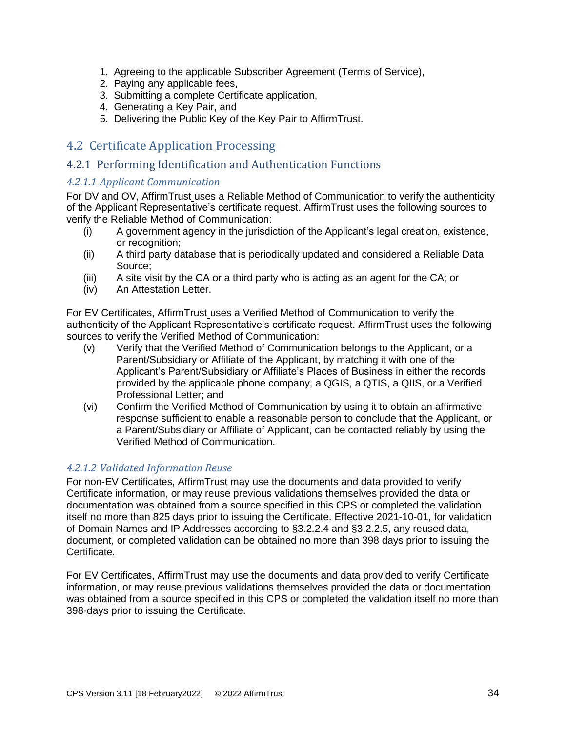1. Agreeing to the applicable Subscriber Agreement (Terms of Service),
2. Paying any applicable fees,
3. Submitting a complete Certificate application,
4. Generating a Key Pair, and
5. Delivering the Public Key of the Key Pair to AffirmTrust.

## 4.2 Certificate Application Processing

### 4.2.1 Performing Identification and Authentication Functions

#### *4.2.1.1 Applicant Communication*

For DV and OV, AffirmTrust uses a Reliable Method of Communication to verify the authenticity of the Applicant Representative's certificate request. AffirmTrust uses the following sources to verify the Reliable Method of Communication:

(i) A government agency in the jurisdiction of the Applicant's legal creation, existence, or recognition;
(ii) A third party database that is periodically updated and considered a Reliable Data Source;
(iii) A site visit by the CA or a third party who is acting as an agent for the CA; or
(iv) An Attestation Letter.

For EV Certificates, AffirmTrust uses a Verified Method of Communication to verify the authenticity of the Applicant Representative's certificate request. AffirmTrust uses the following sources to verify the Verified Method of Communication:

(v) Verify that the Verified Method of Communication belongs to the Applicant, or a Parent/Subsidiary or Affiliate of the Applicant, by matching it with one of the Applicant's Parent/Subsidiary or Affiliate's Places of Business in either the records provided by the applicable phone company, a QGIS, a QTIS, a QIIS, or a Verified Professional Letter; and
(vi) Confirm the Verified Method of Communication by using it to obtain an affirmative response sufficient to enable a reasonable person to conclude that the Applicant, or a Parent/Subsidiary or Affiliate of Applicant, can be contacted reliably by using the Verified Method of Communication.

#### *4.2.1.2 Validated Information Reuse*

For non-EV Certificates, AffirmTrust may use the documents and data provided to verify Certificate information, or may reuse previous validations themselves provided the data or documentation was obtained from a source specified in this CPS or completed the validation itself no more than 825 days prior to issuing the Certificate. Effective 2021-10-01, for validation of Domain Names and IP Addresses according to §3.2.2.4 and §3.2.2.5, any reused data, document, or completed validation can be obtained no more than 398 days prior to issuing the Certificate.

For EV Certificates, AffirmTrust may use the documents and data provided to verify Certificate information, or may reuse previous validations themselves provided the data or documentation was obtained from a source specified in this CPS or completed the validation itself no more than 398-days prior to issuing the Certificate.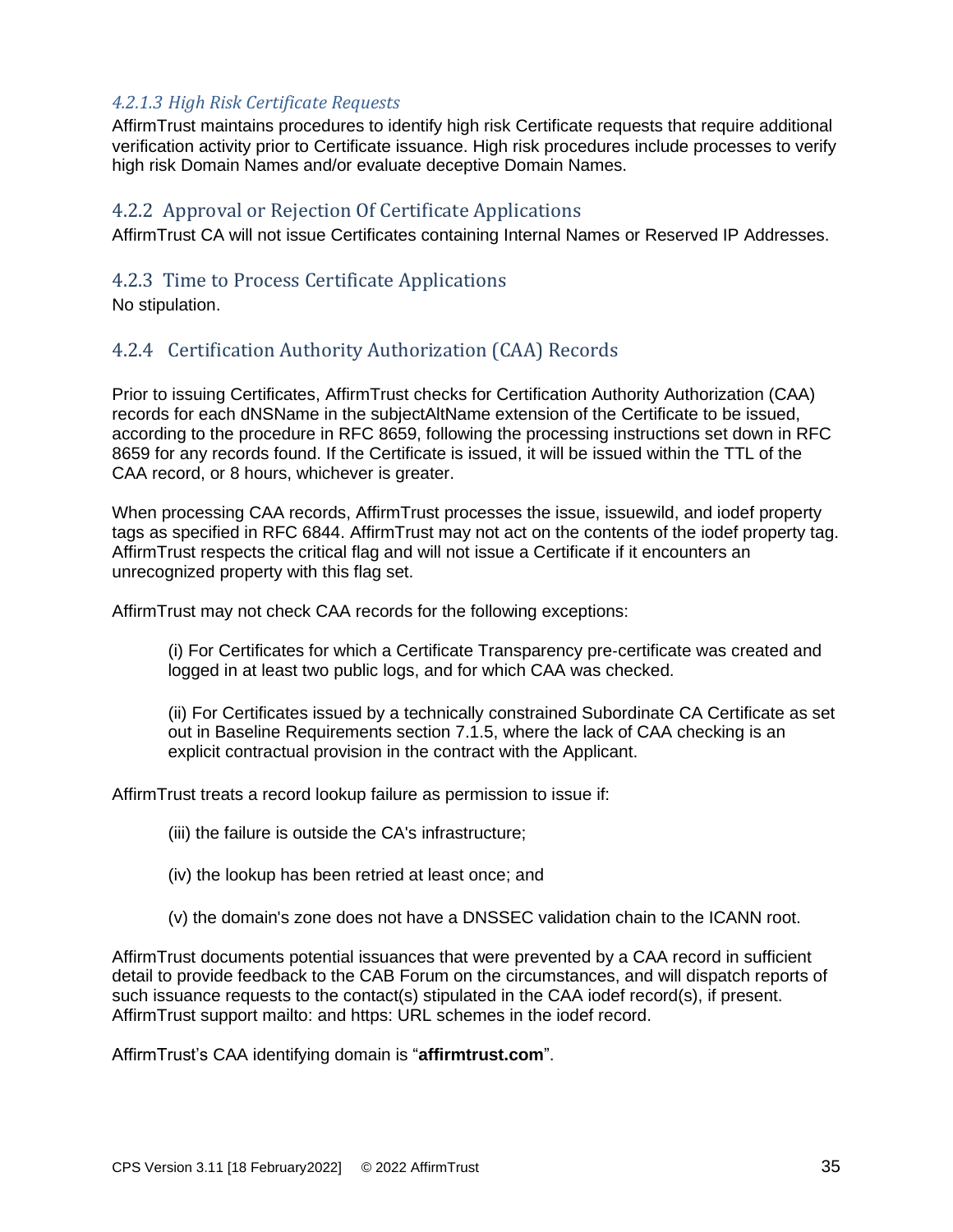#### *4.2.1.3 High Risk Certificate Requests*

AffirmTrust maintains procedures to identify high risk Certificate requests that require additional verification activity prior to Certificate issuance. High risk procedures include processes to verify high risk Domain Names and/or evaluate deceptive Domain Names.

### 4.2.2 Approval or Rejection Of Certificate Applications

AffirmTrust CA will not issue Certificates containing Internal Names or Reserved IP Addresses.

### 4.2.3 Time to Process Certificate Applications

No stipulation.

### 4.2.4 Certification Authority Authorization (CAA) Records

Prior to issuing Certificates, AffirmTrust checks for Certification Authority Authorization (CAA) records for each dNSName in the subjectAltName extension of the Certificate to be issued, according to the procedure in RFC 8659, following the processing instructions set down in RFC 8659 for any records found. If the Certificate is issued, it will be issued within the TTL of the CAA record, or 8 hours, whichever is greater.

When processing CAA records, AffirmTrust processes the issue, issuewild, and iodef property tags as specified in RFC 6844. AffirmTrust may not act on the contents of the iodef property tag. AffirmTrust respects the critical flag and will not issue a Certificate if it encounters an unrecognized property with this flag set.

AffirmTrust may not check CAA records for the following exceptions:

> (i) For Certificates for which a Certificate Transparency pre-certificate was created and logged in at least two public logs, and for which CAA was checked.
>
> (ii) For Certificates issued by a technically constrained Subordinate CA Certificate as set out in Baseline Requirements section 7.1.5, where the lack of CAA checking is an explicit contractual provision in the contract with the Applicant.

AffirmTrust treats a record lookup failure as permission to issue if:

> (iii) the failure is outside the CA's infrastructure;
>
> (iv) the lookup has been retried at least once; and
>
> (v) the domain's zone does not have a DNSSEC validation chain to the ICANN root.

AffirmTrust documents potential issuances that were prevented by a CAA record in sufficient detail to provide feedback to the CAB Forum on the circumstances, and will dispatch reports of such issuance requests to the contact(s) stipulated in the CAA iodef record(s), if present. AffirmTrust support mailto: and https: URL schemes in the iodef record.

AffirmTrust's CAA identifying domain is "**affirmtrust.com**".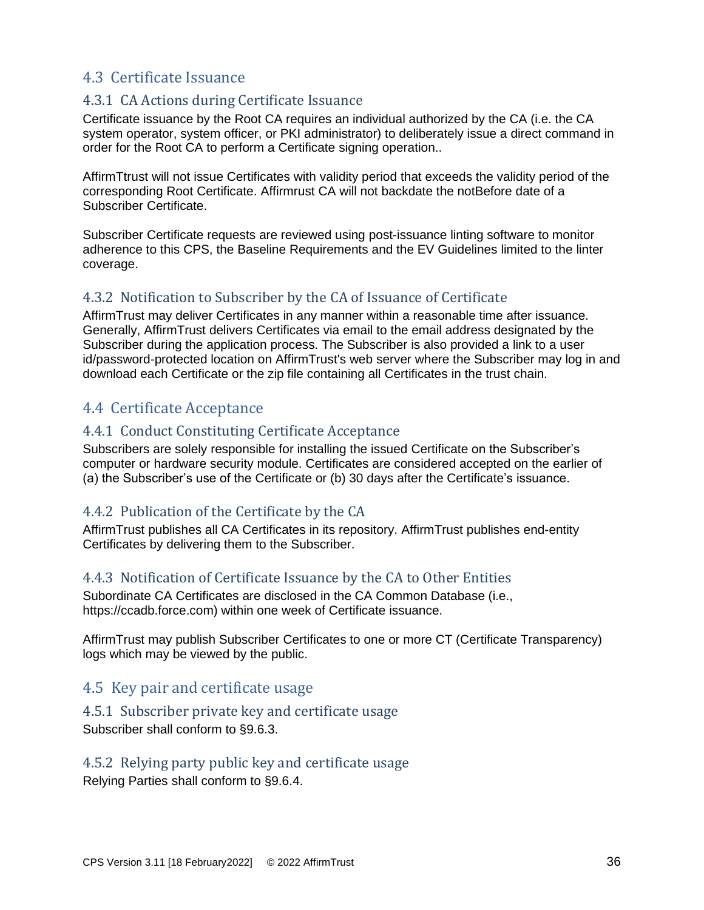## 4.3 Certificate Issuance

### 4.3.1 CA Actions during Certificate Issuance

Certificate issuance by the Root CA requires an individual authorized by the CA (i.e. the CA system operator, system officer, or PKI administrator) to deliberately issue a direct command in order for the Root CA to perform a Certificate signing operation..

AffirmTtrust will not issue Certificates with validity period that exceeds the validity period of the corresponding Root Certificate. Affirmrust CA will not backdate the notBefore date of a Subscriber Certificate.

Subscriber Certificate requests are reviewed using post-issuance linting software to monitor adherence to this CPS, the Baseline Requirements and the EV Guidelines limited to the linter coverage.

### 4.3.2 Notification to Subscriber by the CA of Issuance of Certificate

AffirmTrust may deliver Certificates in any manner within a reasonable time after issuance. Generally, AffirmTrust delivers Certificates via email to the email address designated by the Subscriber during the application process. The Subscriber is also provided a link to a user id/password-protected location on AffirmTrust's web server where the Subscriber may log in and download each Certificate or the zip file containing all Certificates in the trust chain.

## 4.4 Certificate Acceptance

### 4.4.1 Conduct Constituting Certificate Acceptance

Subscribers are solely responsible for installing the issued Certificate on the Subscriber's computer or hardware security module. Certificates are considered accepted on the earlier of (a) the Subscriber's use of the Certificate or (b) 30 days after the Certificate's issuance.

### 4.4.2 Publication of the Certificate by the CA

AffirmTrust publishes all CA Certificates in its repository. AffirmTrust publishes end-entity Certificates by delivering them to the Subscriber.

### 4.4.3 Notification of Certificate Issuance by the CA to Other Entities

Subordinate CA Certificates are disclosed in the CA Common Database (i.e., https://ccadb.force.com) within one week of Certificate issuance.

AffirmTrust may publish Subscriber Certificates to one or more CT (Certificate Transparency) logs which may be viewed by the public.

## 4.5 Key pair and certificate usage

### 4.5.1 Subscriber private key and certificate usage

Subscriber shall conform to §9.6.3.

### 4.5.2 Relying party public key and certificate usage

Relying Parties shall conform to §9.6.4.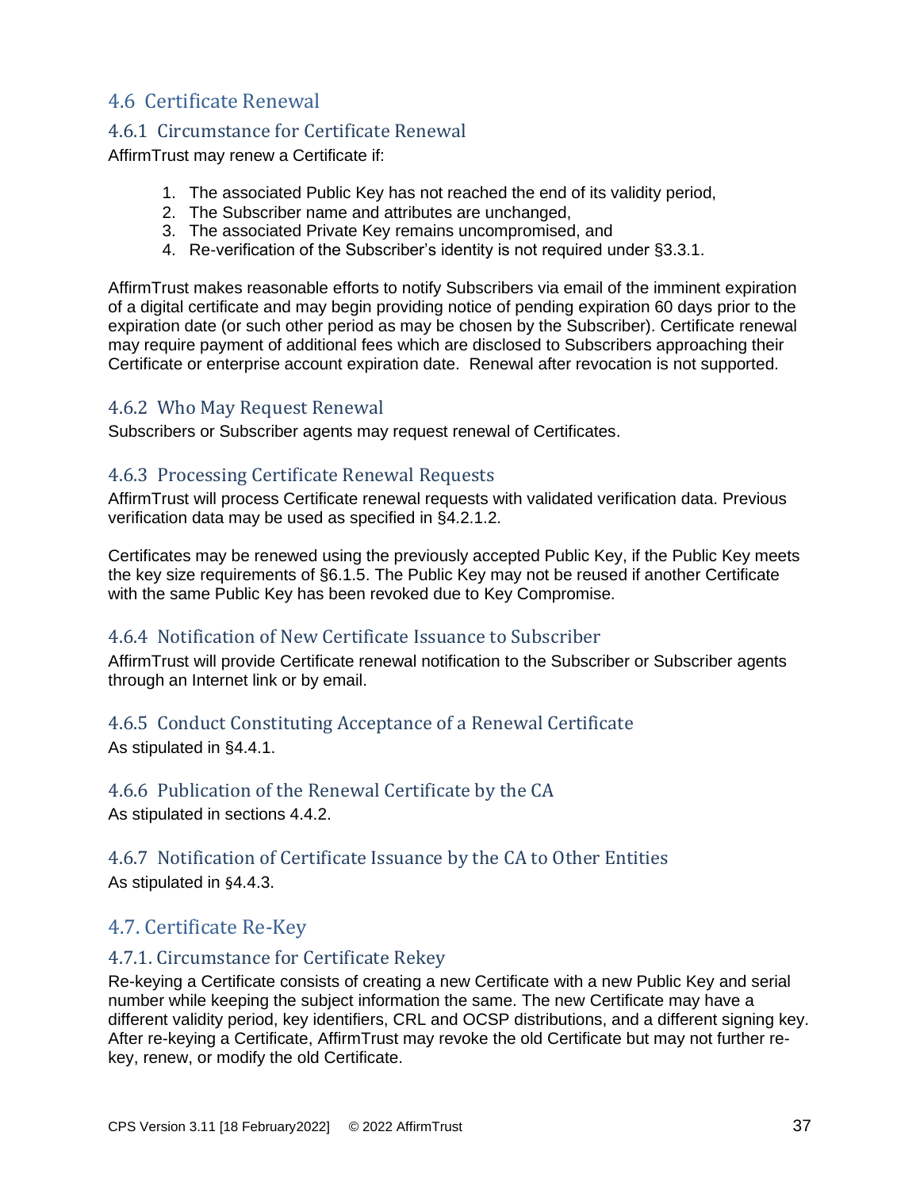## 4.6 Certificate Renewal

### 4.6.1 Circumstance for Certificate Renewal

AffirmTrust may renew a Certificate if:

1. The associated Public Key has not reached the end of its validity period,
2. The Subscriber name and attributes are unchanged,
3. The associated Private Key remains uncompromised, and
4. Re-verification of the Subscriber's identity is not required under §3.3.1.

AffirmTrust makes reasonable efforts to notify Subscribers via email of the imminent expiration of a digital certificate and may begin providing notice of pending expiration 60 days prior to the expiration date (or such other period as may be chosen by the Subscriber). Certificate renewal may require payment of additional fees which are disclosed to Subscribers approaching their Certificate or enterprise account expiration date. Renewal after revocation is not supported.

### 4.6.2 Who May Request Renewal

Subscribers or Subscriber agents may request renewal of Certificates.

### 4.6.3 Processing Certificate Renewal Requests

AffirmTrust will process Certificate renewal requests with validated verification data. Previous verification data may be used as specified in §4.2.1.2.

Certificates may be renewed using the previously accepted Public Key, if the Public Key meets the key size requirements of §6.1.5. The Public Key may not be reused if another Certificate with the same Public Key has been revoked due to Key Compromise.

### 4.6.4 Notification of New Certificate Issuance to Subscriber

AffirmTrust will provide Certificate renewal notification to the Subscriber or Subscriber agents through an Internet link or by email.

### 4.6.5 Conduct Constituting Acceptance of a Renewal Certificate

As stipulated in §4.4.1.

### 4.6.6 Publication of the Renewal Certificate by the CA

As stipulated in sections 4.4.2.

### 4.6.7 Notification of Certificate Issuance by the CA to Other Entities

As stipulated in §4.4.3.

## 4.7. Certificate Re-Key

### 4.7.1. Circumstance for Certificate Rekey

Re-keying a Certificate consists of creating a new Certificate with a new Public Key and serial number while keeping the subject information the same. The new Certificate may have a different validity period, key identifiers, CRL and OCSP distributions, and a different signing key. After re-keying a Certificate, AffirmTrust may revoke the old Certificate but may not further re-key, renew, or modify the old Certificate.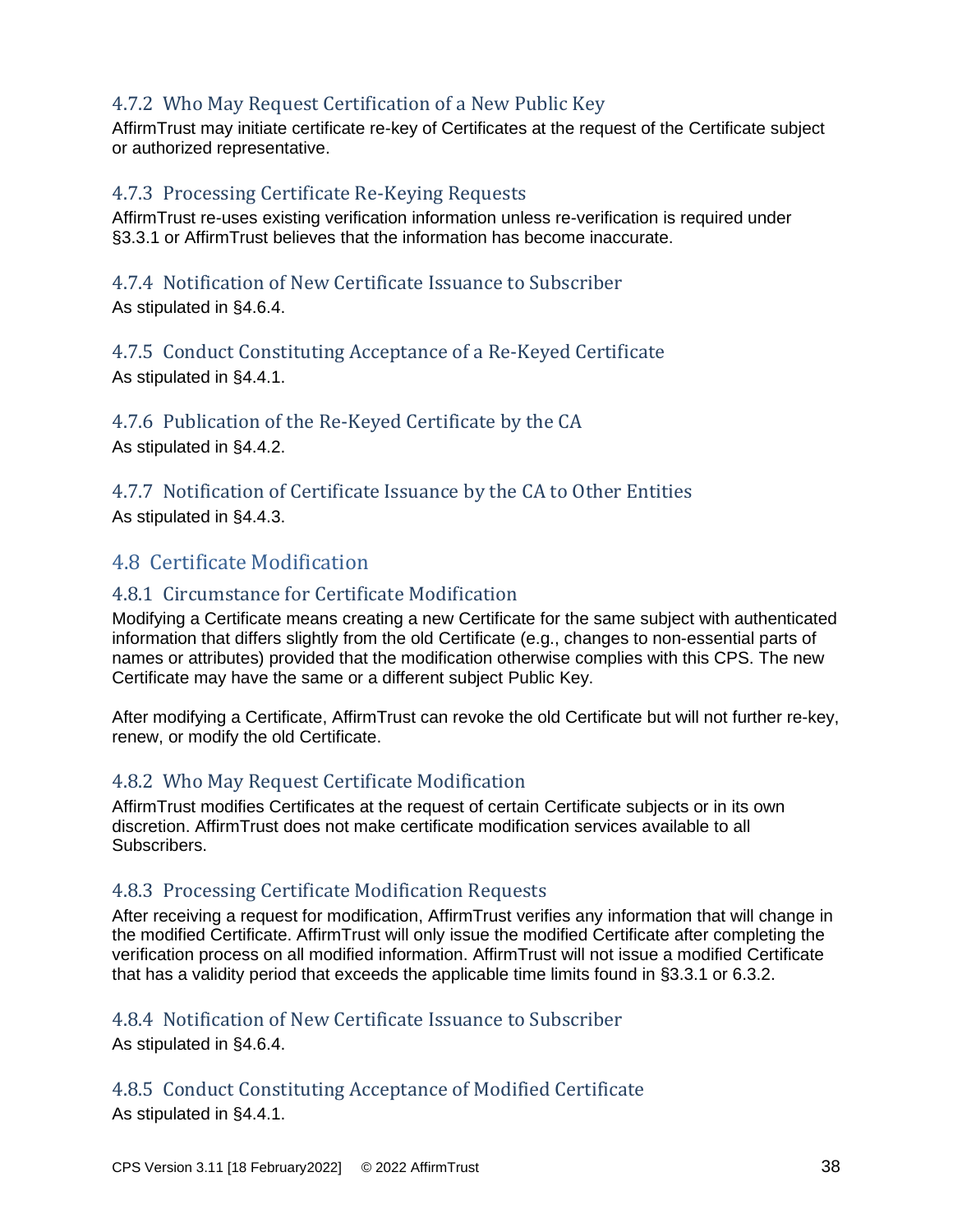### 4.7.2 Who May Request Certification of a New Public Key

AffirmTrust may initiate certificate re-key of Certificates at the request of the Certificate subject or authorized representative.

### 4.7.3 Processing Certificate Re-Keying Requests

AffirmTrust re-uses existing verification information unless re-verification is required under §3.3.1 or AffirmTrust believes that the information has become inaccurate.

### 4.7.4 Notification of New Certificate Issuance to Subscriber

As stipulated in §4.6.4.

### 4.7.5 Conduct Constituting Acceptance of a Re-Keyed Certificate

As stipulated in §4.4.1.

### 4.7.6 Publication of the Re-Keyed Certificate by the CA

As stipulated in §4.4.2.

### 4.7.7 Notification of Certificate Issuance by the CA to Other Entities

As stipulated in §4.4.3.

## 4.8 Certificate Modification

### 4.8.1 Circumstance for Certificate Modification

Modifying a Certificate means creating a new Certificate for the same subject with authenticated information that differs slightly from the old Certificate (e.g., changes to non-essential parts of names or attributes) provided that the modification otherwise complies with this CPS. The new Certificate may have the same or a different subject Public Key.

After modifying a Certificate, AffirmTrust can revoke the old Certificate but will not further re-key, renew, or modify the old Certificate.

### 4.8.2 Who May Request Certificate Modification

AffirmTrust modifies Certificates at the request of certain Certificate subjects or in its own discretion. AffirmTrust does not make certificate modification services available to all Subscribers.

### 4.8.3 Processing Certificate Modification Requests

After receiving a request for modification, AffirmTrust verifies any information that will change in the modified Certificate. AffirmTrust will only issue the modified Certificate after completing the verification process on all modified information. AffirmTrust will not issue a modified Certificate that has a validity period that exceeds the applicable time limits found in §3.3.1 or 6.3.2.

### 4.8.4 Notification of New Certificate Issuance to Subscriber

As stipulated in §4.6.4.

### 4.8.5 Conduct Constituting Acceptance of Modified Certificate

As stipulated in §4.4.1.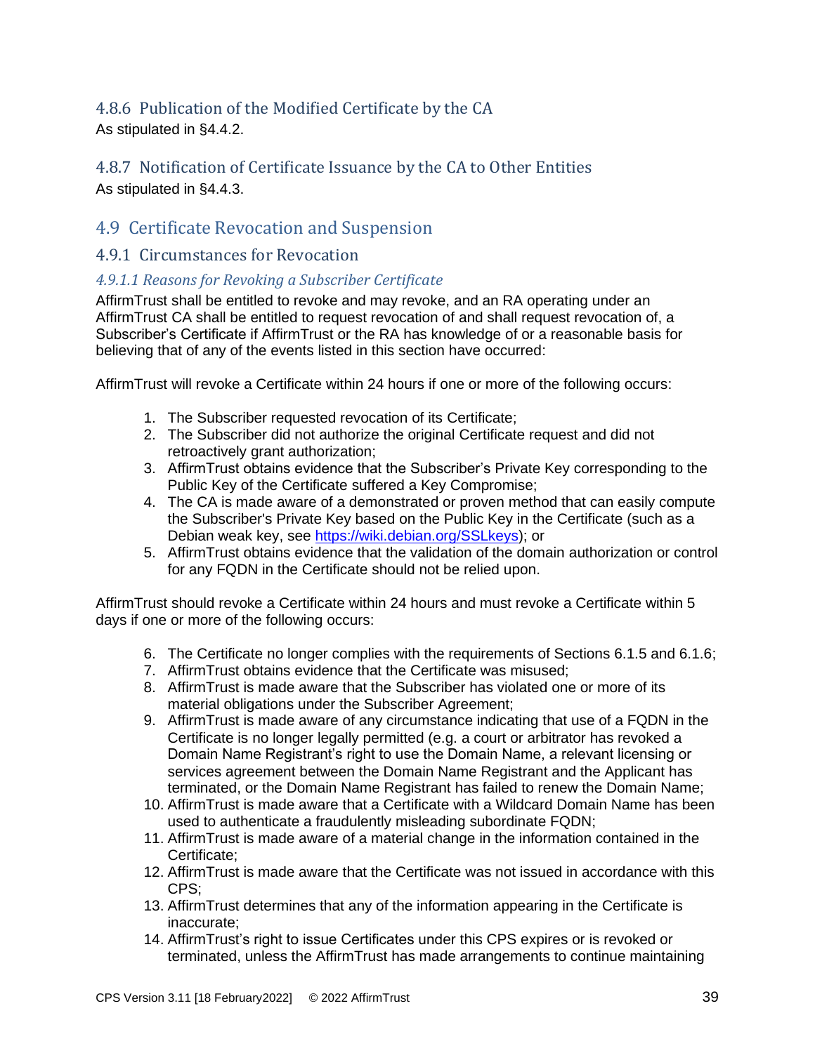### 4.8.6 Publication of the Modified Certificate by the CA

As stipulated in §4.4.2.

### 4.8.7 Notification of Certificate Issuance by the CA to Other Entities

As stipulated in §4.4.3.

## 4.9 Certificate Revocation and Suspension

### 4.9.1 Circumstances for Revocation

#### *4.9.1.1 Reasons for Revoking a Subscriber Certificate*

AffirmTrust shall be entitled to revoke and may revoke, and an RA operating under an AffirmTrust CA shall be entitled to request revocation of and shall request revocation of, a Subscriber's Certificate if AffirmTrust or the RA has knowledge of or a reasonable basis for believing that of any of the events listed in this section have occurred:

AffirmTrust will revoke a Certificate within 24 hours if one or more of the following occurs:

1. The Subscriber requested revocation of its Certificate;
2. The Subscriber did not authorize the original Certificate request and did not retroactively grant authorization;
3. AffirmTrust obtains evidence that the Subscriber's Private Key corresponding to the Public Key of the Certificate suffered a Key Compromise;
4. The CA is made aware of a demonstrated or proven method that can easily compute the Subscriber's Private Key based on the Public Key in the Certificate (such as a Debian weak key, see https://wiki.debian.org/SSLkeys); or
5. AffirmTrust obtains evidence that the validation of the domain authorization or control for any FQDN in the Certificate should not be relied upon.

AffirmTrust should revoke a Certificate within 24 hours and must revoke a Certificate within 5 days if one or more of the following occurs:

6. The Certificate no longer complies with the requirements of Sections 6.1.5 and 6.1.6;
7. AffirmTrust obtains evidence that the Certificate was misused;
8. AffirmTrust is made aware that the Subscriber has violated one or more of its material obligations under the Subscriber Agreement;
9. AffirmTrust is made aware of any circumstance indicating that use of a FQDN in the Certificate is no longer legally permitted (e.g. a court or arbitrator has revoked a Domain Name Registrant's right to use the Domain Name, a relevant licensing or services agreement between the Domain Name Registrant and the Applicant has terminated, or the Domain Name Registrant has failed to renew the Domain Name;
10. AffirmTrust is made aware that a Certificate with a Wildcard Domain Name has been used to authenticate a fraudulently misleading subordinate FQDN;
11. AffirmTrust is made aware of a material change in the information contained in the Certificate;
12. AffirmTrust is made aware that the Certificate was not issued in accordance with this CPS;
13. AffirmTrust determines that any of the information appearing in the Certificate is inaccurate;
14. AffirmTrust's right to issue Certificates under this CPS expires or is revoked or terminated, unless the AffirmTrust has made arrangements to continue maintaining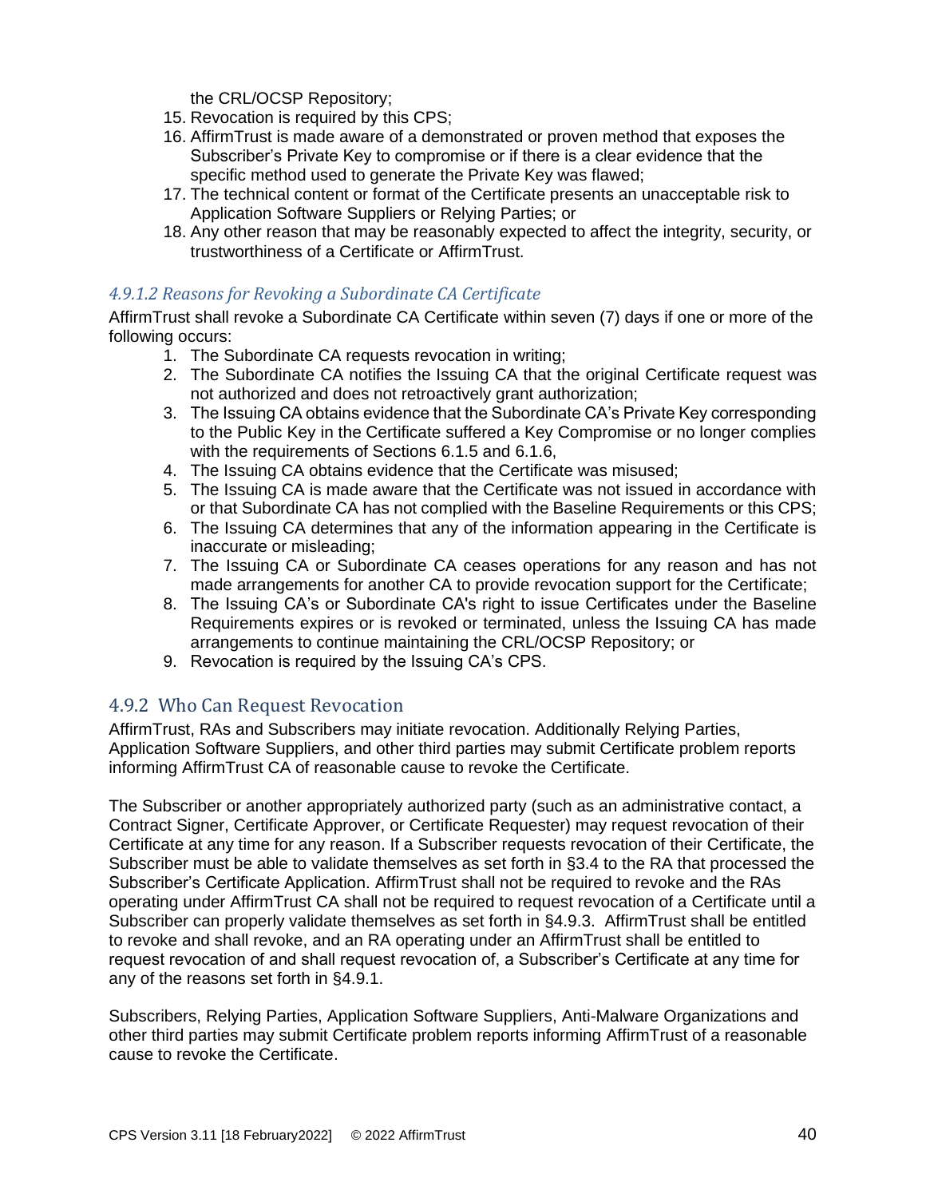the CRL/OCSP Repository;

15. Revocation is required by this CPS;
16. AffirmTrust is made aware of a demonstrated or proven method that exposes the Subscriber's Private Key to compromise or if there is a clear evidence that the specific method used to generate the Private Key was flawed;
17. The technical content or format of the Certificate presents an unacceptable risk to Application Software Suppliers or Relying Parties; or
18. Any other reason that may be reasonably expected to affect the integrity, security, or trustworthiness of a Certificate or AffirmTrust.

#### *4.9.1.2 Reasons for Revoking a Subordinate CA Certificate*

AffirmTrust shall revoke a Subordinate CA Certificate within seven (7) days if one or more of the following occurs:

1. The Subordinate CA requests revocation in writing;
2. The Subordinate CA notifies the Issuing CA that the original Certificate request was not authorized and does not retroactively grant authorization;
3. The Issuing CA obtains evidence that the Subordinate CA's Private Key corresponding to the Public Key in the Certificate suffered a Key Compromise or no longer complies with the requirements of Sections 6.1.5 and 6.1.6,
4. The Issuing CA obtains evidence that the Certificate was misused;
5. The Issuing CA is made aware that the Certificate was not issued in accordance with or that Subordinate CA has not complied with the Baseline Requirements or this CPS;
6. The Issuing CA determines that any of the information appearing in the Certificate is inaccurate or misleading;
7. The Issuing CA or Subordinate CA ceases operations for any reason and has not made arrangements for another CA to provide revocation support for the Certificate;
8. The Issuing CA's or Subordinate CA's right to issue Certificates under the Baseline Requirements expires or is revoked or terminated, unless the Issuing CA has made arrangements to continue maintaining the CRL/OCSP Repository; or
9. Revocation is required by the Issuing CA's CPS.

### 4.9.2 Who Can Request Revocation

AffirmTrust, RAs and Subscribers may initiate revocation. Additionally Relying Parties, Application Software Suppliers, and other third parties may submit Certificate problem reports informing AffirmTrust CA of reasonable cause to revoke the Certificate.

The Subscriber or another appropriately authorized party (such as an administrative contact, a Contract Signer, Certificate Approver, or Certificate Requester) may request revocation of their Certificate at any time for any reason. If a Subscriber requests revocation of their Certificate, the Subscriber must be able to validate themselves as set forth in §3.4 to the RA that processed the Subscriber's Certificate Application. AffirmTrust shall not be required to revoke and the RAs operating under AffirmTrust CA shall not be required to request revocation of a Certificate until a Subscriber can properly validate themselves as set forth in §4.9.3. AffirmTrust shall be entitled to revoke and shall revoke, and an RA operating under an AffirmTrust shall be entitled to request revocation of and shall request revocation of, a Subscriber's Certificate at any time for any of the reasons set forth in §4.9.1.

Subscribers, Relying Parties, Application Software Suppliers, Anti-Malware Organizations and other third parties may submit Certificate problem reports informing AffirmTrust of a reasonable cause to revoke the Certificate.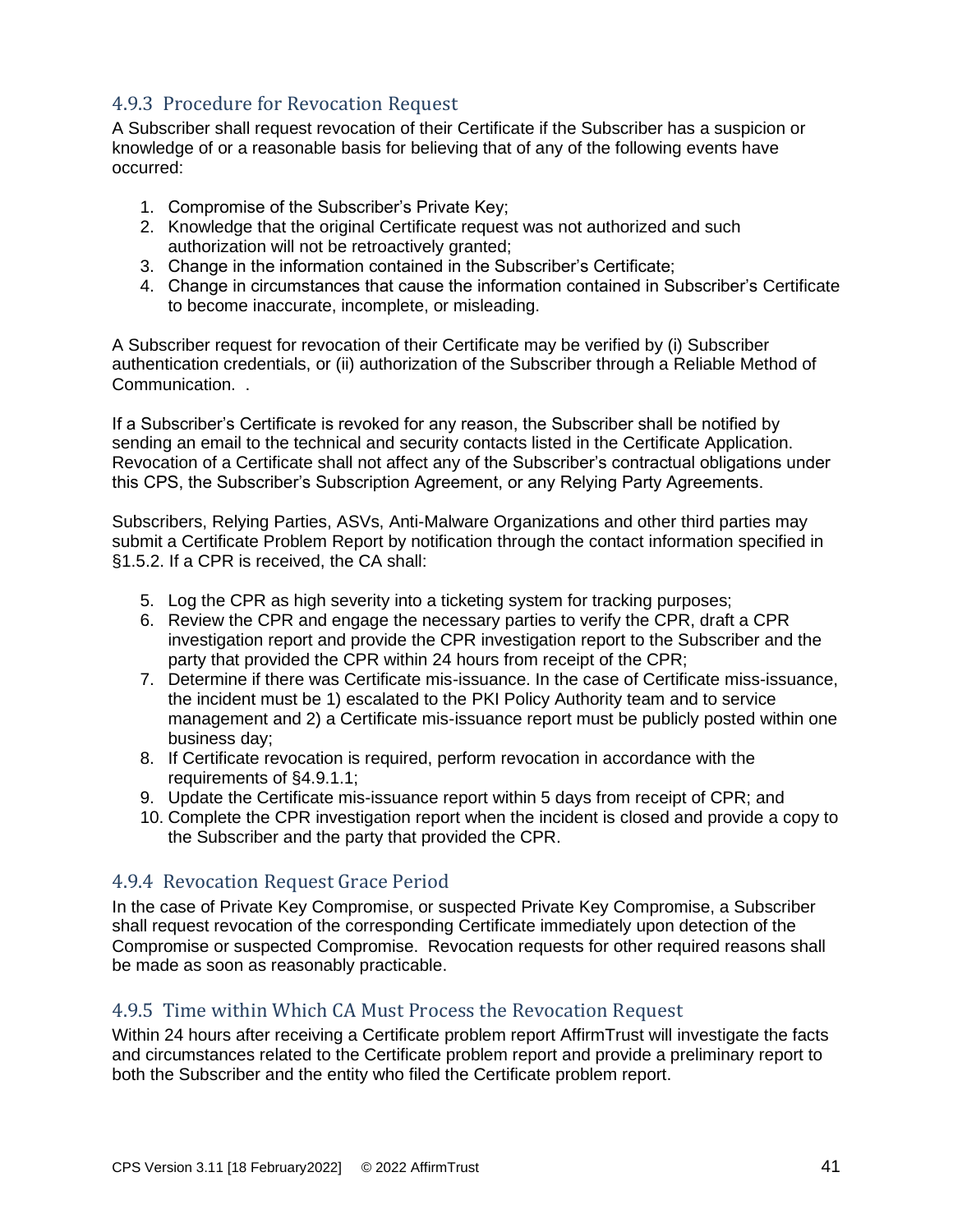### 4.9.3 Procedure for Revocation Request

A Subscriber shall request revocation of their Certificate if the Subscriber has a suspicion or knowledge of or a reasonable basis for believing that of any of the following events have occurred:

1. Compromise of the Subscriber's Private Key;
2. Knowledge that the original Certificate request was not authorized and such authorization will not be retroactively granted;
3. Change in the information contained in the Subscriber's Certificate;
4. Change in circumstances that cause the information contained in Subscriber's Certificate to become inaccurate, incomplete, or misleading.

A Subscriber request for revocation of their Certificate may be verified by (i) Subscriber authentication credentials, or (ii) authorization of the Subscriber through a Reliable Method of Communication. .

If a Subscriber's Certificate is revoked for any reason, the Subscriber shall be notified by sending an email to the technical and security contacts listed in the Certificate Application. Revocation of a Certificate shall not affect any of the Subscriber's contractual obligations under this CPS, the Subscriber's Subscription Agreement, or any Relying Party Agreements.

Subscribers, Relying Parties, ASVs, Anti-Malware Organizations and other third parties may submit a Certificate Problem Report by notification through the contact information specified in §1.5.2. If a CPR is received, the CA shall:

5. Log the CPR as high severity into a ticketing system for tracking purposes;
6. Review the CPR and engage the necessary parties to verify the CPR, draft a CPR investigation report and provide the CPR investigation report to the Subscriber and the party that provided the CPR within 24 hours from receipt of the CPR;
7. Determine if there was Certificate mis-issuance. In the case of Certificate miss-issuance, the incident must be 1) escalated to the PKI Policy Authority team and to service management and 2) a Certificate mis-issuance report must be publicly posted within one business day;
8. If Certificate revocation is required, perform revocation in accordance with the requirements of §4.9.1.1;
9. Update the Certificate mis-issuance report within 5 days from receipt of CPR; and
10. Complete the CPR investigation report when the incident is closed and provide a copy to the Subscriber and the party that provided the CPR.

### 4.9.4 Revocation Request Grace Period

In the case of Private Key Compromise, or suspected Private Key Compromise, a Subscriber shall request revocation of the corresponding Certificate immediately upon detection of the Compromise or suspected Compromise. Revocation requests for other required reasons shall be made as soon as reasonably practicable.

### 4.9.5 Time within Which CA Must Process the Revocation Request

Within 24 hours after receiving a Certificate problem report AffirmTrust will investigate the facts and circumstances related to the Certificate problem report and provide a preliminary report to both the Subscriber and the entity who filed the Certificate problem report.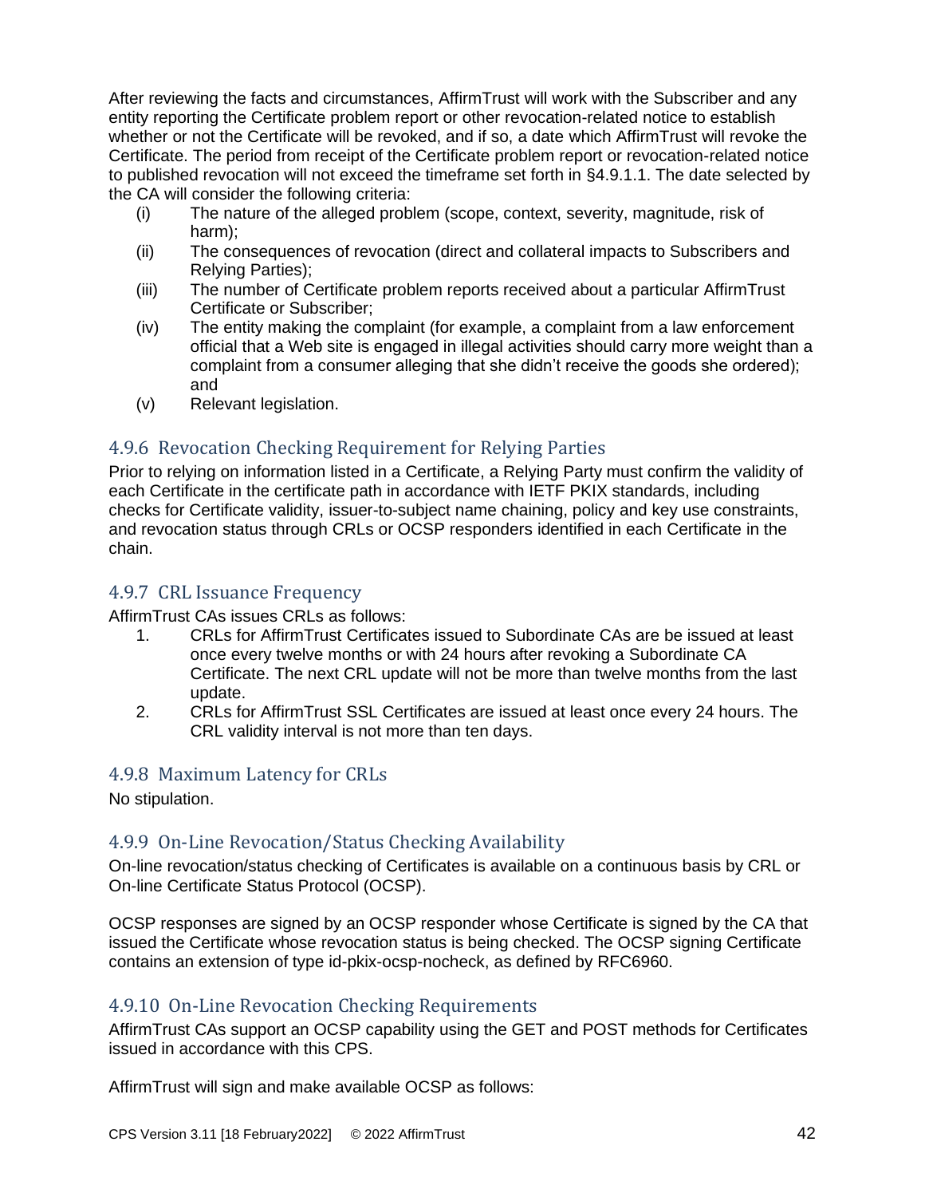After reviewing the facts and circumstances, AffirmTrust will work with the Subscriber and any entity reporting the Certificate problem report or other revocation-related notice to establish whether or not the Certificate will be revoked, and if so, a date which AffirmTrust will revoke the Certificate. The period from receipt of the Certificate problem report or revocation-related notice to published revocation will not exceed the timeframe set forth in §4.9.1.1. The date selected by the CA will consider the following criteria:

(i) The nature of the alleged problem (scope, context, severity, magnitude, risk of harm);
(ii) The consequences of revocation (direct and collateral impacts to Subscribers and Relying Parties);
(iii) The number of Certificate problem reports received about a particular AffirmTrust Certificate or Subscriber;
(iv) The entity making the complaint (for example, a complaint from a law enforcement official that a Web site is engaged in illegal activities should carry more weight than a complaint from a consumer alleging that she didn't receive the goods she ordered); and
(v) Relevant legislation.

### 4.9.6 Revocation Checking Requirement for Relying Parties

Prior to relying on information listed in a Certificate, a Relying Party must confirm the validity of each Certificate in the certificate path in accordance with IETF PKIX standards, including checks for Certificate validity, issuer-to-subject name chaining, policy and key use constraints, and revocation status through CRLs or OCSP responders identified in each Certificate in the chain.

### 4.9.7 CRL Issuance Frequency

AffirmTrust CAs issues CRLs as follows:

1. CRLs for AffirmTrust Certificates issued to Subordinate CAs are be issued at least once every twelve months or with 24 hours after revoking a Subordinate CA Certificate. The next CRL update will not be more than twelve months from the last update.
2. CRLs for AffirmTrust SSL Certificates are issued at least once every 24 hours. The CRL validity interval is not more than ten days.

### 4.9.8 Maximum Latency for CRLs

No stipulation.

### 4.9.9 On-Line Revocation/Status Checking Availability

On-line revocation/status checking of Certificates is available on a continuous basis by CRL or On-line Certificate Status Protocol (OCSP).

OCSP responses are signed by an OCSP responder whose Certificate is signed by the CA that issued the Certificate whose revocation status is being checked. The OCSP signing Certificate contains an extension of type id-pkix-ocsp-nocheck, as defined by RFC6960.

### 4.9.10 On-Line Revocation Checking Requirements

AffirmTrust CAs support an OCSP capability using the GET and POST methods for Certificates issued in accordance with this CPS.

AffirmTrust will sign and make available OCSP as follows: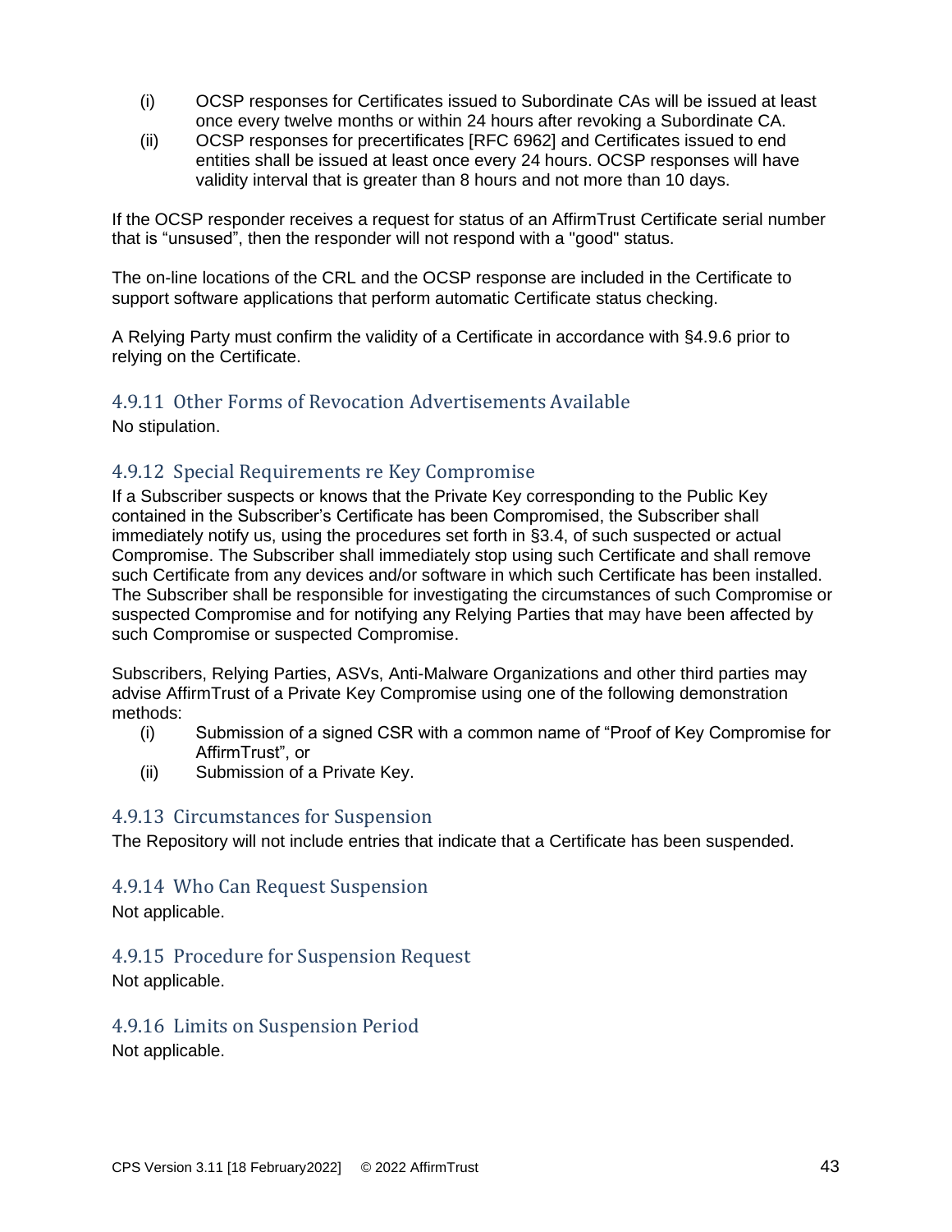(i) OCSP responses for Certificates issued to Subordinate CAs will be issued at least once every twelve months or within 24 hours after revoking a Subordinate CA.
(ii) OCSP responses for precertificates [RFC 6962] and Certificates issued to end entities shall be issued at least once every 24 hours. OCSP responses will have validity interval that is greater than 8 hours and not more than 10 days.

If the OCSP responder receives a request for status of an AffirmTrust Certificate serial number that is “unused”, then the responder will not respond with a "good" status.

The on-line locations of the CRL and the OCSP response are included in the Certificate to support software applications that perform automatic Certificate status checking.

A Relying Party must confirm the validity of a Certificate in accordance with §4.9.6 prior to relying on the Certificate.

### 4.9.11 Other Forms of Revocation Advertisements Available

No stipulation.

### 4.9.12 Special Requirements re Key Compromise

If a Subscriber suspects or knows that the Private Key corresponding to the Public Key contained in the Subscriber’s Certificate has been Compromised, the Subscriber shall immediately notify us, using the procedures set forth in §3.4, of such suspected or actual Compromise. The Subscriber shall immediately stop using such Certificate and shall remove such Certificate from any devices and/or software in which such Certificate has been installed. The Subscriber shall be responsible for investigating the circumstances of such Compromise or suspected Compromise and for notifying any Relying Parties that may have been affected by such Compromise or suspected Compromise.

Subscribers, Relying Parties, ASVs, Anti-Malware Organizations and other third parties may advise AffirmTrust of a Private Key Compromise using one of the following demonstration methods:

(i) Submission of a signed CSR with a common name of “Proof of Key Compromise for AffirmTrust”, or
(ii) Submission of a Private Key.

### 4.9.13 Circumstances for Suspension

The Repository will not include entries that indicate that a Certificate has been suspended.

### 4.9.14 Who Can Request Suspension

Not applicable.

### 4.9.15 Procedure for Suspension Request

Not applicable.

### 4.9.16 Limits on Suspension Period

Not applicable.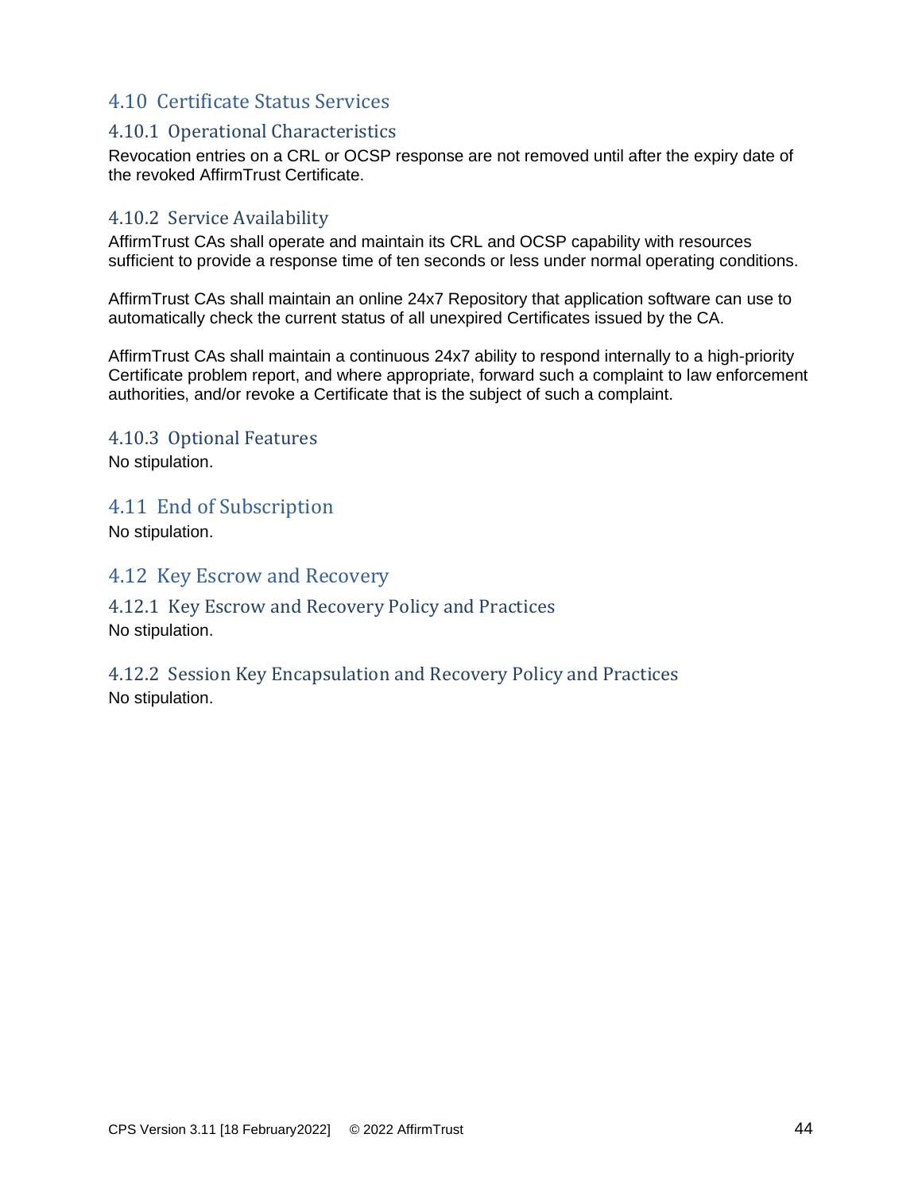## 4.10 Certificate Status Services

### 4.10.1 Operational Characteristics

Revocation entries on a CRL or OCSP response are not removed until after the expiry date of the revoked AffirmTrust Certificate.

### 4.10.2 Service Availability

AffirmTrust CAs shall operate and maintain its CRL and OCSP capability with resources sufficient to provide a response time of ten seconds or less under normal operating conditions.

AffirmTrust CAs shall maintain an online 24x7 Repository that application software can use to automatically check the current status of all unexpired Certificates issued by the CA.

AffirmTrust CAs shall maintain a continuous 24x7 ability to respond internally to a high-priority Certificate problem report, and where appropriate, forward such a complaint to law enforcement authorities, and/or revoke a Certificate that is the subject of such a complaint.

### 4.10.3 Optional Features

No stipulation.

## 4.11 End of Subscription

No stipulation.

## 4.12 Key Escrow and Recovery

### 4.12.1 Key Escrow and Recovery Policy and Practices

No stipulation.

### 4.12.2 Session Key Encapsulation and Recovery Policy and Practices

No stipulation.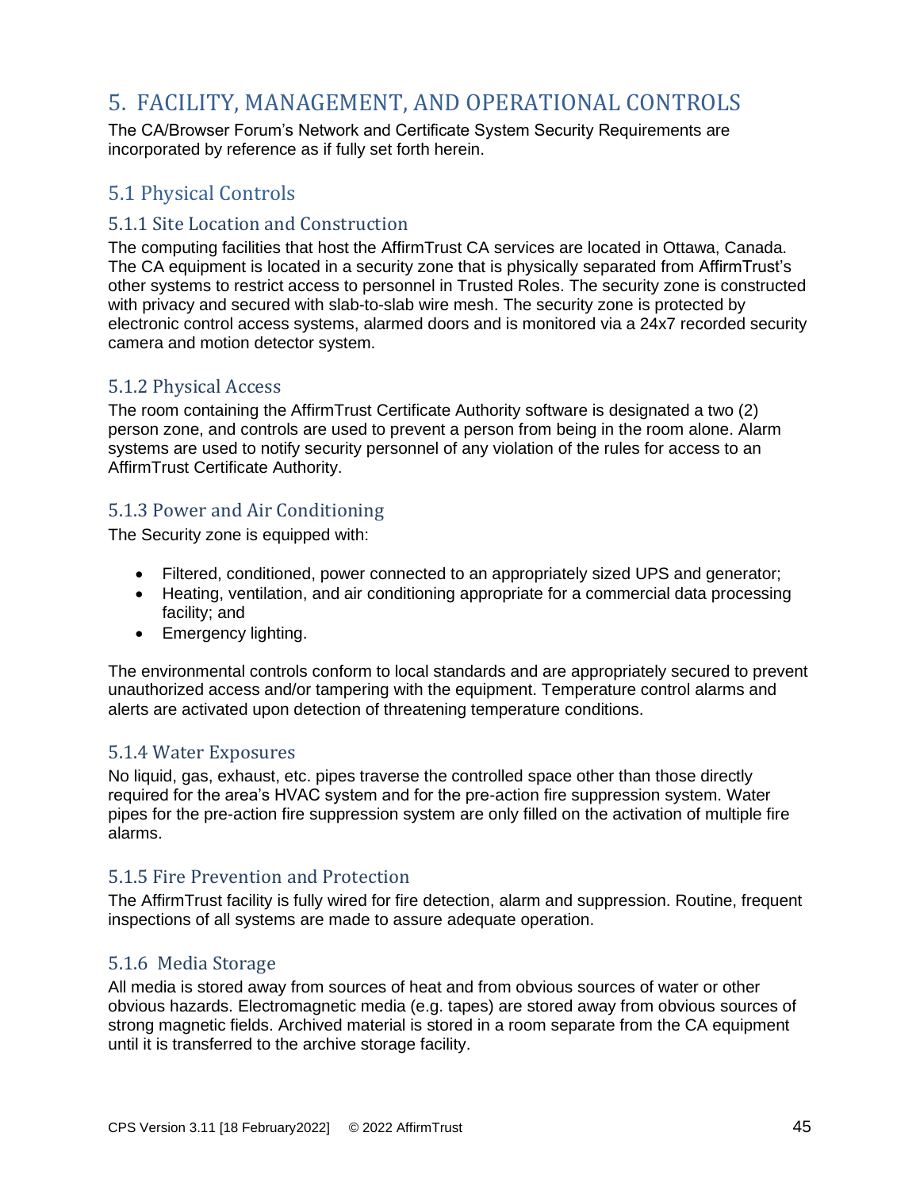# 5. FACILITY, MANAGEMENT, AND OPERATIONAL CONTROLS

The CA/Browser Forum's Network and Certificate System Security Requirements are incorporated by reference as if fully set forth herein.

## 5.1 Physical Controls

### 5.1.1 Site Location and Construction

The computing facilities that host the AffirmTrust CA services are located in Ottawa, Canada. The CA equipment is located in a security zone that is physically separated from AffirmTrust's other systems to restrict access to personnel in Trusted Roles. The security zone is constructed with privacy and secured with slab-to-slab wire mesh. The security zone is protected by electronic control access systems, alarmed doors and is monitored via a 24x7 recorded security camera and motion detector system.

### 5.1.2 Physical Access

The room containing the AffirmTrust Certificate Authority software is designated a two (2) person zone, and controls are used to prevent a person from being in the room alone. Alarm systems are used to notify security personnel of any violation of the rules for access to an AffirmTrust Certificate Authority.

### 5.1.3 Power and Air Conditioning

The Security zone is equipped with:

- Filtered, conditioned, power connected to an appropriately sized UPS and generator;
- Heating, ventilation, and air conditioning appropriate for a commercial data processing facility; and
- Emergency lighting.

The environmental controls conform to local standards and are appropriately secured to prevent unauthorized access and/or tampering with the equipment. Temperature control alarms and alerts are activated upon detection of threatening temperature conditions.

### 5.1.4 Water Exposures

No liquid, gas, exhaust, etc. pipes traverse the controlled space other than those directly required for the area's HVAC system and for the pre-action fire suppression system. Water pipes for the pre-action fire suppression system are only filled on the activation of multiple fire alarms.

### 5.1.5 Fire Prevention and Protection

The AffirmTrust facility is fully wired for fire detection, alarm and suppression. Routine, frequent inspections of all systems are made to assure adequate operation.

### 5.1.6 Media Storage

All media is stored away from sources of heat and from obvious sources of water or other obvious hazards. Electromagnetic media (e.g. tapes) are stored away from obvious sources of strong magnetic fields. Archived material is stored in a room separate from the CA equipment until it is transferred to the archive storage facility.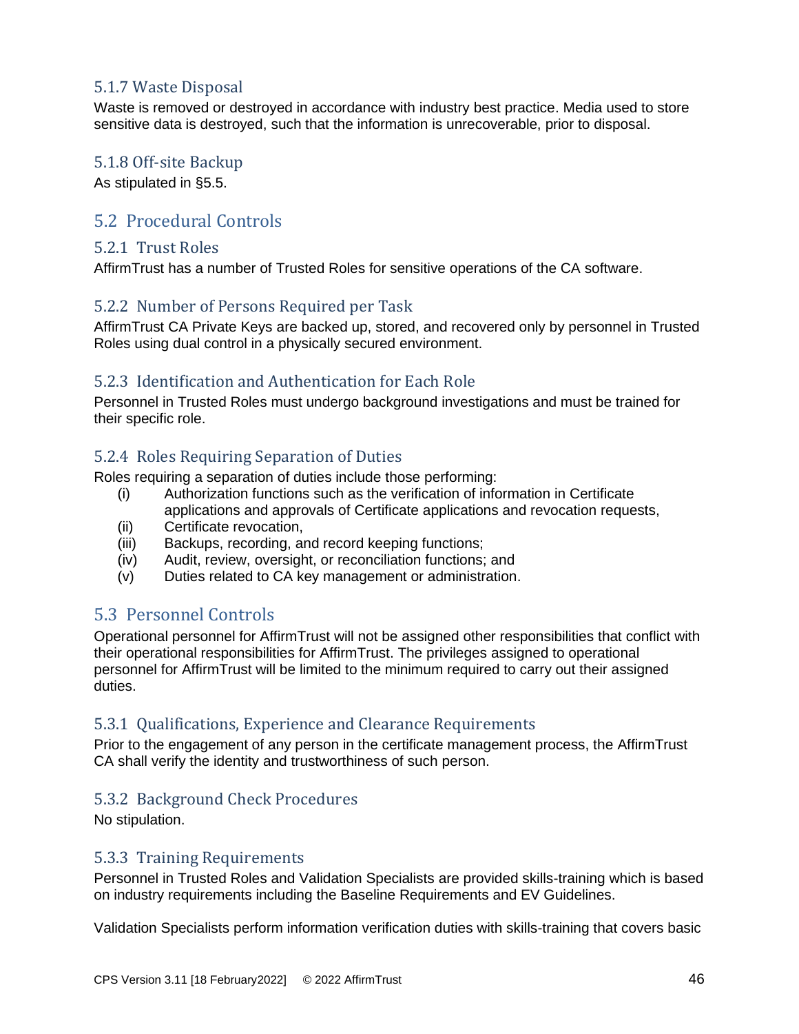### 5.1.7 Waste Disposal

Waste is removed or destroyed in accordance with industry best practice. Media used to store sensitive data is destroyed, such that the information is unrecoverable, prior to disposal.

### 5.1.8 Off-site Backup

As stipulated in §5.5.

## 5.2 Procedural Controls

### 5.2.1 Trust Roles

AffirmTrust has a number of Trusted Roles for sensitive operations of the CA software.

### 5.2.2 Number of Persons Required per Task

AffirmTrust CA Private Keys are backed up, stored, and recovered only by personnel in Trusted Roles using dual control in a physically secured environment.

### 5.2.3 Identification and Authentication for Each Role

Personnel in Trusted Roles must undergo background investigations and must be trained for their specific role.

### 5.2.4 Roles Requiring Separation of Duties

Roles requiring a separation of duties include those performing:

- (i) Authorization functions such as the verification of information in Certificate applications and approvals of Certificate applications and revocation requests,
- (ii) Certificate revocation,
- (iii) Backups, recording, and record keeping functions;
- (iv) Audit, review, oversight, or reconciliation functions; and
- (v) Duties related to CA key management or administration.

## 5.3 Personnel Controls

Operational personnel for AffirmTrust will not be assigned other responsibilities that conflict with their operational responsibilities for AffirmTrust. The privileges assigned to operational personnel for AffirmTrust will be limited to the minimum required to carry out their assigned duties.

### 5.3.1 Qualifications, Experience and Clearance Requirements

Prior to the engagement of any person in the certificate management process, the AffirmTrust CA shall verify the identity and trustworthiness of such person.

### 5.3.2 Background Check Procedures

No stipulation.

### 5.3.3 Training Requirements

Personnel in Trusted Roles and Validation Specialists are provided skills-training which is based on industry requirements including the Baseline Requirements and EV Guidelines.

Validation Specialists perform information verification duties with skills-training that covers basic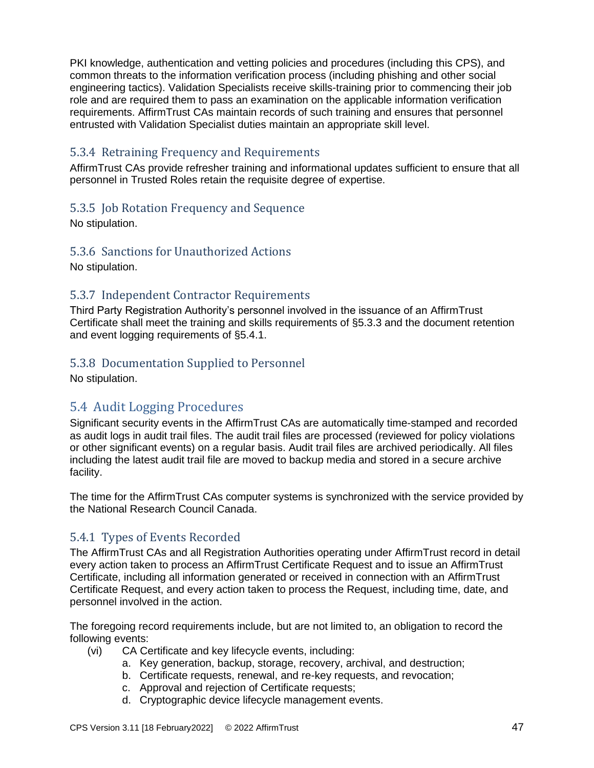PKI knowledge, authentication and vetting policies and procedures (including this CPS), and common threats to the information verification process (including phishing and other social engineering tactics). Validation Specialists receive skills-training prior to commencing their job role and are required them to pass an examination on the applicable information verification requirements. AffirmTrust CAs maintain records of such training and ensures that personnel entrusted with Validation Specialist duties maintain an appropriate skill level.

### 5.3.4 Retraining Frequency and Requirements

AffirmTrust CAs provide refresher training and informational updates sufficient to ensure that all personnel in Trusted Roles retain the requisite degree of expertise.

### 5.3.5 Job Rotation Frequency and Sequence

No stipulation.

### 5.3.6 Sanctions for Unauthorized Actions

No stipulation.

### 5.3.7 Independent Contractor Requirements

Third Party Registration Authority's personnel involved in the issuance of an AffirmTrust Certificate shall meet the training and skills requirements of §5.3.3 and the document retention and event logging requirements of §5.4.1.

### 5.3.8 Documentation Supplied to Personnel

No stipulation.

## 5.4 Audit Logging Procedures

Significant security events in the AffirmTrust CAs are automatically time-stamped and recorded as audit logs in audit trail files. The audit trail files are processed (reviewed for policy violations or other significant events) on a regular basis. Audit trail files are archived periodically. All files including the latest audit trail file are moved to backup media and stored in a secure archive facility.

The time for the AffirmTrust CAs computer systems is synchronized with the service provided by the National Research Council Canada.

### 5.4.1 Types of Events Recorded

The AffirmTrust CAs and all Registration Authorities operating under AffirmTrust record in detail every action taken to process an AffirmTrust Certificate Request and to issue an AffirmTrust Certificate, including all information generated or received in connection with an AffirmTrust Certificate Request, and every action taken to process the Request, including time, date, and personnel involved in the action.

The foregoing record requirements include, but are not limited to, an obligation to record the following events:

(vi) CA Certificate and key lifecycle events, including:

a. Key generation, backup, storage, recovery, archival, and destruction;
b. Certificate requests, renewal, and re-key requests, and revocation;
c. Approval and rejection of Certificate requests;
d. Cryptographic device lifecycle management events.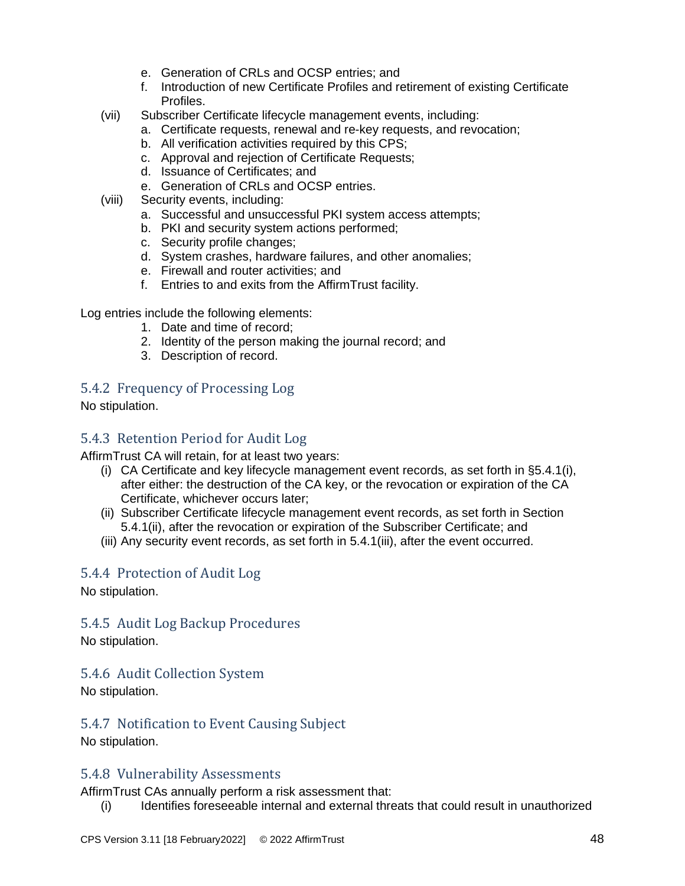e. Generation of CRLs and OCSP entries; and
   f. Introduction of new Certificate Profiles and retirement of existing Certificate Profiles.

(vii) Subscriber Certificate lifecycle management events, including:
   a. Certificate requests, renewal and re-key requests, and revocation;
   b. All verification activities required by this CPS;
   c. Approval and rejection of Certificate Requests;
   d. Issuance of Certificates; and
   e. Generation of CRLs and OCSP entries.

(viii) Security events, including:
   a. Successful and unsuccessful PKI system access attempts;
   b. PKI and security system actions performed;
   c. Security profile changes;
   d. System crashes, hardware failures, and other anomalies;
   e. Firewall and router activities; and
   f. Entries to and exits from the AffirmTrust facility.

Log entries include the following elements:

1. Date and time of record;
2. Identity of the person making the journal record; and
3. Description of record.

### 5.4.2 Frequency of Processing Log

No stipulation.

### 5.4.3 Retention Period for Audit Log

AffirmTrust CA will retain, for at least two years:

(i) CA Certificate and key lifecycle management event records, as set forth in §5.4.1(i), after either: the destruction of the CA key, or the revocation or expiration of the CA Certificate, whichever occurs later;
(ii) Subscriber Certificate lifecycle management event records, as set forth in Section 5.4.1(ii), after the revocation or expiration of the Subscriber Certificate; and
(iii) Any security event records, as set forth in 5.4.1(iii), after the event occurred.

### 5.4.4 Protection of Audit Log

No stipulation.

### 5.4.5 Audit Log Backup Procedures

No stipulation.

### 5.4.6 Audit Collection System

No stipulation.

### 5.4.7 Notification to Event Causing Subject

No stipulation.

### 5.4.8 Vulnerability Assessments

AffirmTrust CAs annually perform a risk assessment that:

(i) Identifies foreseeable internal and external threats that could result in unauthorized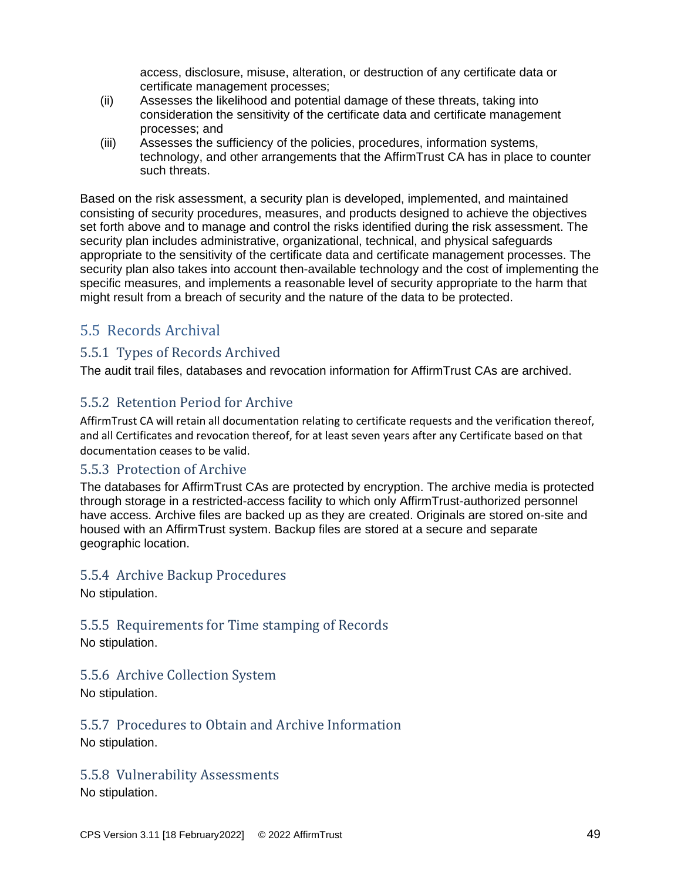access, disclosure, misuse, alteration, or destruction of any certificate data or certificate management processes;

(ii) Assesses the likelihood and potential damage of these threats, taking into consideration the sensitivity of the certificate data and certificate management processes; and

(iii) Assesses the sufficiency of the policies, procedures, information systems, technology, and other arrangements that the AffirmTrust CA has in place to counter such threats.

Based on the risk assessment, a security plan is developed, implemented, and maintained consisting of security procedures, measures, and products designed to achieve the objectives set forth above and to manage and control the risks identified during the risk assessment. The security plan includes administrative, organizational, technical, and physical safeguards appropriate to the sensitivity of the certificate data and certificate management processes. The security plan also takes into account then-available technology and the cost of implementing the specific measures, and implements a reasonable level of security appropriate to the harm that might result from a breach of security and the nature of the data to be protected.

## 5.5 Records Archival

### 5.5.1 Types of Records Archived

The audit trail files, databases and revocation information for AffirmTrust CAs are archived.

### 5.5.2 Retention Period for Archive

AffirmTrust CA will retain all documentation relating to certificate requests and the verification thereof, and all Certificates and revocation thereof, for at least seven years after any Certificate based on that documentation ceases to be valid.

### 5.5.3 Protection of Archive

The databases for AffirmTrust CAs are protected by encryption. The archive media is protected through storage in a restricted-access facility to which only AffirmTrust-authorized personnel have access. Archive files are backed up as they are created. Originals are stored on-site and housed with an AffirmTrust system. Backup files are stored at a secure and separate geographic location.

### 5.5.4 Archive Backup Procedures

No stipulation.

### 5.5.5 Requirements for Time stamping of Records

No stipulation.

### 5.5.6 Archive Collection System

No stipulation.

### 5.5.7 Procedures to Obtain and Archive Information

No stipulation.

### 5.5.8 Vulnerability Assessments

No stipulation.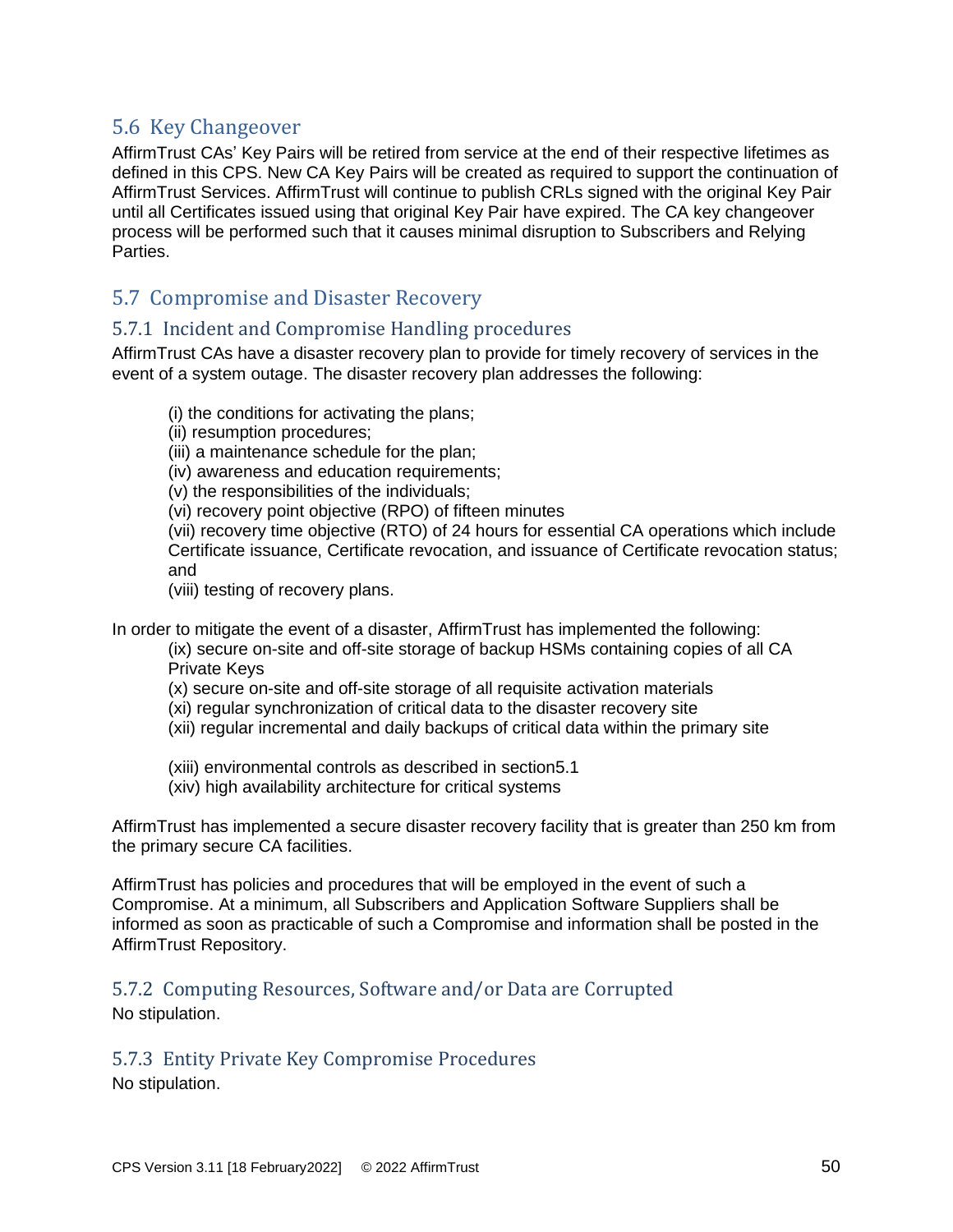## 5.6 Key Changeover

AffirmTrust CAs' Key Pairs will be retired from service at the end of their respective lifetimes as defined in this CPS. New CA Key Pairs will be created as required to support the continuation of AffirmTrust Services. AffirmTrust will continue to publish CRLs signed with the original Key Pair until all Certificates issued using that original Key Pair have expired. The CA key changeover process will be performed such that it causes minimal disruption to Subscribers and Relying Parties.

## 5.7 Compromise and Disaster Recovery

### 5.7.1 Incident and Compromise Handling procedures

AffirmTrust CAs have a disaster recovery plan to provide for timely recovery of services in the event of a system outage. The disaster recovery plan addresses the following:

(i) the conditions for activating the plans;
(ii) resumption procedures;
(iii) a maintenance schedule for the plan;
(iv) awareness and education requirements;
(v) the responsibilities of the individuals;
(vi) recovery point objective (RPO) of fifteen minutes
(vii) recovery time objective (RTO) of 24 hours for essential CA operations which include Certificate issuance, Certificate revocation, and issuance of Certificate revocation status; and
(viii) testing of recovery plans.

In order to mitigate the event of a disaster, AffirmTrust has implemented the following:

(ix) secure on-site and off-site storage of backup HSMs containing copies of all CA Private Keys
(x) secure on-site and off-site storage of all requisite activation materials
(xi) regular synchronization of critical data to the disaster recovery site
(xii) regular incremental and daily backups of critical data within the primary site

(xiii) environmental controls as described in section5.1
(xiv) high availability architecture for critical systems

AffirmTrust has implemented a secure disaster recovery facility that is greater than 250 km from the primary secure CA facilities.

AffirmTrust has policies and procedures that will be employed in the event of such a Compromise. At a minimum, all Subscribers and Application Software Suppliers shall be informed as soon as practicable of such a Compromise and information shall be posted in the AffirmTrust Repository.

### 5.7.2 Computing Resources, Software and/or Data are Corrupted

No stipulation.

### 5.7.3 Entity Private Key Compromise Procedures

No stipulation.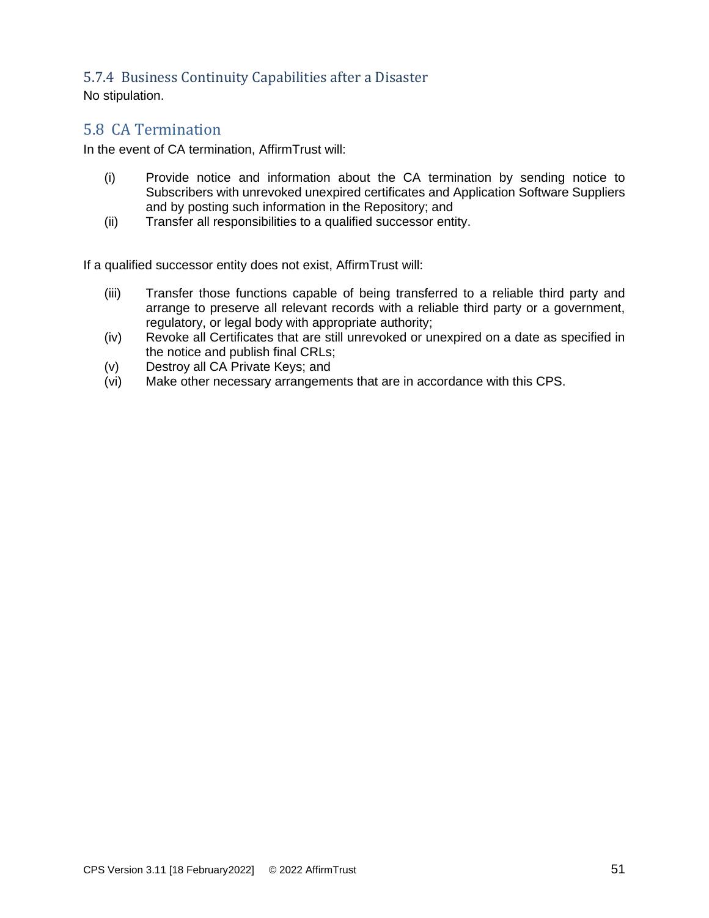### 5.7.4 Business Continuity Capabilities after a Disaster

No stipulation.

## 5.8 CA Termination

In the event of CA termination, AffirmTrust will:

(i) Provide notice and information about the CA termination by sending notice to Subscribers with unrevoked unexpired certificates and Application Software Suppliers and by posting such information in the Repository; and

(ii) Transfer all responsibilities to a qualified successor entity.

If a qualified successor entity does not exist, AffirmTrust will:

(iii) Transfer those functions capable of being transferred to a reliable third party and arrange to preserve all relevant records with a reliable third party or a government, regulatory, or legal body with appropriate authority;

(iv) Revoke all Certificates that are still unrevoked or unexpired on a date as specified in the notice and publish final CRLs;

(v) Destroy all CA Private Keys; and

(vi) Make other necessary arrangements that are in accordance with this CPS.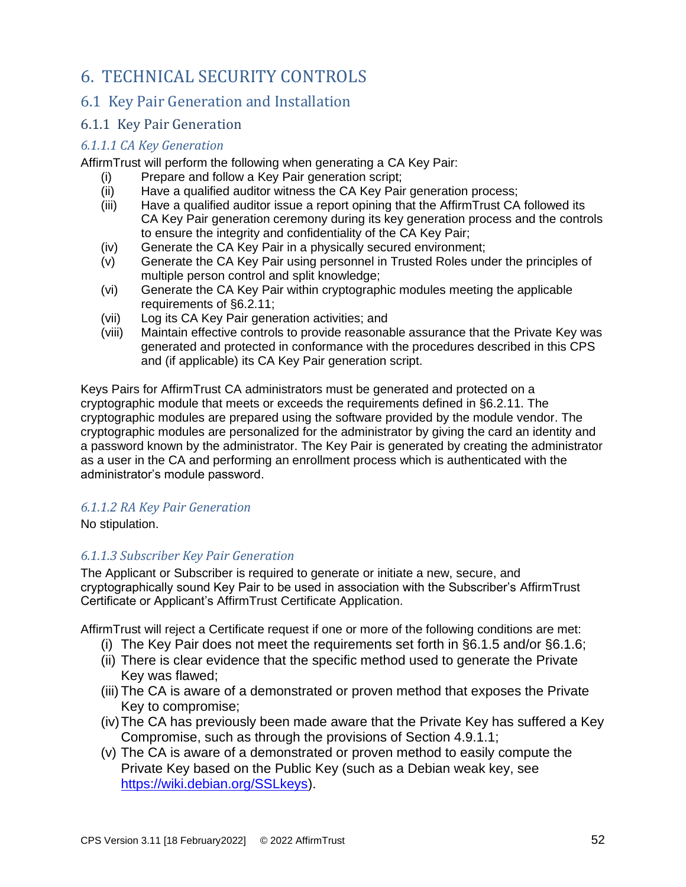# 6. TECHNICAL SECURITY CONTROLS

## 6.1 Key Pair Generation and Installation

### 6.1.1 Key Pair Generation

#### *6.1.1.1 CA Key Generation*

AffirmTrust will perform the following when generating a CA Key Pair:

- (i) Prepare and follow a Key Pair generation script;
- (ii) Have a qualified auditor witness the CA Key Pair generation process;
- (iii) Have a qualified auditor issue a report opining that the AffirmTrust CA followed its CA Key Pair generation ceremony during its key generation process and the controls to ensure the integrity and confidentiality of the CA Key Pair;
- (iv) Generate the CA Key Pair in a physically secured environment;
- (v) Generate the CA Key Pair using personnel in Trusted Roles under the principles of multiple person control and split knowledge;
- (vi) Generate the CA Key Pair within cryptographic modules meeting the applicable requirements of §6.2.11;
- (vii) Log its CA Key Pair generation activities; and
- (viii) Maintain effective controls to provide reasonable assurance that the Private Key was generated and protected in conformance with the procedures described in this CPS and (if applicable) its CA Key Pair generation script.

Keys Pairs for AffirmTrust CA administrators must be generated and protected on a cryptographic module that meets or exceeds the requirements defined in §6.2.11. The cryptographic modules are prepared using the software provided by the module vendor. The cryptographic modules are personalized for the administrator by giving the card an identity and a password known by the administrator. The Key Pair is generated by creating the administrator as a user in the CA and performing an enrollment process which is authenticated with the administrator's module password.

#### *6.1.1.2 RA Key Pair Generation*

No stipulation.

#### *6.1.1.3 Subscriber Key Pair Generation*

The Applicant or Subscriber is required to generate or initiate a new, secure, and cryptographically sound Key Pair to be used in association with the Subscriber's AffirmTrust Certificate or Applicant's AffirmTrust Certificate Application.

AffirmTrust will reject a Certificate request if one or more of the following conditions are met:

- (i) The Key Pair does not meet the requirements set forth in §6.1.5 and/or §6.1.6;
- (ii) There is clear evidence that the specific method used to generate the Private Key was flawed;
- (iii) The CA is aware of a demonstrated or proven method that exposes the Private Key to compromise;
- (iv) The CA has previously been made aware that the Private Key has suffered a Key Compromise, such as through the provisions of Section 4.9.1.1;
- (v) The CA is aware of a demonstrated or proven method to easily compute the Private Key based on the Public Key (such as a Debian weak key, see https://wiki.debian.org/SSLkeys).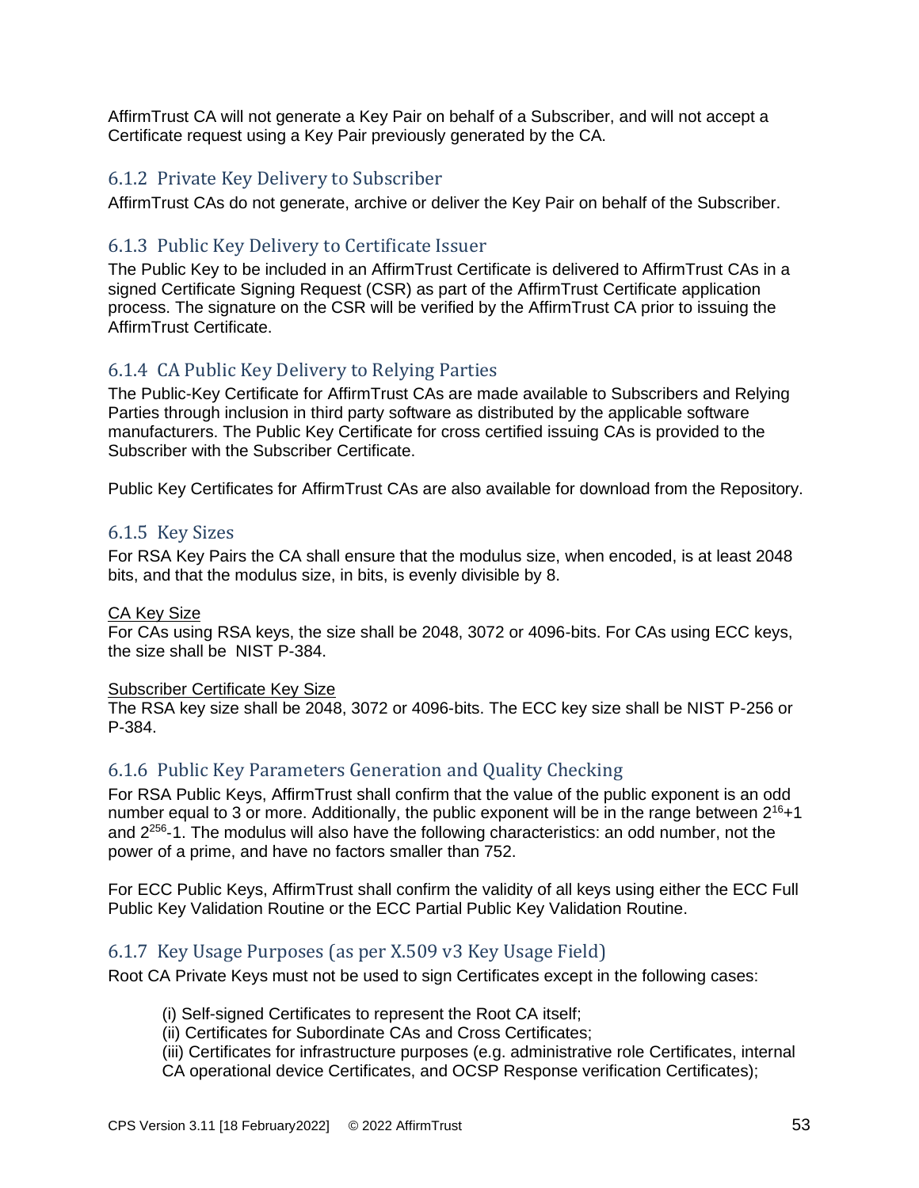AffirmTrust CA will not generate a Key Pair on behalf of a Subscriber, and will not accept a Certificate request using a Key Pair previously generated by the CA.

### 6.1.2 Private Key Delivery to Subscriber

AffirmTrust CAs do not generate, archive or deliver the Key Pair on behalf of the Subscriber.

### 6.1.3 Public Key Delivery to Certificate Issuer

The Public Key to be included in an AffirmTrust Certificate is delivered to AffirmTrust CAs in a signed Certificate Signing Request (CSR) as part of the AffirmTrust Certificate application process. The signature on the CSR will be verified by the AffirmTrust CA prior to issuing the AffirmTrust Certificate.

### 6.1.4 CA Public Key Delivery to Relying Parties

The Public-Key Certificate for AffirmTrust CAs are made available to Subscribers and Relying Parties through inclusion in third party software as distributed by the applicable software manufacturers. The Public Key Certificate for cross certified issuing CAs is provided to the Subscriber with the Subscriber Certificate.

Public Key Certificates for AffirmTrust CAs are also available for download from the Repository.

### 6.1.5 Key Sizes

For RSA Key Pairs the CA shall ensure that the modulus size, when encoded, is at least 2048 bits, and that the modulus size, in bits, is evenly divisible by 8.

CA Key Size
For CAs using RSA keys, the size shall be 2048, 3072 or 4096-bits. For CAs using ECC keys, the size shall be NIST P-384.

Subscriber Certificate Key Size
The RSA key size shall be 2048, 3072 or 4096-bits. The ECC key size shall be NIST P-256 or P-384.

### 6.1.6 Public Key Parameters Generation and Quality Checking

For RSA Public Keys, AffirmTrust shall confirm that the value of the public exponent is an odd number equal to 3 or more. Additionally, the public exponent will be in the range between $2^{16}+1$ and $2^{256}-1$. The modulus will also have the following characteristics: an odd number, not the power of a prime, and have no factors smaller than 752.

For ECC Public Keys, AffirmTrust shall confirm the validity of all keys using either the ECC Full Public Key Validation Routine or the ECC Partial Public Key Validation Routine.

### 6.1.7 Key Usage Purposes (as per X.509 v3 Key Usage Field)

Root CA Private Keys must not be used to sign Certificates except in the following cases:

(i) Self-signed Certificates to represent the Root CA itself;
(ii) Certificates for Subordinate CAs and Cross Certificates;
(iii) Certificates for infrastructure purposes (e.g. administrative role Certificates, internal CA operational device Certificates, and OCSP Response verification Certificates);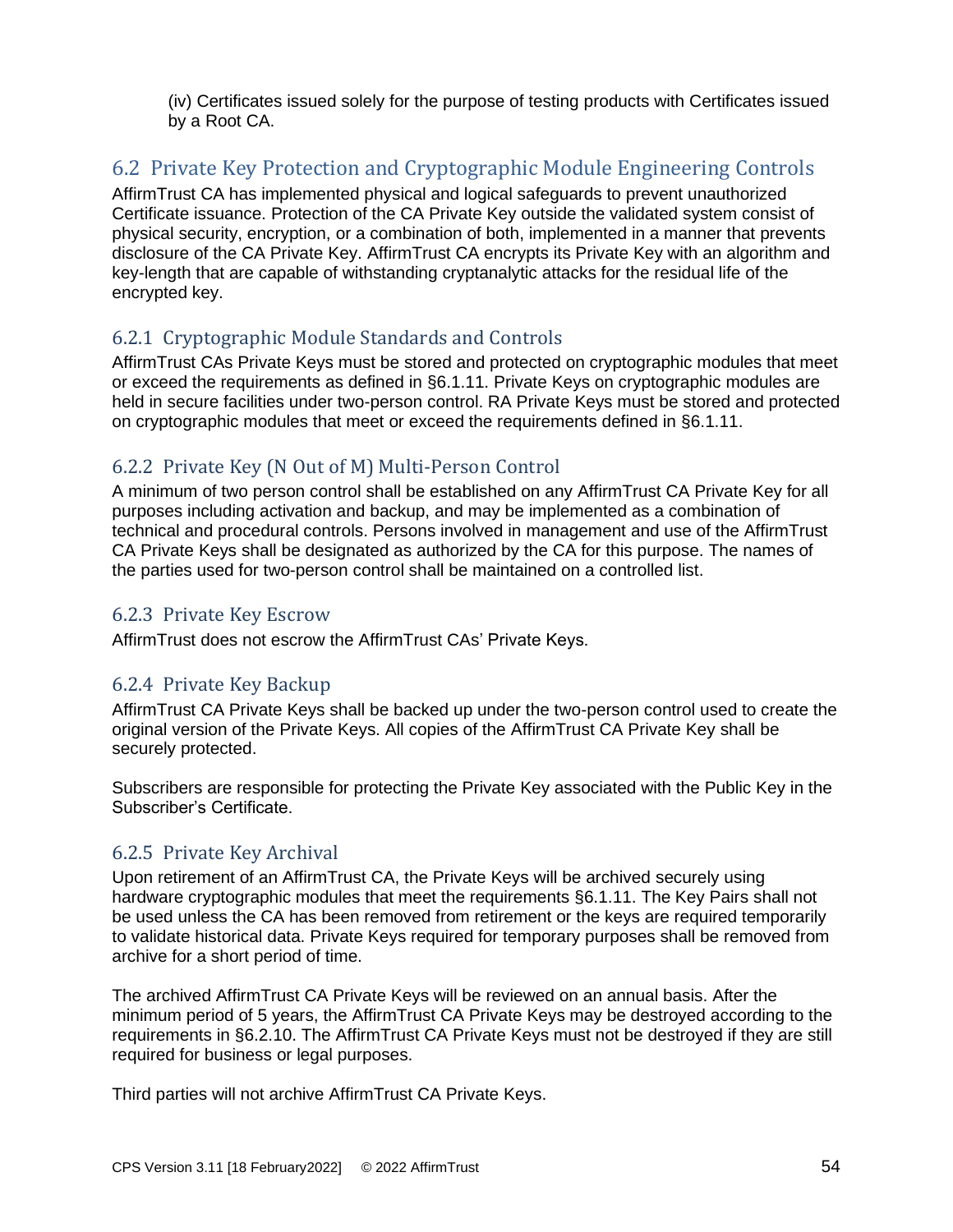(iv) Certificates issued solely for the purpose of testing products with Certificates issued by a Root CA.

## 6.2 Private Key Protection and Cryptographic Module Engineering Controls

AffirmTrust CA has implemented physical and logical safeguards to prevent unauthorized Certificate issuance. Protection of the CA Private Key outside the validated system consist of physical security, encryption, or a combination of both, implemented in a manner that prevents disclosure of the CA Private Key. AffirmTrust CA encrypts its Private Key with an algorithm and key-length that are capable of withstanding cryptanalytic attacks for the residual life of the encrypted key.

### 6.2.1 Cryptographic Module Standards and Controls

AffirmTrust CAs Private Keys must be stored and protected on cryptographic modules that meet or exceed the requirements as defined in §6.1.11. Private Keys on cryptographic modules are held in secure facilities under two-person control. RA Private Keys must be stored and protected on cryptographic modules that meet or exceed the requirements defined in §6.1.11.

### 6.2.2 Private Key (N Out of M) Multi-Person Control

A minimum of two person control shall be established on any AffirmTrust CA Private Key for all purposes including activation and backup, and may be implemented as a combination of technical and procedural controls. Persons involved in management and use of the AffirmTrust CA Private Keys shall be designated as authorized by the CA for this purpose. The names of the parties used for two-person control shall be maintained on a controlled list.

### 6.2.3 Private Key Escrow

AffirmTrust does not escrow the AffirmTrust CAs' Private Keys.

### 6.2.4 Private Key Backup

AffirmTrust CA Private Keys shall be backed up under the two-person control used to create the original version of the Private Keys. All copies of the AffirmTrust CA Private Key shall be securely protected.

Subscribers are responsible for protecting the Private Key associated with the Public Key in the Subscriber's Certificate.

### 6.2.5 Private Key Archival

Upon retirement of an AffirmTrust CA, the Private Keys will be archived securely using hardware cryptographic modules that meet the requirements §6.1.11. The Key Pairs shall not be used unless the CA has been removed from retirement or the keys are required temporarily to validate historical data. Private Keys required for temporary purposes shall be removed from archive for a short period of time.

The archived AffirmTrust CA Private Keys will be reviewed on an annual basis. After the minimum period of 5 years, the AffirmTrust CA Private Keys may be destroyed according to the requirements in §6.2.10. The AffirmTrust CA Private Keys must not be destroyed if they are still required for business or legal purposes.

Third parties will not archive AffirmTrust CA Private Keys.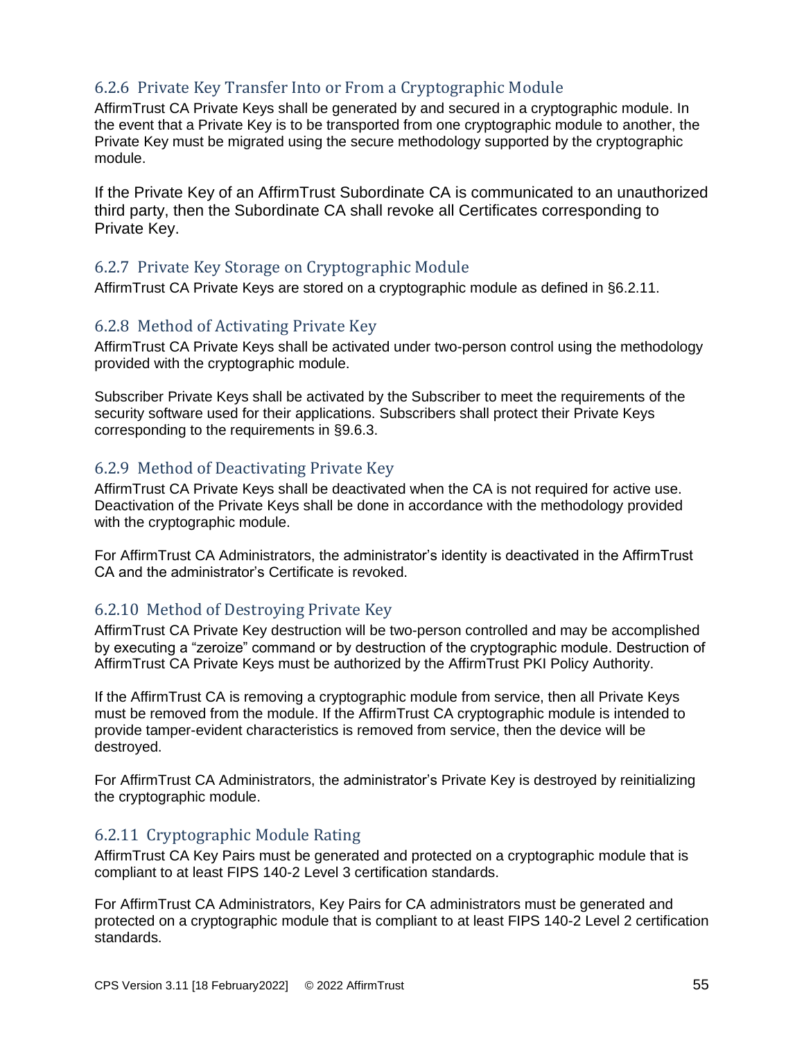### 6.2.6 Private Key Transfer Into or From a Cryptographic Module

AffirmTrust CA Private Keys shall be generated by and secured in a cryptographic module. In the event that a Private Key is to be transported from one cryptographic module to another, the Private Key must be migrated using the secure methodology supported by the cryptographic module.

If the Private Key of an AffirmTrust Subordinate CA is communicated to an unauthorized third party, then the Subordinate CA shall revoke all Certificates corresponding to Private Key.

### 6.2.7 Private Key Storage on Cryptographic Module

AffirmTrust CA Private Keys are stored on a cryptographic module as defined in §6.2.11.

### 6.2.8 Method of Activating Private Key

AffirmTrust CA Private Keys shall be activated under two-person control using the methodology provided with the cryptographic module.

Subscriber Private Keys shall be activated by the Subscriber to meet the requirements of the security software used for their applications. Subscribers shall protect their Private Keys corresponding to the requirements in §9.6.3.

### 6.2.9 Method of Deactivating Private Key

AffirmTrust CA Private Keys shall be deactivated when the CA is not required for active use. Deactivation of the Private Keys shall be done in accordance with the methodology provided with the cryptographic module.

For AffirmTrust CA Administrators, the administrator's identity is deactivated in the AffirmTrust CA and the administrator's Certificate is revoked.

### 6.2.10 Method of Destroying Private Key

AffirmTrust CA Private Key destruction will be two-person controlled and may be accomplished by executing a "zeroize" command or by destruction of the cryptographic module. Destruction of AffirmTrust CA Private Keys must be authorized by the AffirmTrust PKI Policy Authority.

If the AffirmTrust CA is removing a cryptographic module from service, then all Private Keys must be removed from the module. If the AffirmTrust CA cryptographic module is intended to provide tamper-evident characteristics is removed from service, then the device will be destroyed.

For AffirmTrust CA Administrators, the administrator's Private Key is destroyed by reinitializing the cryptographic module.

### 6.2.11 Cryptographic Module Rating

AffirmTrust CA Key Pairs must be generated and protected on a cryptographic module that is compliant to at least FIPS 140-2 Level 3 certification standards.

For AffirmTrust CA Administrators, Key Pairs for CA administrators must be generated and protected on a cryptographic module that is compliant to at least FIPS 140-2 Level 2 certification standards.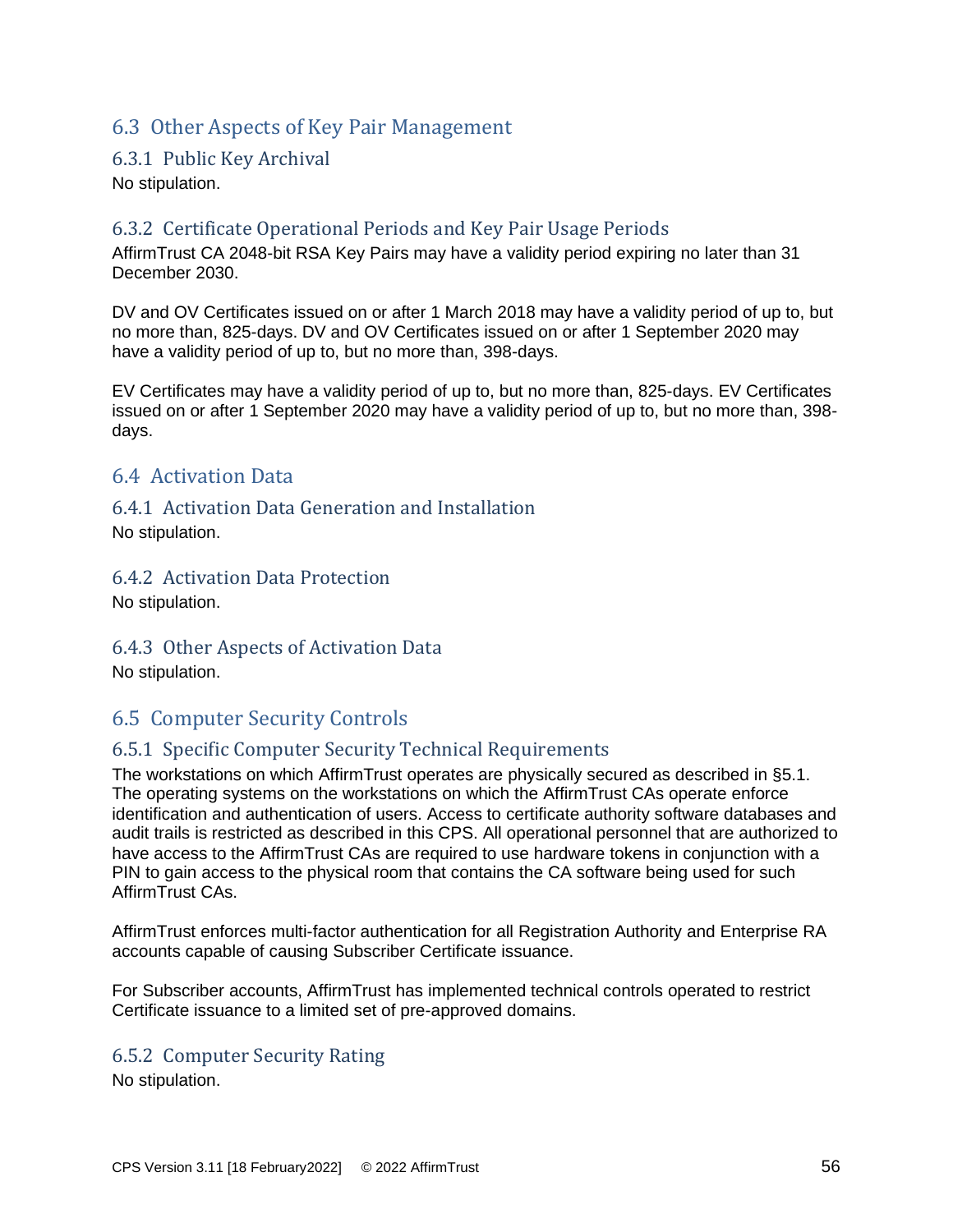## 6.3 Other Aspects of Key Pair Management

### 6.3.1 Public Key Archival

No stipulation.

### 6.3.2 Certificate Operational Periods and Key Pair Usage Periods

AffirmTrust CA 2048-bit RSA Key Pairs may have a validity period expiring no later than 31 December 2030.

DV and OV Certificates issued on or after 1 March 2018 may have a validity period of up to, but no more than, 825-days. DV and OV Certificates issued on or after 1 September 2020 may have a validity period of up to, but no more than, 398-days.

EV Certificates may have a validity period of up to, but no more than, 825-days. EV Certificates issued on or after 1 September 2020 may have a validity period of up to, but no more than, 398-days.

## 6.4 Activation Data

### 6.4.1 Activation Data Generation and Installation

No stipulation.

### 6.4.2 Activation Data Protection

No stipulation.

### 6.4.3 Other Aspects of Activation Data

No stipulation.

## 6.5 Computer Security Controls

### 6.5.1 Specific Computer Security Technical Requirements

The workstations on which AffirmTrust operates are physically secured as described in §5.1. The operating systems on the workstations on which the AffirmTrust CAs operate enforce identification and authentication of users. Access to certificate authority software databases and audit trails is restricted as described in this CPS. All operational personnel that are authorized to have access to the AffirmTrust CAs are required to use hardware tokens in conjunction with a PIN to gain access to the physical room that contains the CA software being used for such AffirmTrust CAs.

AffirmTrust enforces multi-factor authentication for all Registration Authority and Enterprise RA accounts capable of causing Subscriber Certificate issuance.

For Subscriber accounts, AffirmTrust has implemented technical controls operated to restrict Certificate issuance to a limited set of pre-approved domains.

### 6.5.2 Computer Security Rating

No stipulation.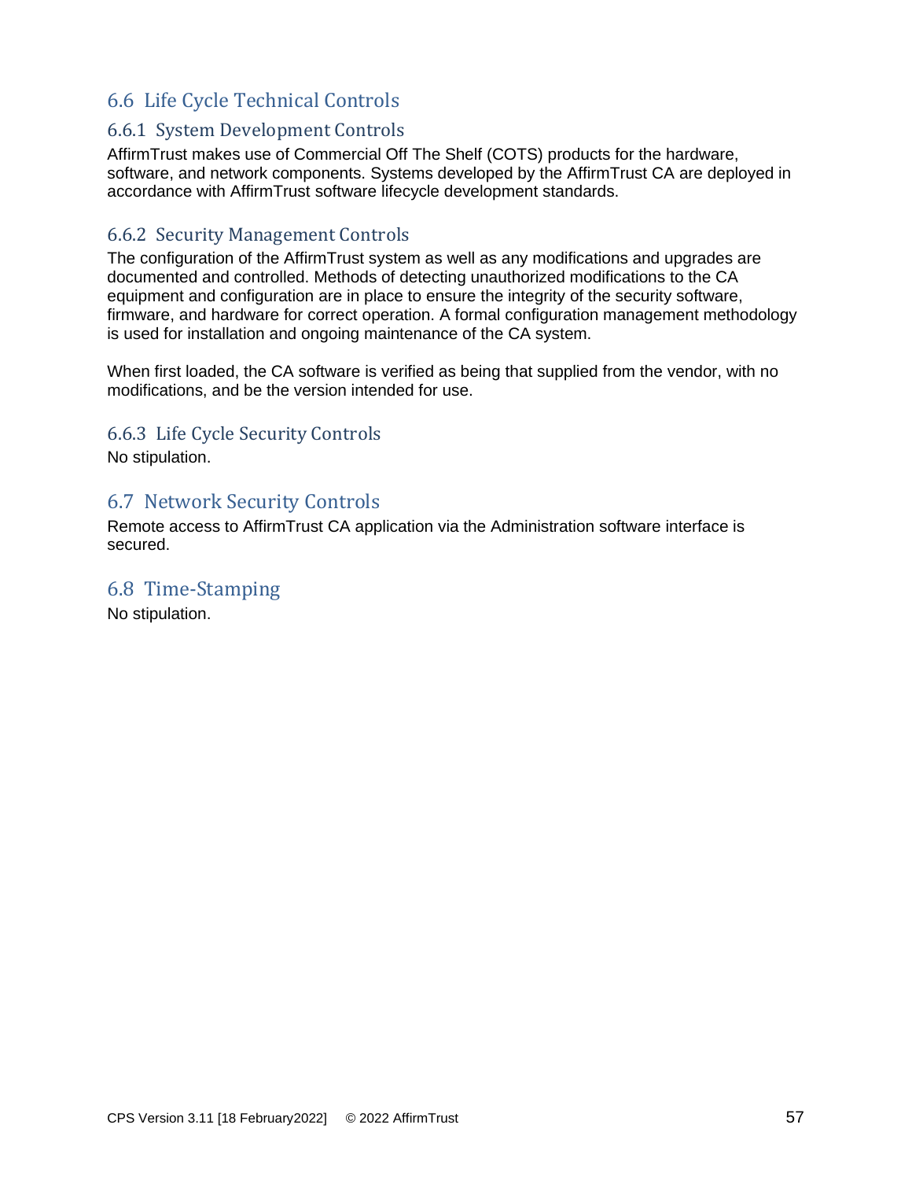## 6.6 Life Cycle Technical Controls

### 6.6.1 System Development Controls

AffirmTrust makes use of Commercial Off The Shelf (COTS) products for the hardware, software, and network components. Systems developed by the AffirmTrust CA are deployed in accordance with AffirmTrust software lifecycle development standards.

### 6.6.2 Security Management Controls

The configuration of the AffirmTrust system as well as any modifications and upgrades are documented and controlled. Methods of detecting unauthorized modifications to the CA equipment and configuration are in place to ensure the integrity of the security software, firmware, and hardware for correct operation. A formal configuration management methodology is used for installation and ongoing maintenance of the CA system.

When first loaded, the CA software is verified as being that supplied from the vendor, with no modifications, and be the version intended for use.

### 6.6.3 Life Cycle Security Controls

No stipulation.

## 6.7 Network Security Controls

Remote access to AffirmTrust CA application via the Administration software interface is secured.

## 6.8 Time-Stamping

No stipulation.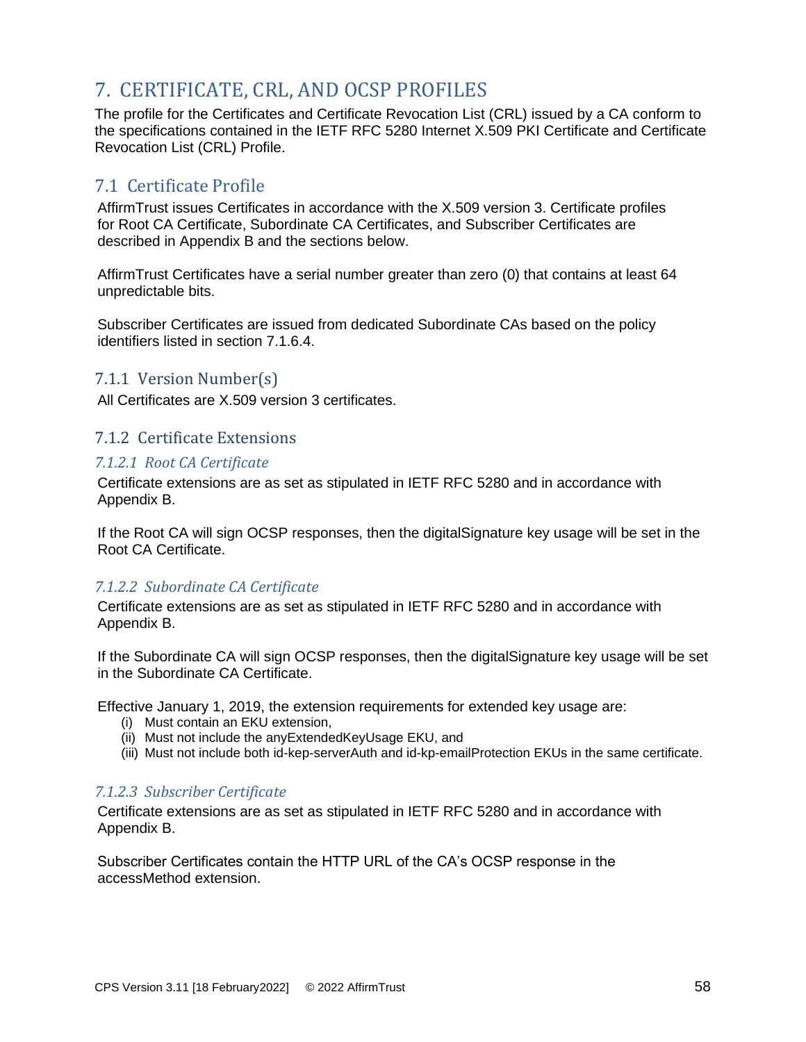# 7. CERTIFICATE, CRL, AND OCSP PROFILES

The profile for the Certificates and Certificate Revocation List (CRL) issued by a CA conform to the specifications contained in the IETF RFC 5280 Internet X.509 PKI Certificate and Certificate Revocation List (CRL) Profile.

## 7.1 Certificate Profile

AffirmTrust issues Certificates in accordance with the X.509 version 3. Certificate profiles for Root CA Certificate, Subordinate CA Certificates, and Subscriber Certificates are described in Appendix B and the sections below.

AffirmTrust Certificates have a serial number greater than zero (0) that contains at least 64 unpredictable bits.

Subscriber Certificates are issued from dedicated Subordinate CAs based on the policy identifiers listed in section 7.1.6.4.

### 7.1.1 Version Number(s)

All Certificates are X.509 version 3 certificates.

### 7.1.2 Certificate Extensions

#### *7.1.2.1 Root CA Certificate*

Certificate extensions are as set as stipulated in IETF RFC 5280 and in accordance with Appendix B.

If the Root CA will sign OCSP responses, then the digitalSignature key usage will be set in the Root CA Certificate.

#### *7.1.2.2 Subordinate CA Certificate*

Certificate extensions are as set as stipulated in IETF RFC 5280 and in accordance with Appendix B.

If the Subordinate CA will sign OCSP responses, then the digitalSignature key usage will be set in the Subordinate CA Certificate.

Effective January 1, 2019, the extension requirements for extended key usage are:

(i) Must contain an EKU extension,
(ii) Must not include the anyExtendedKeyUsage EKU, and
(iii) Must not include both id-kep-serverAuth and id-kp-emailProtection EKUs in the same certificate.

#### *7.1.2.3 Subscriber Certificate*

Certificate extensions are as set as stipulated in IETF RFC 5280 and in accordance with Appendix B.

Subscriber Certificates contain the HTTP URL of the CA's OCSP response in the accessMethod extension.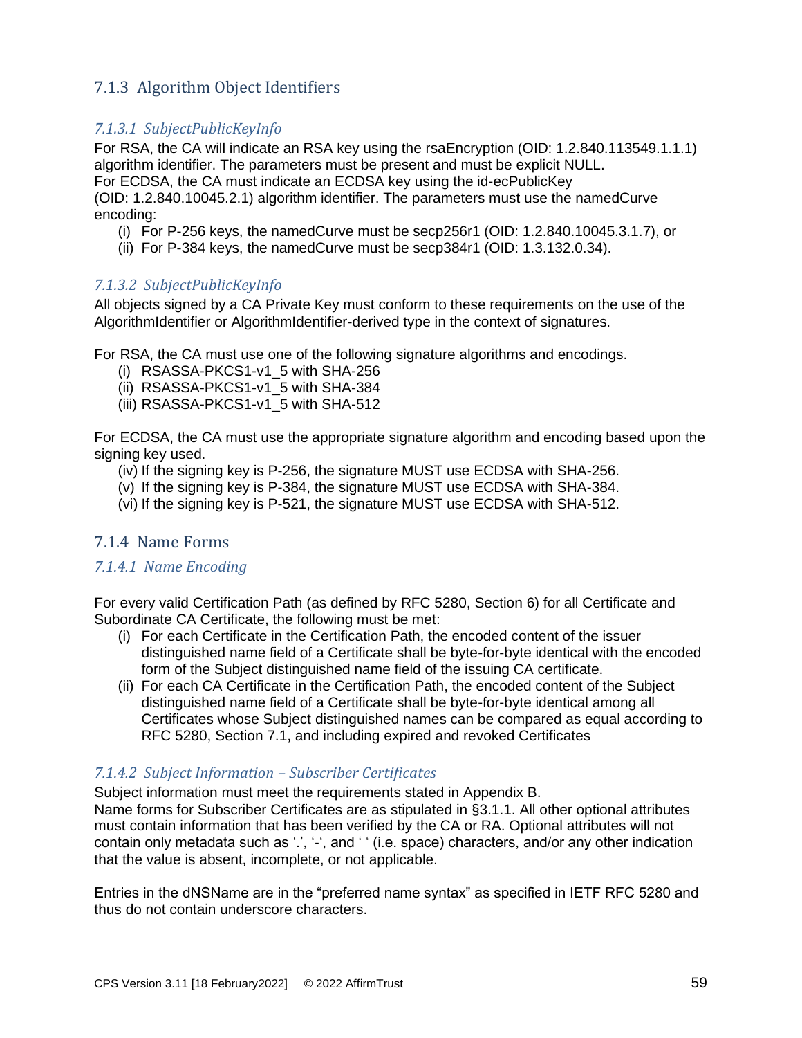## 7.1.3 Algorithm Object Identifiers

### *7.1.3.1 SubjectPublicKeyInfo*

For RSA, the CA will indicate an RSA key using the rsaEncryption (OID: 1.2.840.113549.1.1.1) algorithm identifier. The parameters must be present and must be explicit NULL.
For ECDSA, the CA must indicate an ECDSA key using the id-ecPublicKey (OID: 1.2.840.10045.2.1) algorithm identifier. The parameters must use the namedCurve encoding:

- (i) For P-256 keys, the namedCurve must be secp256r1 (OID: 1.2.840.10045.3.1.7), or
- (ii) For P-384 keys, the namedCurve must be secp384r1 (OID: 1.3.132.0.34).

### *7.1.3.2 SubjectPublicKeyInfo*

All objects signed by a CA Private Key must conform to these requirements on the use of the AlgorithmIdentifier or AlgorithmIdentifier-derived type in the context of signatures.

For RSA, the CA must use one of the following signature algorithms and encodings.

- (i) RSASSA-PKCS1-v1_5 with SHA-256
- (ii) RSASSA-PKCS1-v1_5 with SHA-384
- (iii) RSASSA-PKCS1-v1_5 with SHA-512

For ECDSA, the CA must use the appropriate signature algorithm and encoding based upon the signing key used.

- (iv) If the signing key is P-256, the signature MUST use ECDSA with SHA-256.
- (v) If the signing key is P-384, the signature MUST use ECDSA with SHA-384.
- (vi) If the signing key is P-521, the signature MUST use ECDSA with SHA-512.

## 7.1.4 Name Forms

### *7.1.4.1 Name Encoding*

For every valid Certification Path (as defined by RFC 5280, Section 6) for all Certificate and Subordinate CA Certificate, the following must be met:

- (i) For each Certificate in the Certification Path, the encoded content of the issuer distinguished name field of a Certificate shall be byte-for-byte identical with the encoded form of the Subject distinguished name field of the issuing CA certificate.
- (ii) For each CA Certificate in the Certification Path, the encoded content of the Subject distinguished name field of a Certificate shall be byte-for-byte identical among all Certificates whose Subject distinguished names can be compared as equal according to RFC 5280, Section 7.1, and including expired and revoked Certificates

### *7.1.4.2 Subject Information – Subscriber Certificates*

Subject information must meet the requirements stated in Appendix B.
Name forms for Subscriber Certificates are as stipulated in §3.1.1. All other optional attributes must contain information that has been verified by the CA or RA. Optional attributes will not contain only metadata such as '.', '-', and ' ' (i.e. space) characters, and/or any other indication that the value is absent, incomplete, or not applicable.

Entries in the dNSName are in the "preferred name syntax" as specified in IETF RFC 5280 and thus do not contain underscore characters.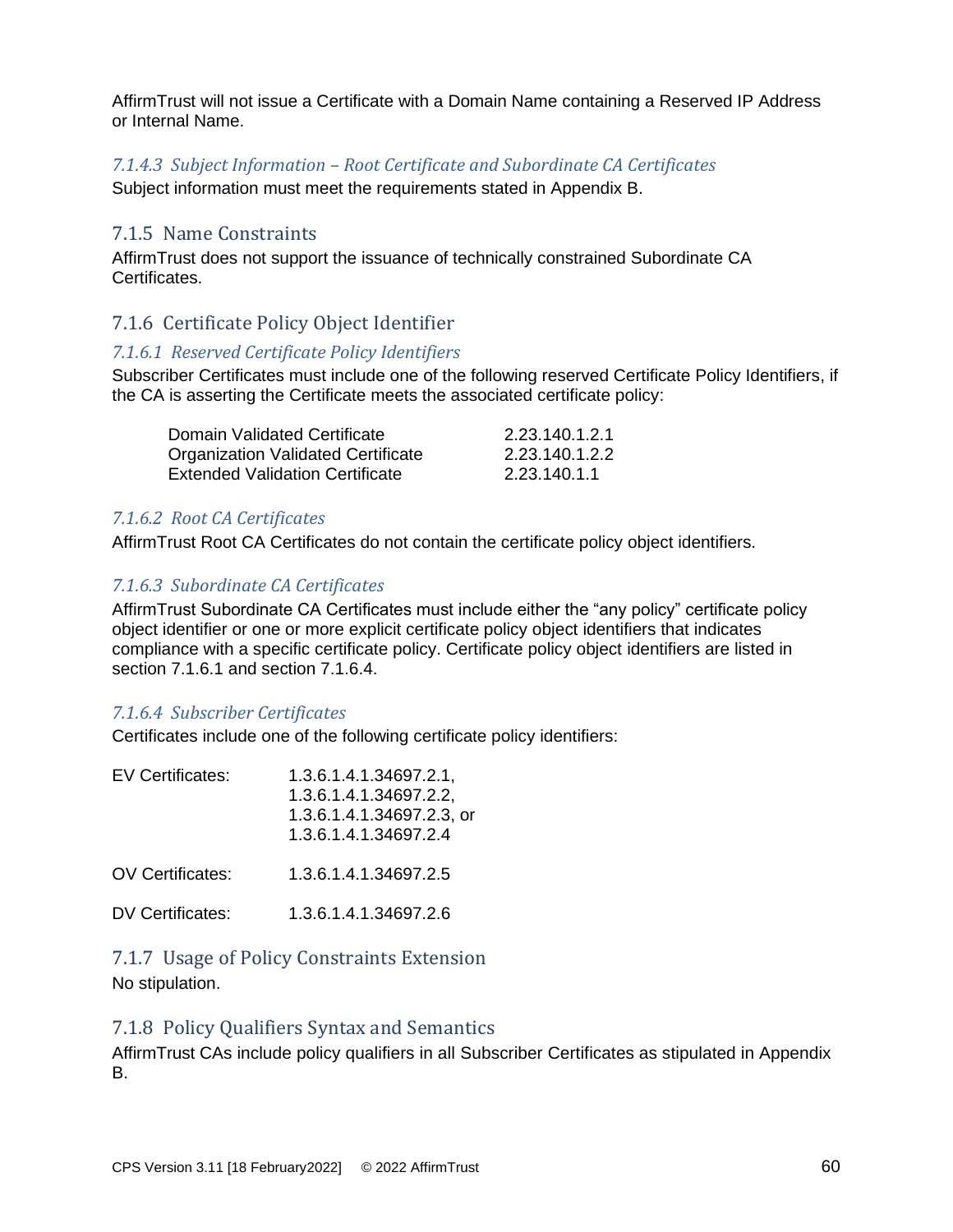AffirmTrust will not issue a Certificate with a Domain Name containing a Reserved IP Address or Internal Name.

#### *7.1.4.3 Subject Information – Root Certificate and Subordinate CA Certificates*

Subject information must meet the requirements stated in Appendix B.

### 7.1.5 Name Constraints

AffirmTrust does not support the issuance of technically constrained Subordinate CA Certificates.

### 7.1.6 Certificate Policy Object Identifier

#### *7.1.6.1 Reserved Certificate Policy Identifiers*

Subscriber Certificates must include one of the following reserved Certificate Policy Identifiers, if the CA is asserting the Certificate meets the associated certificate policy:

| | |
|---|---|
| Domain Validated Certificate | 2.23.140.1.2.1 |
| Organization Validated Certificate | 2.23.140.1.2.2 |
| Extended Validation Certificate | 2.23.140.1.1 |

#### *7.1.6.2 Root CA Certificates*

AffirmTrust Root CA Certificates do not contain the certificate policy object identifiers.

#### *7.1.6.3 Subordinate CA Certificates*

AffirmTrust Subordinate CA Certificates must include either the "any policy" certificate policy object identifier or one or more explicit certificate policy object identifiers that indicates compliance with a specific certificate policy. Certificate policy object identifiers are listed in section 7.1.6.1 and section 7.1.6.4.

#### *7.1.6.4 Subscriber Certificates*

Certificates include one of the following certificate policy identifiers:

| | |
|---|---|
| EV Certificates: | 1.3.6.1.4.1.34697.2.1,<br>1.3.6.1.4.1.34697.2.2,<br>1.3.6.1.4.1.34697.2.3, or<br>1.3.6.1.4.1.34697.2.4 |
| OV Certificates: | 1.3.6.1.4.1.34697.2.5 |
| DV Certificates: | 1.3.6.1.4.1.34697.2.6 |

### 7.1.7 Usage of Policy Constraints Extension

No stipulation.

### 7.1.8 Policy Qualifiers Syntax and Semantics

AffirmTrust CAs include policy qualifiers in all Subscriber Certificates as stipulated in Appendix B.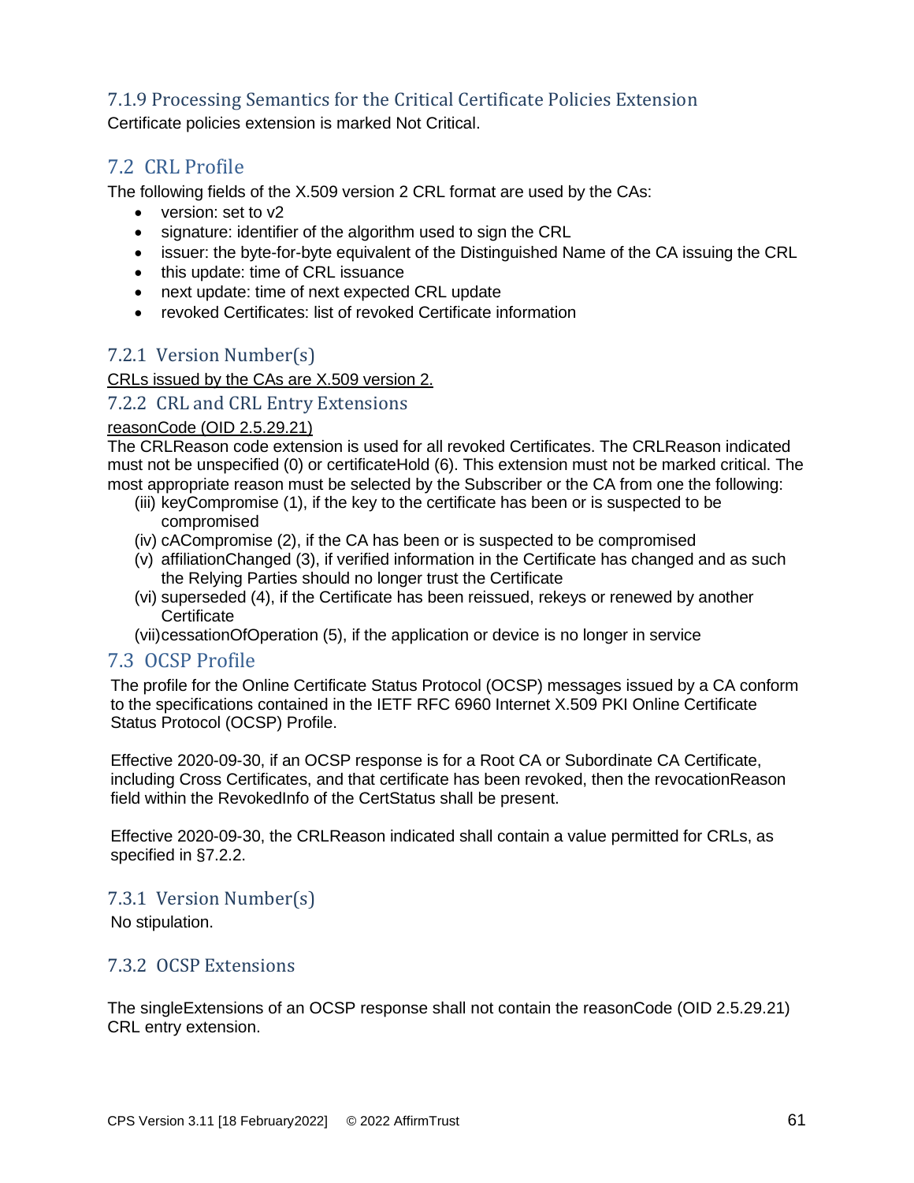### 7.1.9 Processing Semantics for the Critical Certificate Policies Extension

Certificate policies extension is marked Not Critical.

## 7.2 CRL Profile

The following fields of the X.509 version 2 CRL format are used by the CAs:

- version: set to v2
- signature: identifier of the algorithm used to sign the CRL
- issuer: the byte-for-byte equivalent of the Distinguished Name of the CA issuing the CRL
- this update: time of CRL issuance
- next update: time of next expected CRL update
- revoked Certificates: list of revoked Certificate information

### 7.2.1 Version Number(s)

CRLs issued by the CAs are X.509 version 2.

### 7.2.2 CRL and CRL Entry Extensions

reasonCode (OID 2.5.29.21)

The CRLReason code extension is used for all revoked Certificates. The CRLReason indicated must not be unspecified (0) or certificateHold (6). This extension must not be marked critical. The most appropriate reason must be selected by the Subscriber or the CA from one the following:

(iii) keyCompromise (1), if the key to the certificate has been or is suspected to be compromised

(iv) cACompromise (2), if the CA has been or is suspected to be compromised

(v) affiliationChanged (3), if verified information in the Certificate has changed and as such the Relying Parties should no longer trust the Certificate

(vi) superseded (4), if the Certificate has been reissued, rekeys or renewed by another Certificate

(vii) cessationOfOperation (5), if the application or device is no longer in service

## 7.3 OCSP Profile

The profile for the Online Certificate Status Protocol (OCSP) messages issued by a CA conform to the specifications contained in the IETF RFC 6960 Internet X.509 PKI Online Certificate Status Protocol (OCSP) Profile.

Effective 2020-09-30, if an OCSP response is for a Root CA or Subordinate CA Certificate, including Cross Certificates, and that certificate has been revoked, then the revocationReason field within the RevokedInfo of the CertStatus shall be present.

Effective 2020-09-30, the CRLReason indicated shall contain a value permitted for CRLs, as specified in §7.2.2.

### 7.3.1 Version Number(s)

No stipulation.

### 7.3.2 OCSP Extensions

The singleExtensions of an OCSP response shall not contain the reasonCode (OID 2.5.29.21) CRL entry extension.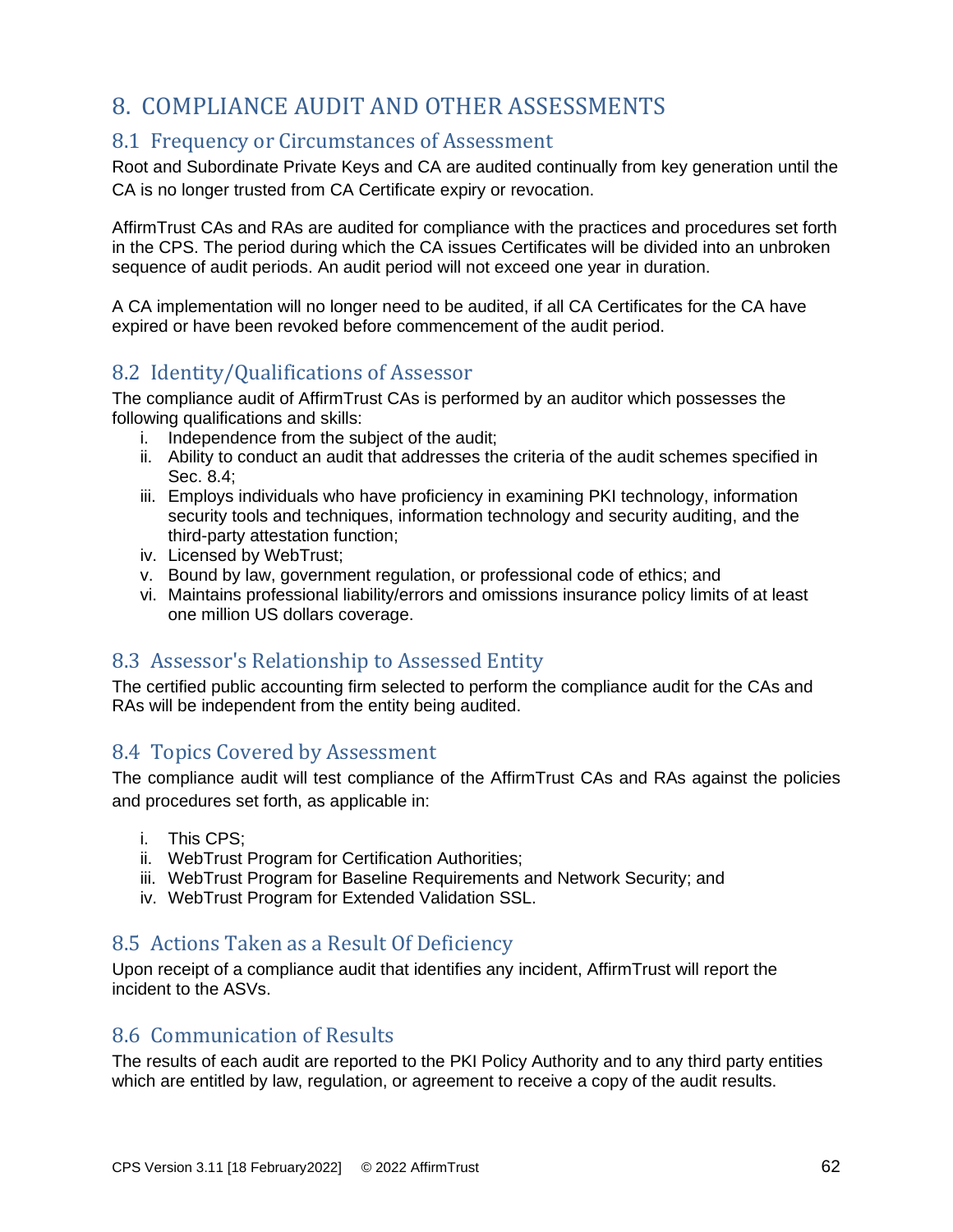# 8. COMPLIANCE AUDIT AND OTHER ASSESSMENTS

## 8.1 Frequency or Circumstances of Assessment

Root and Subordinate Private Keys and CA are audited continually from key generation until the CA is no longer trusted from CA Certificate expiry or revocation.

AffirmTrust CAs and RAs are audited for compliance with the practices and procedures set forth in the CPS. The period during which the CA issues Certificates will be divided into an unbroken sequence of audit periods. An audit period will not exceed one year in duration.

A CA implementation will no longer need to be audited, if all CA Certificates for the CA have expired or have been revoked before commencement of the audit period.

## 8.2 Identity/Qualifications of Assessor

The compliance audit of AffirmTrust CAs is performed by an auditor which possesses the following qualifications and skills:

i. Independence from the subject of the audit;
ii. Ability to conduct an audit that addresses the criteria of the audit schemes specified in Sec. 8.4;
iii. Employs individuals who have proficiency in examining PKI technology, information security tools and techniques, information technology and security auditing, and the third-party attestation function;
iv. Licensed by WebTrust;
v. Bound by law, government regulation, or professional code of ethics; and
vi. Maintains professional liability/errors and omissions insurance policy limits of at least one million US dollars coverage.

## 8.3 Assessor's Relationship to Assessed Entity

The certified public accounting firm selected to perform the compliance audit for the CAs and RAs will be independent from the entity being audited.

## 8.4 Topics Covered by Assessment

The compliance audit will test compliance of the AffirmTrust CAs and RAs against the policies and procedures set forth, as applicable in:

i. This CPS;
ii. WebTrust Program for Certification Authorities;
iii. WebTrust Program for Baseline Requirements and Network Security; and
iv. WebTrust Program for Extended Validation SSL.

## 8.5 Actions Taken as a Result Of Deficiency

Upon receipt of a compliance audit that identifies any incident, AffirmTrust will report the incident to the ASVs.

## 8.6 Communication of Results

The results of each audit are reported to the PKI Policy Authority and to any third party entities which are entitled by law, regulation, or agreement to receive a copy of the audit results.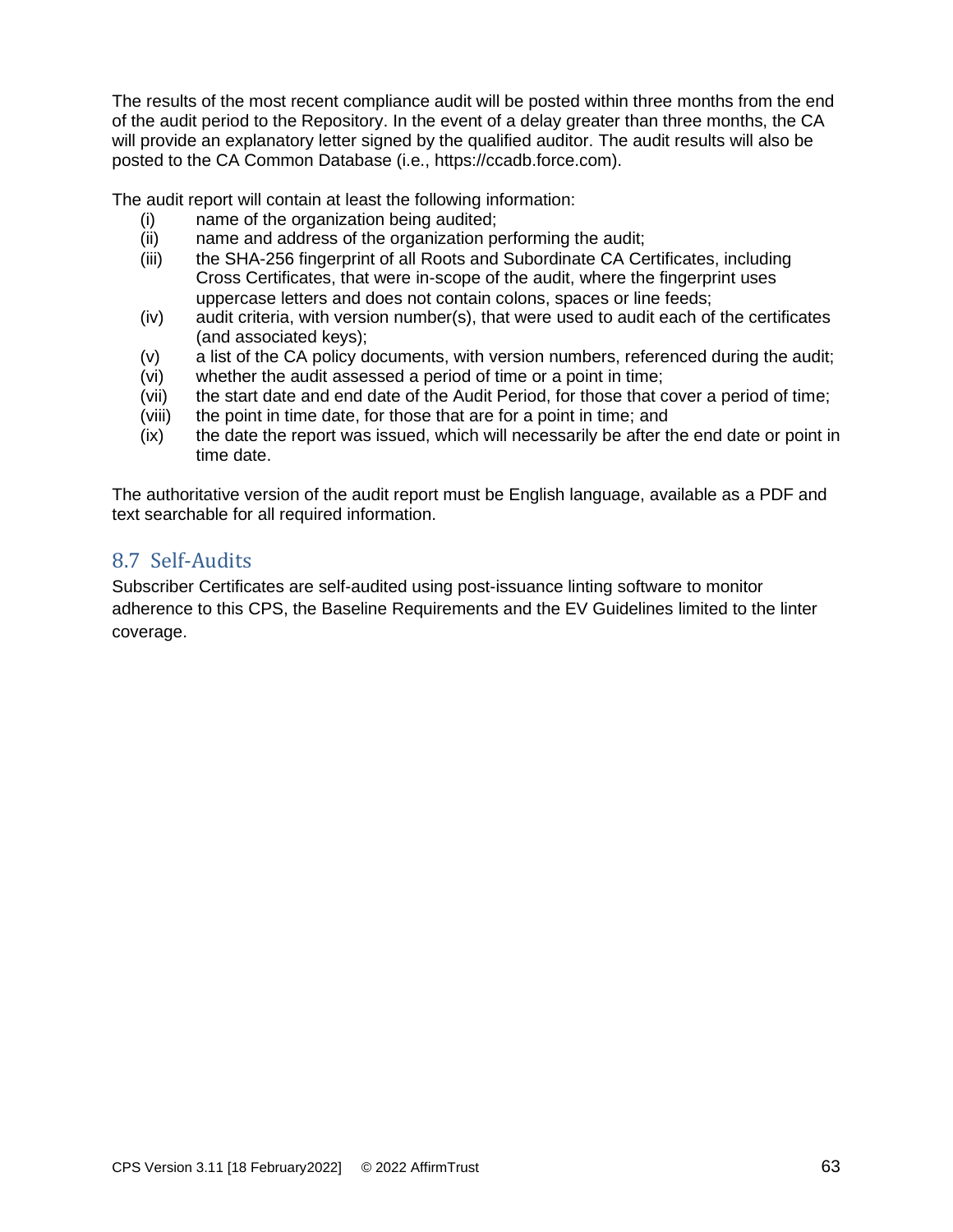The results of the most recent compliance audit will be posted within three months from the end of the audit period to the Repository. In the event of a delay greater than three months, the CA will provide an explanatory letter signed by the qualified auditor. The audit results will also be posted to the CA Common Database (i.e., https://ccadb.force.com).

The audit report will contain at least the following information:

- (i) name of the organization being audited;
- (ii) name and address of the organization performing the audit;
- (iii) the SHA-256 fingerprint of all Roots and Subordinate CA Certificates, including Cross Certificates, that were in-scope of the audit, where the fingerprint uses uppercase letters and does not contain colons, spaces or line feeds;
- (iv) audit criteria, with version number(s), that were used to audit each of the certificates (and associated keys);
- (v) a list of the CA policy documents, with version numbers, referenced during the audit;
- (vi) whether the audit assessed a period of time or a point in time;
- (vii) the start date and end date of the Audit Period, for those that cover a period of time;
- (viii) the point in time date, for those that are for a point in time; and
- (ix) the date the report was issued, which will necessarily be after the end date or point in time date.

The authoritative version of the audit report must be English language, available as a PDF and text searchable for all required information.

## 8.7 Self-Audits

Subscriber Certificates are self-audited using post-issuance linting software to monitor adherence to this CPS, the Baseline Requirements and the EV Guidelines limited to the linter coverage.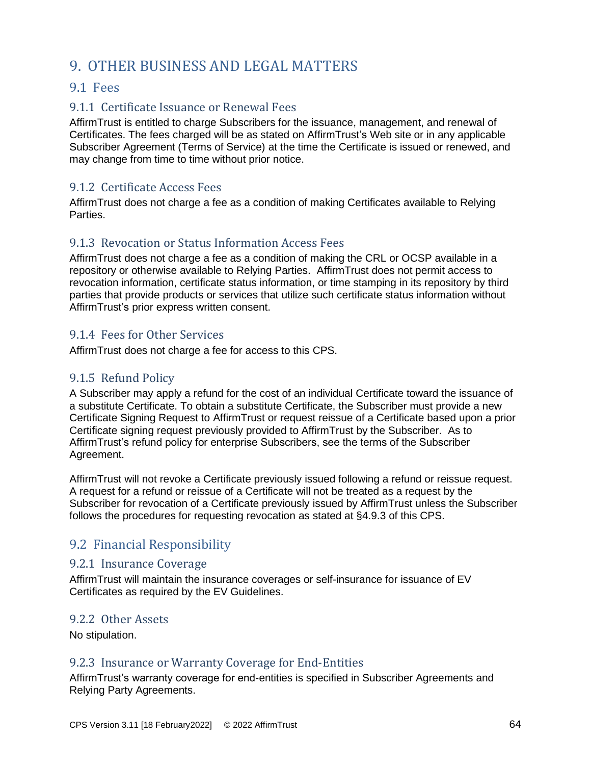# 9. OTHER BUSINESS AND LEGAL MATTERS

## 9.1 Fees

### 9.1.1 Certificate Issuance or Renewal Fees

AffirmTrust is entitled to charge Subscribers for the issuance, management, and renewal of Certificates. The fees charged will be as stated on AffirmTrust's Web site or in any applicable Subscriber Agreement (Terms of Service) at the time the Certificate is issued or renewed, and may change from time to time without prior notice.

### 9.1.2 Certificate Access Fees

AffirmTrust does not charge a fee as a condition of making Certificates available to Relying Parties.

### 9.1.3 Revocation or Status Information Access Fees

AffirmTrust does not charge a fee as a condition of making the CRL or OCSP available in a repository or otherwise available to Relying Parties. AffirmTrust does not permit access to revocation information, certificate status information, or time stamping in its repository by third parties that provide products or services that utilize such certificate status information without AffirmTrust's prior express written consent.

### 9.1.4 Fees for Other Services

AffirmTrust does not charge a fee for access to this CPS.

### 9.1.5 Refund Policy

A Subscriber may apply a refund for the cost of an individual Certificate toward the issuance of a substitute Certificate. To obtain a substitute Certificate, the Subscriber must provide a new Certificate Signing Request to AffirmTrust or request reissue of a Certificate based upon a prior Certificate signing request previously provided to AffirmTrust by the Subscriber. As to AffirmTrust's refund policy for enterprise Subscribers, see the terms of the Subscriber Agreement.

AffirmTrust will not revoke a Certificate previously issued following a refund or reissue request. A request for a refund or reissue of a Certificate will not be treated as a request by the Subscriber for revocation of a Certificate previously issued by AffirmTrust unless the Subscriber follows the procedures for requesting revocation as stated at §4.9.3 of this CPS.

## 9.2 Financial Responsibility

### 9.2.1 Insurance Coverage

AffirmTrust will maintain the insurance coverages or self-insurance for issuance of EV Certificates as required by the EV Guidelines.

### 9.2.2 Other Assets

No stipulation.

### 9.2.3 Insurance or Warranty Coverage for End-Entities

AffirmTrust's warranty coverage for end-entities is specified in Subscriber Agreements and Relying Party Agreements.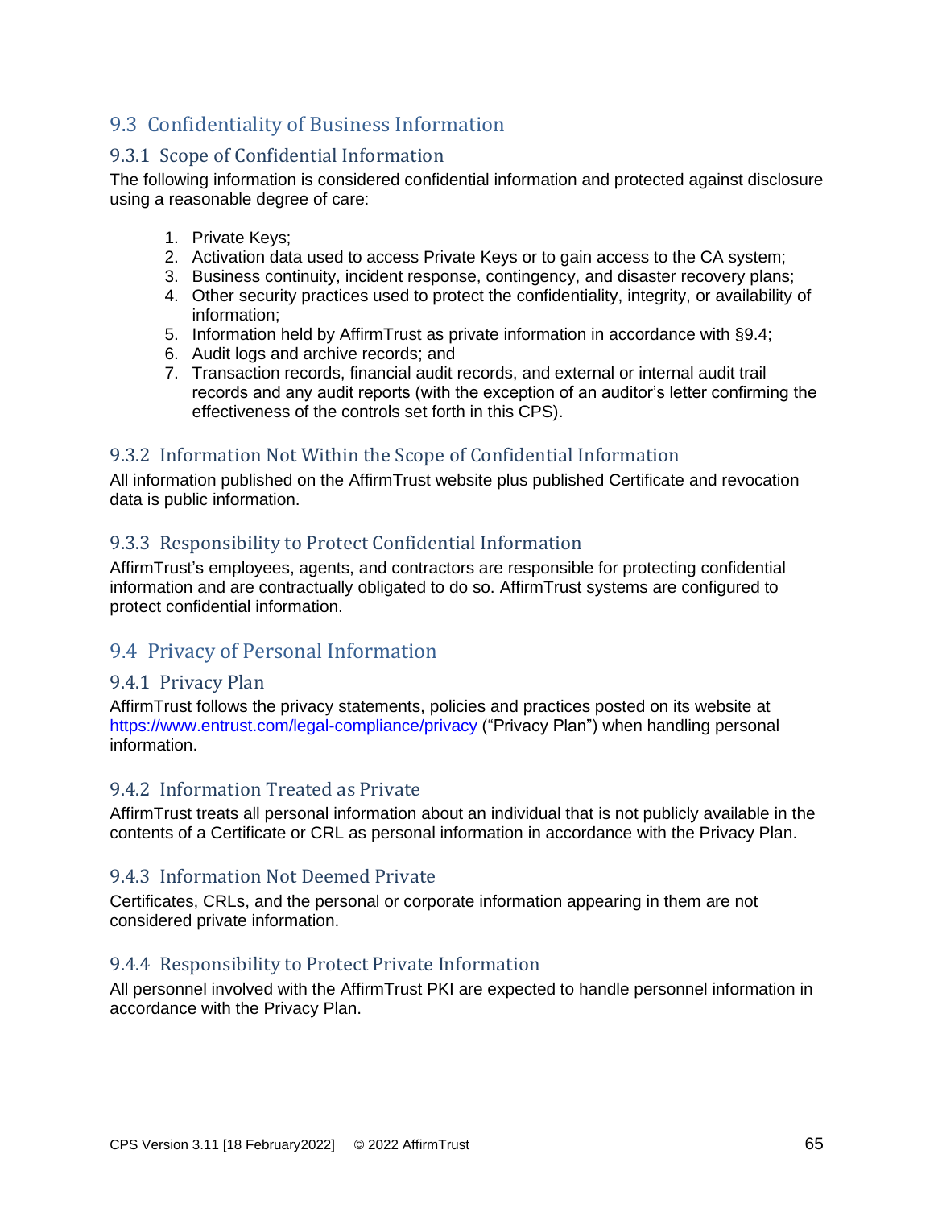## 9.3 Confidentiality of Business Information

### 9.3.1 Scope of Confidential Information

The following information is considered confidential information and protected against disclosure using a reasonable degree of care:

1. Private Keys;
2. Activation data used to access Private Keys or to gain access to the CA system;
3. Business continuity, incident response, contingency, and disaster recovery plans;
4. Other security practices used to protect the confidentiality, integrity, or availability of information;
5. Information held by AffirmTrust as private information in accordance with §9.4;
6. Audit logs and archive records; and
7. Transaction records, financial audit records, and external or internal audit trail records and any audit reports (with the exception of an auditor's letter confirming the effectiveness of the controls set forth in this CPS).

### 9.3.2 Information Not Within the Scope of Confidential Information

All information published on the AffirmTrust website plus published Certificate and revocation data is public information.

### 9.3.3 Responsibility to Protect Confidential Information

AffirmTrust's employees, agents, and contractors are responsible for protecting confidential information and are contractually obligated to do so. AffirmTrust systems are configured to protect confidential information.

## 9.4 Privacy of Personal Information

### 9.4.1 Privacy Plan

AffirmTrust follows the privacy statements, policies and practices posted on its website at [https://www.entrust.com/legal-compliance/privacy](https://www.entrust.com/legal-compliance/privacy) ("Privacy Plan") when handling personal information.

### 9.4.2 Information Treated as Private

AffirmTrust treats all personal information about an individual that is not publicly available in the contents of a Certificate or CRL as personal information in accordance with the Privacy Plan.

### 9.4.3 Information Not Deemed Private

Certificates, CRLs, and the personal or corporate information appearing in them are not considered private information.

### 9.4.4 Responsibility to Protect Private Information

All personnel involved with the AffirmTrust PKI are expected to handle personnel information in accordance with the Privacy Plan.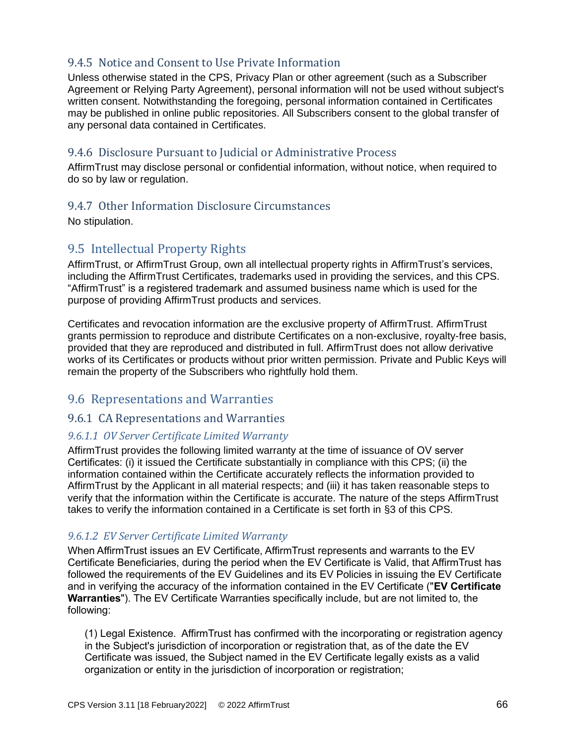### 9.4.5 Notice and Consent to Use Private Information

Unless otherwise stated in the CPS, Privacy Plan or other agreement (such as a Subscriber Agreement or Relying Party Agreement), personal information will not be used without subject's written consent. Notwithstanding the foregoing, personal information contained in Certificates may be published in online public repositories. All Subscribers consent to the global transfer of any personal data contained in Certificates.

### 9.4.6 Disclosure Pursuant to Judicial or Administrative Process

AffirmTrust may disclose personal or confidential information, without notice, when required to do so by law or regulation.

### 9.4.7 Other Information Disclosure Circumstances

No stipulation.

## 9.5 Intellectual Property Rights

AffirmTrust, or AffirmTrust Group, own all intellectual property rights in AffirmTrust's services, including the AffirmTrust Certificates, trademarks used in providing the services, and this CPS. "AffirmTrust" is a registered trademark and assumed business name which is used for the purpose of providing AffirmTrust products and services.

Certificates and revocation information are the exclusive property of AffirmTrust. AffirmTrust grants permission to reproduce and distribute Certificates on a non-exclusive, royalty-free basis, provided that they are reproduced and distributed in full. AffirmTrust does not allow derivative works of its Certificates or products without prior written permission. Private and Public Keys will remain the property of the Subscribers who rightfully hold them.

## 9.6 Representations and Warranties

### 9.6.1 CA Representations and Warranties

#### *9.6.1.1 OV Server Certificate Limited Warranty*

AffirmTrust provides the following limited warranty at the time of issuance of OV server Certificates: (i) it issued the Certificate substantially in compliance with this CPS; (ii) the information contained within the Certificate accurately reflects the information provided to AffirmTrust by the Applicant in all material respects; and (iii) it has taken reasonable steps to verify that the information within the Certificate is accurate. The nature of the steps AffirmTrust takes to verify the information contained in a Certificate is set forth in §3 of this CPS.

#### *9.6.1.2 EV Server Certificate Limited Warranty*

When AffirmTrust issues an EV Certificate, AffirmTrust represents and warrants to the EV Certificate Beneficiaries, during the period when the EV Certificate is Valid, that AffirmTrust has followed the requirements of the EV Guidelines and its EV Policies in issuing the EV Certificate and in verifying the accuracy of the information contained in the EV Certificate ("**EV Certificate Warranties**"). The EV Certificate Warranties specifically include, but are not limited to, the following:

(1) Legal Existence. AffirmTrust has confirmed with the incorporating or registration agency in the Subject's jurisdiction of incorporation or registration that, as of the date the EV Certificate was issued, the Subject named in the EV Certificate legally exists as a valid organization or entity in the jurisdiction of incorporation or registration;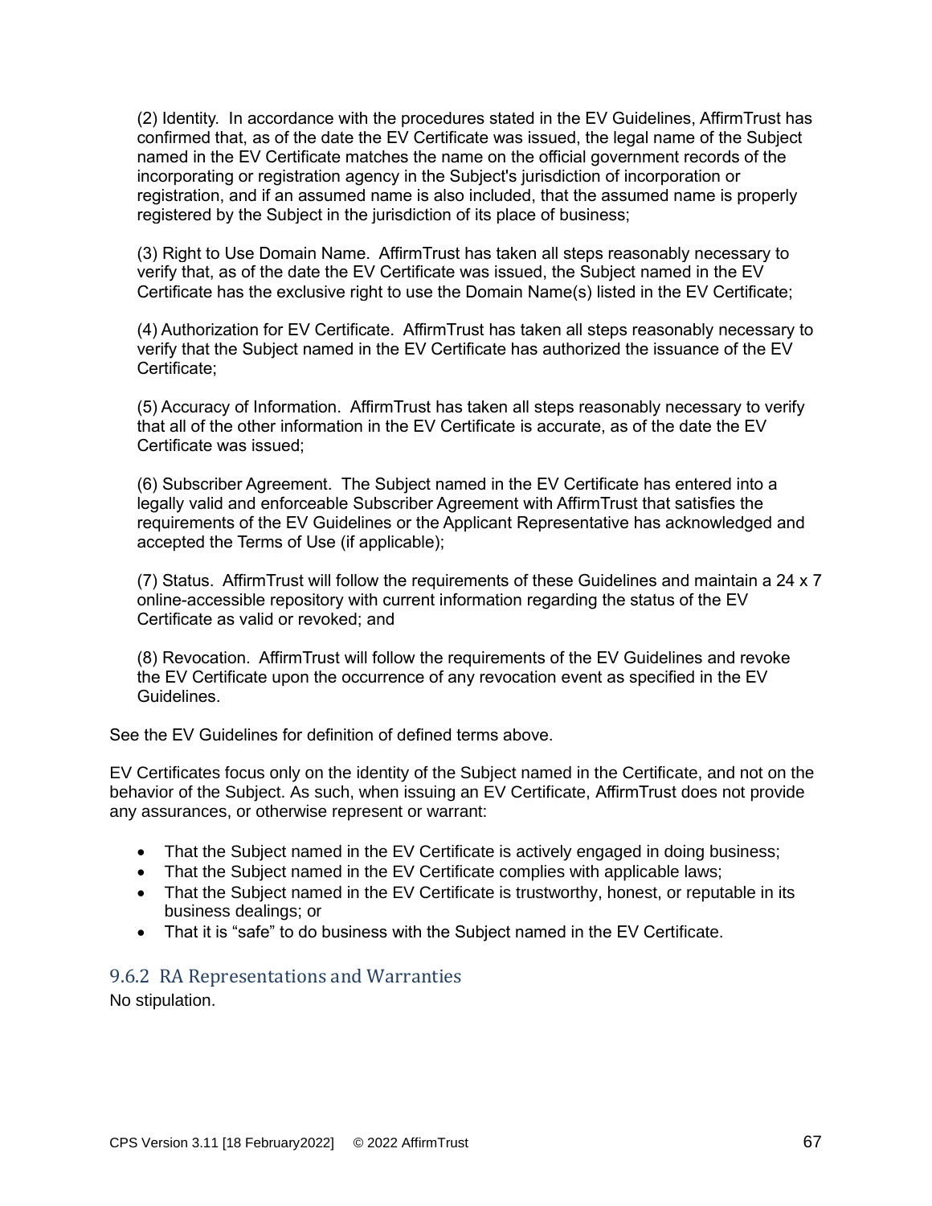(2) Identity. In accordance with the procedures stated in the EV Guidelines, AffirmTrust has confirmed that, as of the date the EV Certificate was issued, the legal name of the Subject named in the EV Certificate matches the name on the official government records of the incorporating or registration agency in the Subject's jurisdiction of incorporation or registration, and if an assumed name is also included, that the assumed name is properly registered by the Subject in the jurisdiction of its place of business;

(3) Right to Use Domain Name. AffirmTrust has taken all steps reasonably necessary to verify that, as of the date the EV Certificate was issued, the Subject named in the EV Certificate has the exclusive right to use the Domain Name(s) listed in the EV Certificate;

(4) Authorization for EV Certificate. AffirmTrust has taken all steps reasonably necessary to verify that the Subject named in the EV Certificate has authorized the issuance of the EV Certificate;

(5) Accuracy of Information. AffirmTrust has taken all steps reasonably necessary to verify that all of the other information in the EV Certificate is accurate, as of the date the EV Certificate was issued;

(6) Subscriber Agreement. The Subject named in the EV Certificate has entered into a legally valid and enforceable Subscriber Agreement with AffirmTrust that satisfies the requirements of the EV Guidelines or the Applicant Representative has acknowledged and accepted the Terms of Use (if applicable);

(7) Status. AffirmTrust will follow the requirements of these Guidelines and maintain a 24 x 7 online-accessible repository with current information regarding the status of the EV Certificate as valid or revoked; and

(8) Revocation. AffirmTrust will follow the requirements of the EV Guidelines and revoke the EV Certificate upon the occurrence of any revocation event as specified in the EV Guidelines.

See the EV Guidelines for definition of defined terms above.

EV Certificates focus only on the identity of the Subject named in the Certificate, and not on the behavior of the Subject. As such, when issuing an EV Certificate, AffirmTrust does not provide any assurances, or otherwise represent or warrant:

- That the Subject named in the EV Certificate is actively engaged in doing business;
- That the Subject named in the EV Certificate complies with applicable laws;
- That the Subject named in the EV Certificate is trustworthy, honest, or reputable in its business dealings; or
- That it is "safe" to do business with the Subject named in the EV Certificate.

### 9.6.2 RA Representations and Warranties

No stipulation.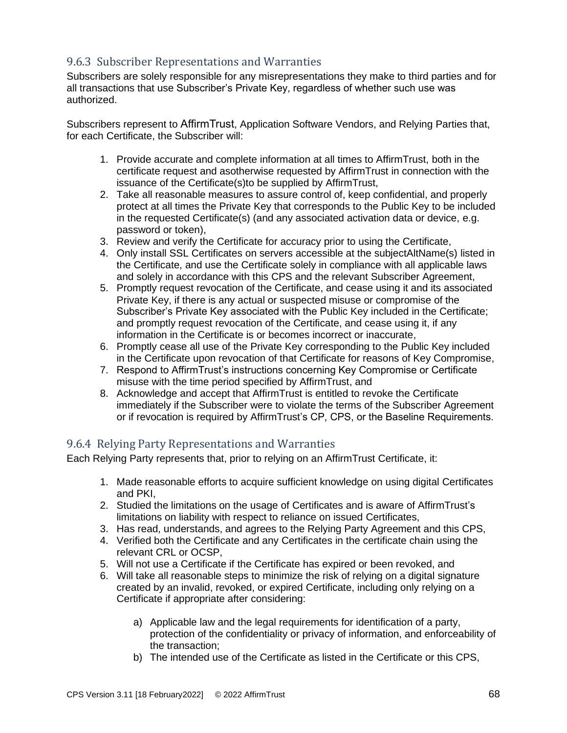### 9.6.3 Subscriber Representations and Warranties

Subscribers are solely responsible for any misrepresentations they make to third parties and for all transactions that use Subscriber's Private Key, regardless of whether such use was authorized.

Subscribers represent to AffirmTrust, Application Software Vendors, and Relying Parties that, for each Certificate, the Subscriber will:

1. Provide accurate and complete information at all times to AffirmTrust, both in the certificate request and asotherwise requested by AffirmTrust in connection with the issuance of the Certificate(s)to be supplied by AffirmTrust,
2. Take all reasonable measures to assure control of, keep confidential, and properly protect at all times the Private Key that corresponds to the Public Key to be included in the requested Certificate(s) (and any associated activation data or device, e.g. password or token),
3. Review and verify the Certificate for accuracy prior to using the Certificate,
4. Only install SSL Certificates on servers accessible at the subjectAltName(s) listed in the Certificate, and use the Certificate solely in compliance with all applicable laws and solely in accordance with this CPS and the relevant Subscriber Agreement,
5. Promptly request revocation of the Certificate, and cease using it and its associated Private Key, if there is any actual or suspected misuse or compromise of the Subscriber's Private Key associated with the Public Key included in the Certificate; and promptly request revocation of the Certificate, and cease using it, if any information in the Certificate is or becomes incorrect or inaccurate,
6. Promptly cease all use of the Private Key corresponding to the Public Key included in the Certificate upon revocation of that Certificate for reasons of Key Compromise,
7. Respond to AffirmTrust's instructions concerning Key Compromise or Certificate misuse with the time period specified by AffirmTrust, and
8. Acknowledge and accept that AffirmTrust is entitled to revoke the Certificate immediately if the Subscriber were to violate the terms of the Subscriber Agreement or if revocation is required by AffirmTrust's CP, CPS, or the Baseline Requirements.

### 9.6.4 Relying Party Representations and Warranties

Each Relying Party represents that, prior to relying on an AffirmTrust Certificate, it:

1. Made reasonable efforts to acquire sufficient knowledge on using digital Certificates and PKI,
2. Studied the limitations on the usage of Certificates and is aware of AffirmTrust's limitations on liability with respect to reliance on issued Certificates,
3. Has read, understands, and agrees to the Relying Party Agreement and this CPS,
4. Verified both the Certificate and any Certificates in the certificate chain using the relevant CRL or OCSP,
5. Will not use a Certificate if the Certificate has expired or been revoked, and
6. Will take all reasonable steps to minimize the risk of relying on a digital signature created by an invalid, revoked, or expired Certificate, including only relying on a Certificate if appropriate after considering:

    a) Applicable law and the legal requirements for identification of a party, protection of the confidentiality or privacy of information, and enforceability of the transaction;
    b) The intended use of the Certificate as listed in the Certificate or this CPS,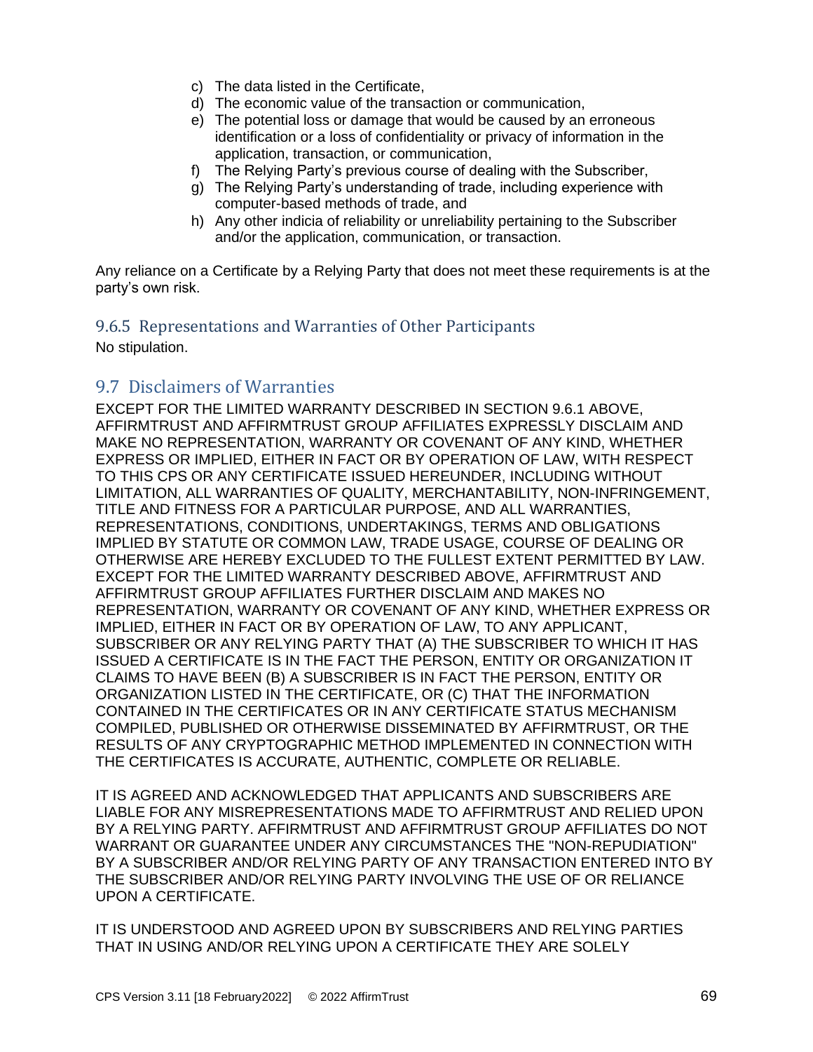c) The data listed in the Certificate,
d) The economic value of the transaction or communication,
e) The potential loss or damage that would be caused by an erroneous identification or a loss of confidentiality or privacy of information in the application, transaction, or communication,
f) The Relying Party's previous course of dealing with the Subscriber,
g) The Relying Party's understanding of trade, including experience with computer-based methods of trade, and
h) Any other indicia of reliability or unreliability pertaining to the Subscriber and/or the application, communication, or transaction.

Any reliance on a Certificate by a Relying Party that does not meet these requirements is at the party's own risk.

### 9.6.5 Representations and Warranties of Other Participants

No stipulation.

## 9.7 Disclaimers of Warranties

EXCEPT FOR THE LIMITED WARRANTY DESCRIBED IN SECTION 9.6.1 ABOVE, AFFIRMTRUST AND AFFIRMTRUST GROUP AFFILIATES EXPRESSLY DISCLAIM AND MAKE NO REPRESENTATION, WARRANTY OR COVENANT OF ANY KIND, WHETHER EXPRESS OR IMPLIED, EITHER IN FACT OR BY OPERATION OF LAW, WITH RESPECT TO THIS CPS OR ANY CERTIFICATE ISSUED HEREUNDER, INCLUDING WITHOUT LIMITATION, ALL WARRANTIES OF QUALITY, MERCHANTABILITY, NON-INFRINGEMENT, TITLE AND FITNESS FOR A PARTICULAR PURPOSE, AND ALL WARRANTIES, REPRESENTATIONS, CONDITIONS, UNDERTAKINGS, TERMS AND OBLIGATIONS IMPLIED BY STATUTE OR COMMON LAW, TRADE USAGE, COURSE OF DEALING OR OTHERWISE ARE HEREBY EXCLUDED TO THE FULLEST EXTENT PERMITTED BY LAW. EXCEPT FOR THE LIMITED WARRANTY DESCRIBED ABOVE, AFFIRMTRUST AND AFFIRMTRUST GROUP AFFILIATES FURTHER DISCLAIM AND MAKES NO REPRESENTATION, WARRANTY OR COVENANT OF ANY KIND, WHETHER EXPRESS OR IMPLIED, EITHER IN FACT OR BY OPERATION OF LAW, TO ANY APPLICANT, SUBSCRIBER OR ANY RELYING PARTY THAT (A) THE SUBSCRIBER TO WHICH IT HAS ISSUED A CERTIFICATE IS IN THE FACT THE PERSON, ENTITY OR ORGANIZATION IT CLAIMS TO HAVE BEEN (B) A SUBSCRIBER IS IN FACT THE PERSON, ENTITY OR ORGANIZATION LISTED IN THE CERTIFICATE, OR (C) THAT THE INFORMATION CONTAINED IN THE CERTIFICATES OR IN ANY CERTIFICATE STATUS MECHANISM COMPILED, PUBLISHED OR OTHERWISE DISSEMINATED BY AFFIRMTRUST, OR THE RESULTS OF ANY CRYPTOGRAPHIC METHOD IMPLEMENTED IN CONNECTION WITH THE CERTIFICATES IS ACCURATE, AUTHENTIC, COMPLETE OR RELIABLE.

IT IS AGREED AND ACKNOWLEDGED THAT APPLICANTS AND SUBSCRIBERS ARE LIABLE FOR ANY MISREPRESENTATIONS MADE TO AFFIRMTRUST AND RELIED UPON BY A RELYING PARTY. AFFIRMTRUST AND AFFIRMTRUST GROUP AFFILIATES DO NOT WARRANT OR GUARANTEE UNDER ANY CIRCUMSTANCES THE "NON-REPUDIATION" BY A SUBSCRIBER AND/OR RELYING PARTY OF ANY TRANSACTION ENTERED INTO BY THE SUBSCRIBER AND/OR RELYING PARTY INVOLVING THE USE OF OR RELIANCE UPON A CERTIFICATE.

IT IS UNDERSTOOD AND AGREED UPON BY SUBSCRIBERS AND RELYING PARTIES THAT IN USING AND/OR RELYING UPON A CERTIFICATE THEY ARE SOLELY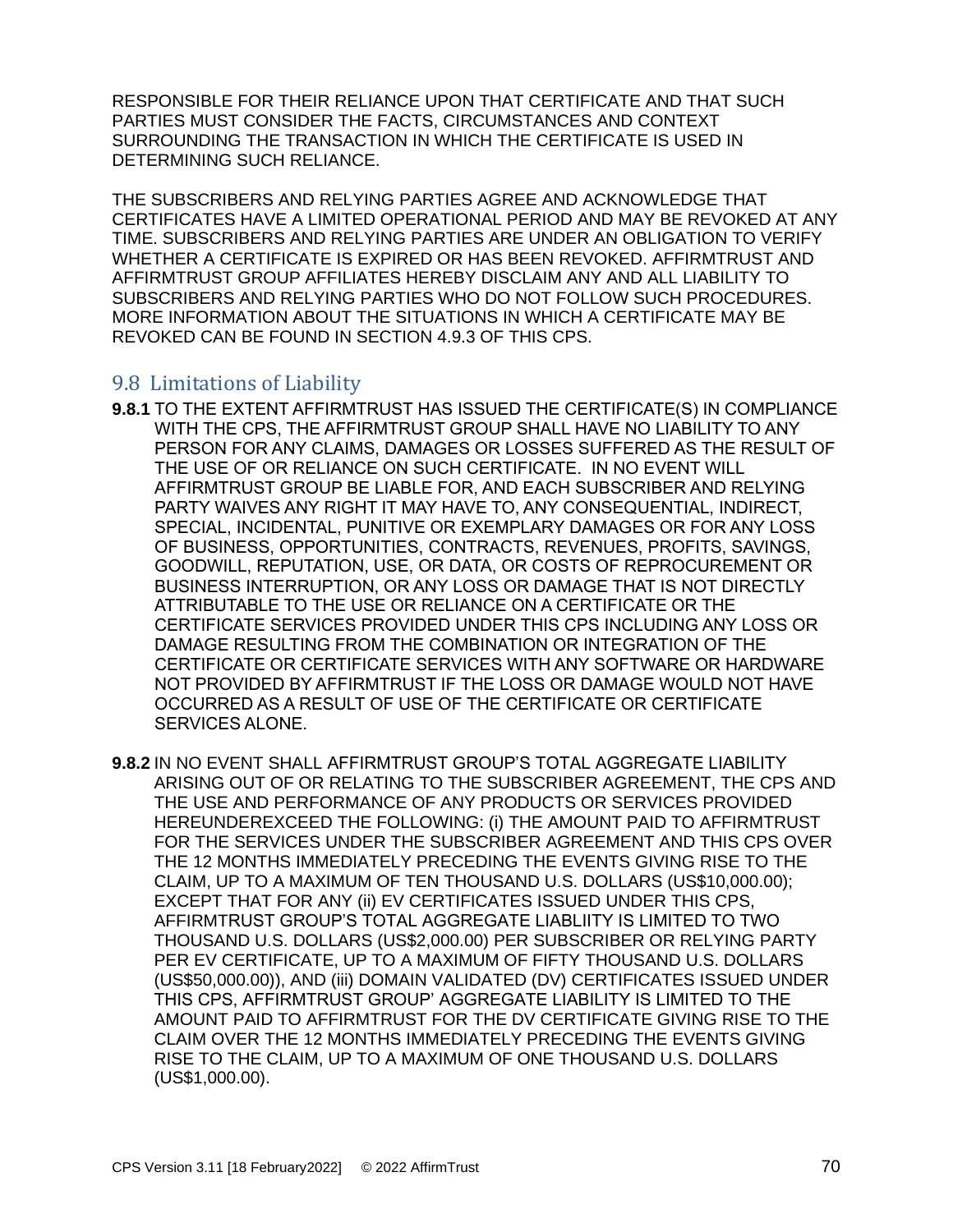RESPONSIBLE FOR THEIR RELIANCE UPON THAT CERTIFICATE AND THAT SUCH PARTIES MUST CONSIDER THE FACTS, CIRCUMSTANCES AND CONTEXT SURROUNDING THE TRANSACTION IN WHICH THE CERTIFICATE IS USED IN DETERMINING SUCH RELIANCE.

THE SUBSCRIBERS AND RELYING PARTIES AGREE AND ACKNOWLEDGE THAT CERTIFICATES HAVE A LIMITED OPERATIONAL PERIOD AND MAY BE REVOKED AT ANY TIME. SUBSCRIBERS AND RELYING PARTIES ARE UNDER AN OBLIGATION TO VERIFY WHETHER A CERTIFICATE IS EXPIRED OR HAS BEEN REVOKED. AFFIRMTRUST AND AFFIRMTRUST GROUP AFFILIATES HEREBY DISCLAIM ANY AND ALL LIABILITY TO SUBSCRIBERS AND RELYING PARTIES WHO DO NOT FOLLOW SUCH PROCEDURES. MORE INFORMATION ABOUT THE SITUATIONS IN WHICH A CERTIFICATE MAY BE REVOKED CAN BE FOUND IN SECTION 4.9.3 OF THIS CPS.

## 9.8 Limitations of Liability

**9.8.1** TO THE EXTENT AFFIRMTRUST HAS ISSUED THE CERTIFICATE(S) IN COMPLIANCE WITH THE CPS, THE AFFIRMTRUST GROUP SHALL HAVE NO LIABILITY TO ANY PERSON FOR ANY CLAIMS, DAMAGES OR LOSSES SUFFERED AS THE RESULT OF THE USE OF OR RELIANCE ON SUCH CERTIFICATE. IN NO EVENT WILL AFFIRMTRUST GROUP BE LIABLE FOR, AND EACH SUBSCRIBER AND RELYING PARTY WAIVES ANY RIGHT IT MAY HAVE TO, ANY CONSEQUENTIAL, INDIRECT, SPECIAL, INCIDENTAL, PUNITIVE OR EXEMPLARY DAMAGES OR FOR ANY LOSS OF BUSINESS, OPPORTUNITIES, CONTRACTS, REVENUES, PROFITS, SAVINGS, GOODWILL, REPUTATION, USE, OR DATA, OR COSTS OF REPROCUREMENT OR BUSINESS INTERRUPTION, OR ANY LOSS OR DAMAGE THAT IS NOT DIRECTLY ATTRIBUTABLE TO THE USE OR RELIANCE ON A CERTIFICATE OR THE CERTIFICATE SERVICES PROVIDED UNDER THIS CPS INCLUDING ANY LOSS OR DAMAGE RESULTING FROM THE COMBINATION OR INTEGRATION OF THE CERTIFICATE OR CERTIFICATE SERVICES WITH ANY SOFTWARE OR HARDWARE NOT PROVIDED BY AFFIRMTRUST IF THE LOSS OR DAMAGE WOULD NOT HAVE OCCURRED AS A RESULT OF USE OF THE CERTIFICATE OR CERTIFICATE SERVICES ALONE.

**9.8.2** IN NO EVENT SHALL AFFIRMTRUST GROUP'S TOTAL AGGREGATE LIABILITY ARISING OUT OF OR RELATING TO THE SUBSCRIBER AGREEMENT, THE CPS AND THE USE AND PERFORMANCE OF ANY PRODUCTS OR SERVICES PROVIDED HEREUNDEREXCEED THE FOLLOWING: (i) THE AMOUNT PAID TO AFFIRMTRUST FOR THE SERVICES UNDER THE SUBSCRIBER AGREEMENT AND THIS CPS OVER THE 12 MONTHS IMMEDIATELY PRECEDING THE EVENTS GIVING RISE TO THE CLAIM, UP TO A MAXIMUM OF TEN THOUSAND U.S. DOLLARS (US$10,000.00); EXCEPT THAT FOR ANY (ii) EV CERTIFICATES ISSUED UNDER THIS CPS, AFFIRMTRUST GROUP'S TOTAL AGGREGATE LIABLIITY IS LIMITED TO TWO THOUSAND U.S. DOLLARS (US$2,000.00) PER SUBSCRIBER OR RELYING PARTY PER EV CERTIFICATE, UP TO A MAXIMUM OF FIFTY THOUSAND U.S. DOLLARS (US$50,000.00)), AND (iii) DOMAIN VALIDATED (DV) CERTIFICATES ISSUED UNDER THIS CPS, AFFIRMTRUST GROUP' AGGREGATE LIABILITY IS LIMITED TO THE AMOUNT PAID TO AFFIRMTRUST FOR THE DV CERTIFICATE GIVING RISE TO THE CLAIM OVER THE 12 MONTHS IMMEDIATELY PRECEDING THE EVENTS GIVING RISE TO THE CLAIM, UP TO A MAXIMUM OF ONE THOUSAND U.S. DOLLARS (US$1,000.00).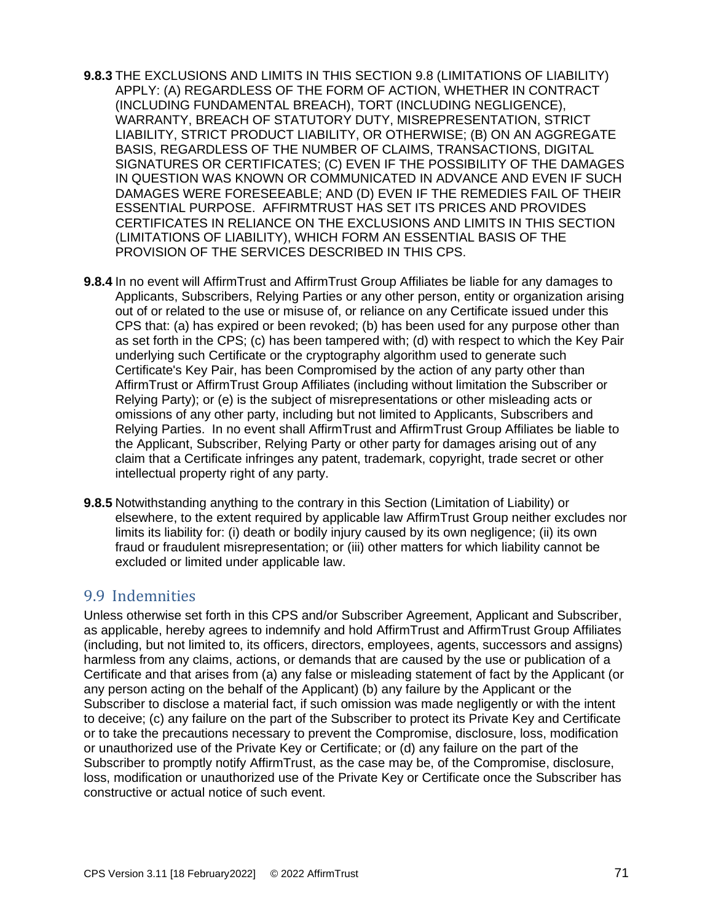**9.8.3** THE EXCLUSIONS AND LIMITS IN THIS SECTION 9.8 (LIMITATIONS OF LIABILITY) APPLY: (A) REGARDLESS OF THE FORM OF ACTION, WHETHER IN CONTRACT (INCLUDING FUNDAMENTAL BREACH), TORT (INCLUDING NEGLIGENCE), WARRANTY, BREACH OF STATUTORY DUTY, MISREPRESENTATION, STRICT LIABILITY, STRICT PRODUCT LIABILITY, OR OTHERWISE; (B) ON AN AGGREGATE BASIS, REGARDLESS OF THE NUMBER OF CLAIMS, TRANSACTIONS, DIGITAL SIGNATURES OR CERTIFICATES; (C) EVEN IF THE POSSIBILITY OF THE DAMAGES IN QUESTION WAS KNOWN OR COMMUNICATED IN ADVANCE AND EVEN IF SUCH DAMAGES WERE FORESEEABLE; AND (D) EVEN IF THE REMEDIES FAIL OF THEIR ESSENTIAL PURPOSE. AFFIRMTRUST HAS SET ITS PRICES AND PROVIDES CERTIFICATES IN RELIANCE ON THE EXCLUSIONS AND LIMITS IN THIS SECTION (LIMITATIONS OF LIABILITY), WHICH FORM AN ESSENTIAL BASIS OF THE PROVISION OF THE SERVICES DESCRIBED IN THIS CPS.

**9.8.4** In no event will AffirmTrust and AffirmTrust Group Affiliates be liable for any damages to Applicants, Subscribers, Relying Parties or any other person, entity or organization arising out of or related to the use or misuse of, or reliance on any Certificate issued under this CPS that: (a) has expired or been revoked; (b) has been used for any purpose other than as set forth in the CPS; (c) has been tampered with; (d) with respect to which the Key Pair underlying such Certificate or the cryptography algorithm used to generate such Certificate's Key Pair, has been Compromised by the action of any party other than AffirmTrust or AffirmTrust Group Affiliates (including without limitation the Subscriber or Relying Party); or (e) is the subject of misrepresentations or other misleading acts or omissions of any other party, including but not limited to Applicants, Subscribers and Relying Parties. In no event shall AffirmTrust and AffirmTrust Group Affiliates be liable to the Applicant, Subscriber, Relying Party or other party for damages arising out of any claim that a Certificate infringes any patent, trademark, copyright, trade secret or other intellectual property right of any party.

**9.8.5** Notwithstanding anything to the contrary in this Section (Limitation of Liability) or elsewhere, to the extent required by applicable law AffirmTrust Group neither excludes nor limits its liability for: (i) death or bodily injury caused by its own negligence; (ii) its own fraud or fraudulent misrepresentation; or (iii) other matters for which liability cannot be excluded or limited under applicable law.

## 9.9 Indemnities

Unless otherwise set forth in this CPS and/or Subscriber Agreement, Applicant and Subscriber, as applicable, hereby agrees to indemnify and hold AffirmTrust and AffirmTrust Group Affiliates (including, but not limited to, its officers, directors, employees, agents, successors and assigns) harmless from any claims, actions, or demands that are caused by the use or publication of a Certificate and that arises from (a) any false or misleading statement of fact by the Applicant (or any person acting on the behalf of the Applicant) (b) any failure by the Applicant or the Subscriber to disclose a material fact, if such omission was made negligently or with the intent to deceive; (c) any failure on the part of the Subscriber to protect its Private Key and Certificate or to take the precautions necessary to prevent the Compromise, disclosure, loss, modification or unauthorized use of the Private Key or Certificate; or (d) any failure on the part of the Subscriber to promptly notify AffirmTrust, as the case may be, of the Compromise, disclosure, loss, modification or unauthorized use of the Private Key or Certificate once the Subscriber has constructive or actual notice of such event.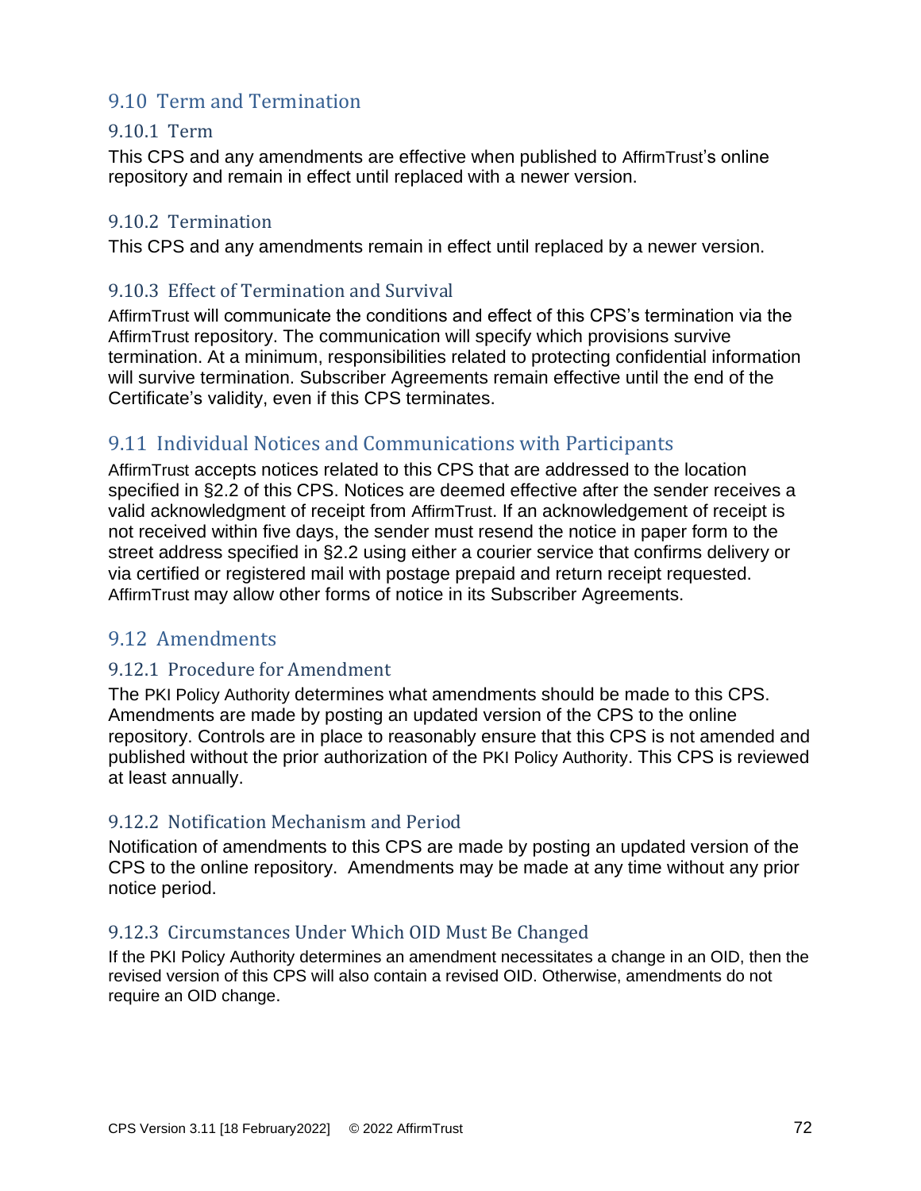## 9.10 Term and Termination

### 9.10.1 Term

This CPS and any amendments are effective when published to AffirmTrust's online repository and remain in effect until replaced with a newer version.

### 9.10.2 Termination

This CPS and any amendments remain in effect until replaced by a newer version.

### 9.10.3 Effect of Termination and Survival

AffirmTrust will communicate the conditions and effect of this CPS's termination via the AffirmTrust repository. The communication will specify which provisions survive termination. At a minimum, responsibilities related to protecting confidential information will survive termination. Subscriber Agreements remain effective until the end of the Certificate's validity, even if this CPS terminates.

## 9.11 Individual Notices and Communications with Participants

AffirmTrust accepts notices related to this CPS that are addressed to the location specified in §2.2 of this CPS. Notices are deemed effective after the sender receives a valid acknowledgment of receipt from AffirmTrust. If an acknowledgement of receipt is not received within five days, the sender must resend the notice in paper form to the street address specified in §2.2 using either a courier service that confirms delivery or via certified or registered mail with postage prepaid and return receipt requested. AffirmTrust may allow other forms of notice in its Subscriber Agreements.

## 9.12 Amendments

### 9.12.1 Procedure for Amendment

The PKI Policy Authority determines what amendments should be made to this CPS. Amendments are made by posting an updated version of the CPS to the online repository. Controls are in place to reasonably ensure that this CPS is not amended and published without the prior authorization of the PKI Policy Authority. This CPS is reviewed at least annually.

### 9.12.2 Notification Mechanism and Period

Notification of amendments to this CPS are made by posting an updated version of the CPS to the online repository. Amendments may be made at any time without any prior notice period.

### 9.12.3 Circumstances Under Which OID Must Be Changed

If the PKI Policy Authority determines an amendment necessitates a change in an OID, then the revised version of this CPS will also contain a revised OID. Otherwise, amendments do not require an OID change.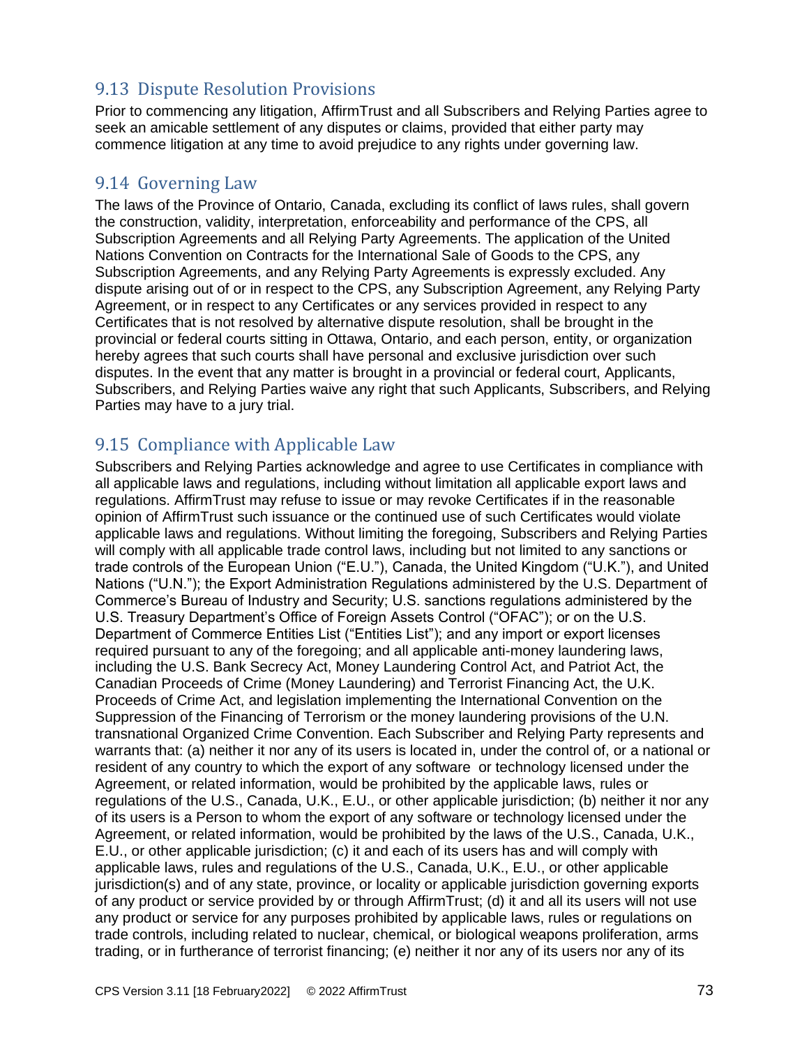## 9.13 Dispute Resolution Provisions

Prior to commencing any litigation, AffirmTrust and all Subscribers and Relying Parties agree to seek an amicable settlement of any disputes or claims, provided that either party may commence litigation at any time to avoid prejudice to any rights under governing law.

## 9.14 Governing Law

The laws of the Province of Ontario, Canada, excluding its conflict of laws rules, shall govern the construction, validity, interpretation, enforceability and performance of the CPS, all Subscription Agreements and all Relying Party Agreements. The application of the United Nations Convention on Contracts for the International Sale of Goods to the CPS, any Subscription Agreements, and any Relying Party Agreements is expressly excluded. Any dispute arising out of or in respect to the CPS, any Subscription Agreement, any Relying Party Agreement, or in respect to any Certificates or any services provided in respect to any Certificates that is not resolved by alternative dispute resolution, shall be brought in the provincial or federal courts sitting in Ottawa, Ontario, and each person, entity, or organization hereby agrees that such courts shall have personal and exclusive jurisdiction over such disputes. In the event that any matter is brought in a provincial or federal court, Applicants, Subscribers, and Relying Parties waive any right that such Applicants, Subscribers, and Relying Parties may have to a jury trial.

## 9.15 Compliance with Applicable Law

Subscribers and Relying Parties acknowledge and agree to use Certificates in compliance with all applicable laws and regulations, including without limitation all applicable export laws and regulations. AffirmTrust may refuse to issue or may revoke Certificates if in the reasonable opinion of AffirmTrust such issuance or the continued use of such Certificates would violate applicable laws and regulations. Without limiting the foregoing, Subscribers and Relying Parties will comply with all applicable trade control laws, including but not limited to any sanctions or trade controls of the European Union ("E.U."), Canada, the United Kingdom ("U.K."), and United Nations ("U.N."); the Export Administration Regulations administered by the U.S. Department of Commerce's Bureau of Industry and Security; U.S. sanctions regulations administered by the U.S. Treasury Department's Office of Foreign Assets Control ("OFAC"); or on the U.S. Department of Commerce Entities List ("Entities List"); and any import or export licenses required pursuant to any of the foregoing; and all applicable anti-money laundering laws, including the U.S. Bank Secrecy Act, Money Laundering Control Act, and Patriot Act, the Canadian Proceeds of Crime (Money Laundering) and Terrorist Financing Act, the U.K. Proceeds of Crime Act, and legislation implementing the International Convention on the Suppression of the Financing of Terrorism or the money laundering provisions of the U.N. transnational Organized Crime Convention. Each Subscriber and Relying Party represents and warrants that: (a) neither it nor any of its users is located in, under the control of, or a national or resident of any country to which the export of any software or technology licensed under the Agreement, or related information, would be prohibited by the applicable laws, rules or regulations of the U.S., Canada, U.K., E.U., or other applicable jurisdiction; (b) neither it nor any of its users is a Person to whom the export of any software or technology licensed under the Agreement, or related information, would be prohibited by the laws of the U.S., Canada, U.K., E.U., or other applicable jurisdiction; (c) it and each of its users has and will comply with applicable laws, rules and regulations of the U.S., Canada, U.K., E.U., or other applicable jurisdiction(s) and of any state, province, or locality or applicable jurisdiction governing exports of any product or service provided by or through AffirmTrust; (d) it and all its users will not use any product or service for any purposes prohibited by applicable laws, rules or regulations on trade controls, including related to nuclear, chemical, or biological weapons proliferation, arms trading, or in furtherance of terrorist financing; (e) neither it nor any of its users nor any of its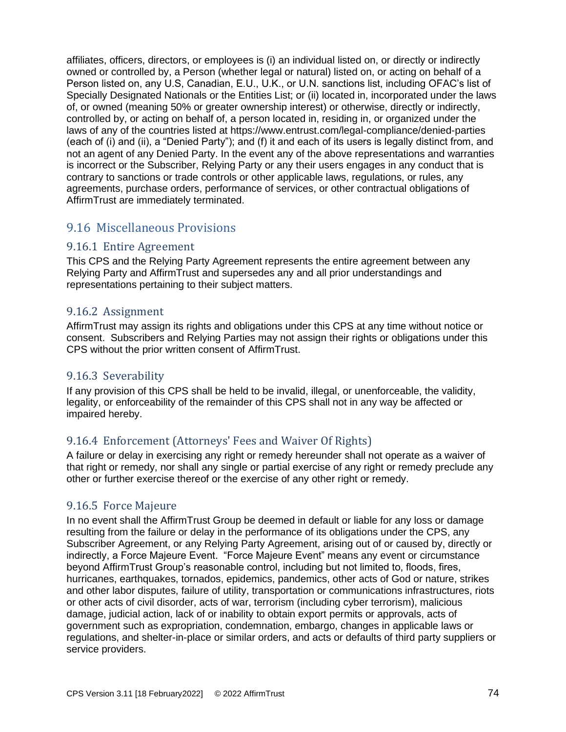affiliates, officers, directors, or employees is (i) an individual listed on, or directly or indirectly owned or controlled by, a Person (whether legal or natural) listed on, or acting on behalf of a Person listed on, any U.S, Canadian, E.U., U.K., or U.N. sanctions list, including OFAC's list of Specially Designated Nationals or the Entities List; or (ii) located in, incorporated under the laws of, or owned (meaning 50% or greater ownership interest) or otherwise, directly or indirectly, controlled by, or acting on behalf of, a person located in, residing in, or organized under the laws of any of the countries listed at https://www.entrust.com/legal-compliance/denied-parties (each of (i) and (ii), a "Denied Party"); and (f) it and each of its users is legally distinct from, and not an agent of any Denied Party. In the event any of the above representations and warranties is incorrect or the Subscriber, Relying Party or any their users engages in any conduct that is contrary to sanctions or trade controls or other applicable laws, regulations, or rules, any agreements, purchase orders, performance of services, or other contractual obligations of AffirmTrust are immediately terminated.

## 9.16 Miscellaneous Provisions

### 9.16.1 Entire Agreement

This CPS and the Relying Party Agreement represents the entire agreement between any Relying Party and AffirmTrust and supersedes any and all prior understandings and representations pertaining to their subject matters.

### 9.16.2 Assignment

AffirmTrust may assign its rights and obligations under this CPS at any time without notice or consent. Subscribers and Relying Parties may not assign their rights or obligations under this CPS without the prior written consent of AffirmTrust.

### 9.16.3 Severability

If any provision of this CPS shall be held to be invalid, illegal, or unenforceable, the validity, legality, or enforceability of the remainder of this CPS shall not in any way be affected or impaired hereby.

### 9.16.4 Enforcement (Attorneys' Fees and Waiver Of Rights)

A failure or delay in exercising any right or remedy hereunder shall not operate as a waiver of that right or remedy, nor shall any single or partial exercise of any right or remedy preclude any other or further exercise thereof or the exercise of any other right or remedy.

### 9.16.5 Force Majeure

In no event shall the AffirmTrust Group be deemed in default or liable for any loss or damage resulting from the failure or delay in the performance of its obligations under the CPS, any Subscriber Agreement, or any Relying Party Agreement, arising out of or caused by, directly or indirectly, a Force Majeure Event. "Force Majeure Event" means any event or circumstance beyond AffirmTrust Group's reasonable control, including but not limited to, floods, fires, hurricanes, earthquakes, tornados, epidemics, pandemics, other acts of God or nature, strikes and other labor disputes, failure of utility, transportation or communications infrastructures, riots or other acts of civil disorder, acts of war, terrorism (including cyber terrorism), malicious damage, judicial action, lack of or inability to obtain export permits or approvals, acts of government such as expropriation, condemnation, embargo, changes in applicable laws or regulations, and shelter-in-place or similar orders, and acts or defaults of third party suppliers or service providers.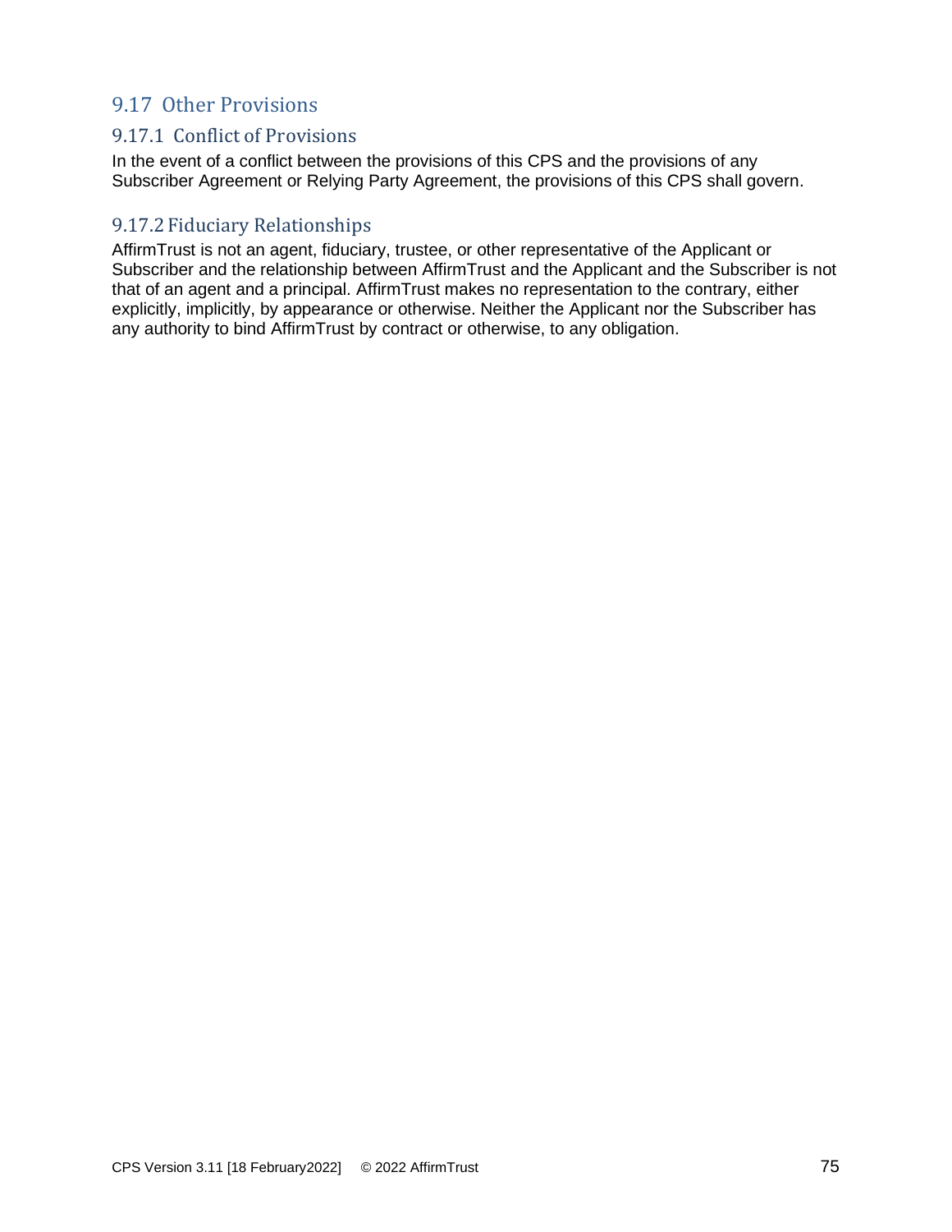## 9.17 Other Provisions

### 9.17.1 Conflict of Provisions

In the event of a conflict between the provisions of this CPS and the provisions of any Subscriber Agreement or Relying Party Agreement, the provisions of this CPS shall govern.

### 9.17.2 Fiduciary Relationships

AffirmTrust is not an agent, fiduciary, trustee, or other representative of the Applicant or Subscriber and the relationship between AffirmTrust and the Applicant and the Subscriber is not that of an agent and a principal. AffirmTrust makes no representation to the contrary, either explicitly, implicitly, by appearance or otherwise. Neither the Applicant nor the Subscriber has any authority to bind AffirmTrust by contract or otherwise, to any obligation.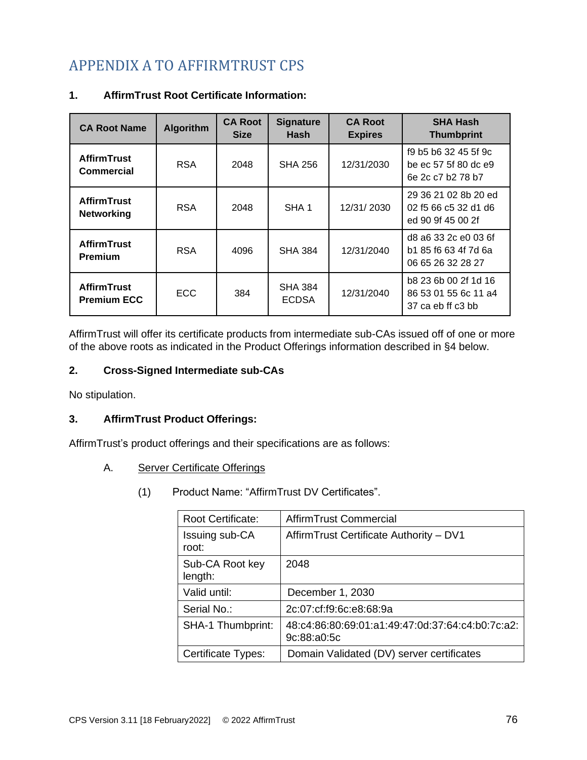# APPENDIX A TO AFFIRMTRUST CPS

## 1. AffirmTrust Root Certificate Information:

| CA Root Name | Algorithm | CA Root Size | Signature Hash | CA Root Expires | SHA Hash Thumbprint |
|---|---|---|---|---|---|
| **AffirmTrust Commercial** | RSA | 2048 | SHA 256 | 12/31/2030 | f9 b5 b6 32 45 5f 9c be ec 57 5f 80 dc e9 6e 2c c7 b2 78 b7 |
| **AffirmTrust Networking** | RSA | 2048 | SHA 1 | 12/31/ 2030 | 29 36 21 02 8b 20 ed 02 f5 66 c5 32 d1 d6 ed 90 9f 45 00 2f |
| **AffirmTrust Premium** | RSA | 4096 | SHA 384 | 12/31/2040 | d8 a6 33 2c e0 03 6f b1 85 f6 63 4f 7d 6a 06 65 26 32 28 27 |
| **AffirmTrust Premium ECC** | ECC | 384 | SHA 384 ECDSA | 12/31/2040 | b8 23 6b 00 2f 1d 16 86 53 01 55 6c 11 a4 37 ca eb ff c3 bb |

AffirmTrust will offer its certificate products from intermediate sub-CAs issued off of one or more of the above roots as indicated in the Product Offerings information described in §4 below.

## 2. Cross-Signed Intermediate sub-CAs

No stipulation.

## 3. AffirmTrust Product Offerings:

AffirmTrust's product offerings and their specifications are as follows:

A. Server Certificate Offerings

(1) Product Name: "AffirmTrust DV Certificates".

| Root Certificate: | AffirmTrust Commercial |
|---|---|
| Issuing sub-CA root: | AffirmTrust Certificate Authority – DV1 |
| Sub-CA Root key length: | 2048 |
| Valid until: | December 1, 2030 |
| Serial No.: | 2c:07:cf:f9:6c:e8:68:9a |
| SHA-1 Thumbprint: | 48:c4:86:80:69:01:a1:49:47:0d:37:64:c4:b0:7c:a2:9c:88:a0:5c |
| Certificate Types: | Domain Validated (DV) server certificates |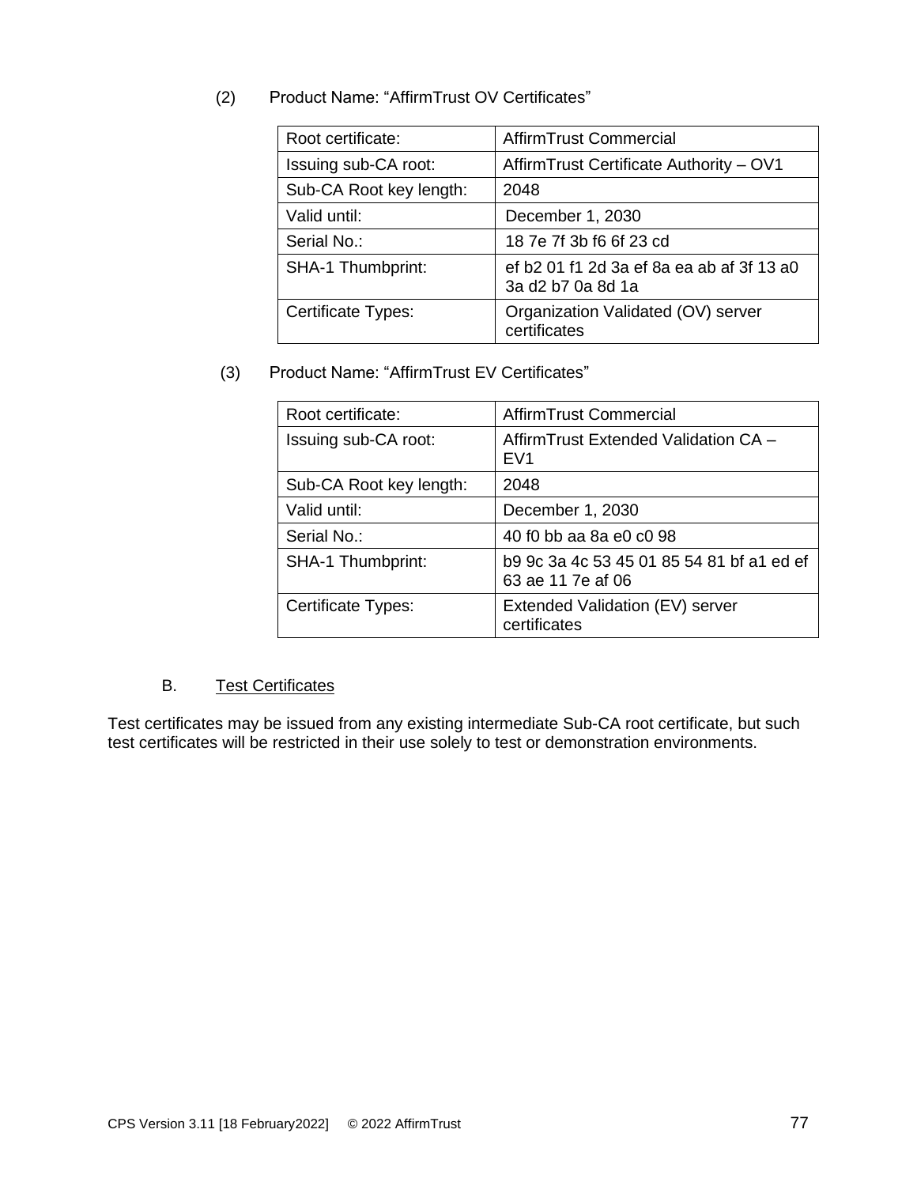(2) Product Name: “AffirmTrust OV Certificates”

| Root certificate: | AffirmTrust Commercial |
|---|---|
| Issuing sub-CA root: | AffirmTrust Certificate Authority – OV1 |
| Sub-CA Root key length: | 2048 |
| Valid until: | December 1, 2030 |
| Serial No.: | 18 7e 7f 3b f6 6f 23 cd |
| SHA-1 Thumbprint: | ef b2 01 f1 2d 3a ef 8a ea ab af 3f 13 a0 3a d2 b7 0a 8d 1a |
| Certificate Types: | Organization Validated (OV) server certificates |

(3) Product Name: “AffirmTrust EV Certificates”

| Root certificate: | AffirmTrust Commercial |
|---|---|
| Issuing sub-CA root: | AffirmTrust Extended Validation CA – EV1 |
| Sub-CA Root key length: | 2048 |
| Valid until: | December 1, 2030 |
| Serial No.: | 40 f0 bb aa 8a e0 c0 98 |
| SHA-1 Thumbprint: | b9 9c 3a 4c 53 45 01 85 54 81 bf a1 ed ef 63 ae 11 7e af 06 |
| Certificate Types: | Extended Validation (EV) server certificates |

B. Test Certificates

Test certificates may be issued from any existing intermediate Sub-CA root certificate, but such test certificates will be restricted in their use solely to test or demonstration environments.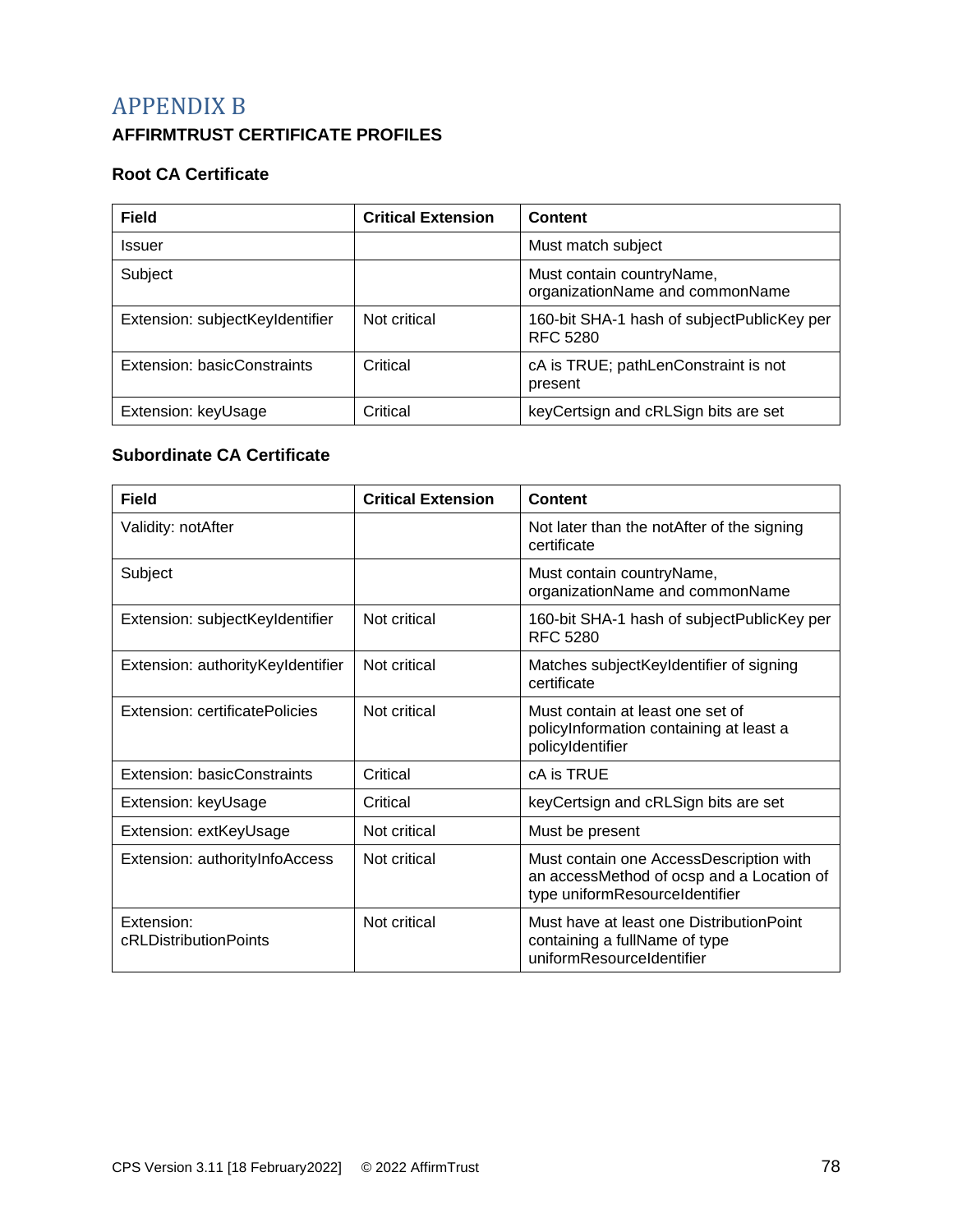# APPENDIX B

**AFFIRMTRUST CERTIFICATE PROFILES**

### Root CA Certificate

| Field | Critical Extension | Content |
|---|---|---|
| Issuer | | Must match subject |
| Subject | | Must contain countryName, organizationName and commonName |
| Extension: subjectKeyIdentifier | Not critical | 160-bit SHA-1 hash of subjectPublicKey per RFC 5280 |
| Extension: basicConstraints | Critical | cA is TRUE; pathLenConstraint is not present |
| Extension: keyUsage | Critical | keyCertsign and cRLSign bits are set |

### Subordinate CA Certificate

| Field | Critical Extension | Content |
|---|---|---|
| Validity: notAfter | | Not later than the notAfter of the signing certificate |
| Subject | | Must contain countryName, organizationName and commonName |
| Extension: subjectKeyIdentifier | Not critical | 160-bit SHA-1 hash of subjectPublicKey per RFC 5280 |
| Extension: authorityKeyIdentifier | Not critical | Matches subjectKeyIdentifier of signing certificate |
| Extension: certificatePolicies | Not critical | Must contain at least one set of policyInformation containing at least a policyIdentifier |
| Extension: basicConstraints | Critical | cA is TRUE |
| Extension: keyUsage | Critical | keyCertsign and cRLSign bits are set |
| Extension: extKeyUsage | Not critical | Must be present |
| Extension: authorityInfoAccess | Not critical | Must contain one AccessDescription with an accessMethod of ocsp and a Location of type uniformResourceIdentifier |
| Extension: cRLDistributionPoints | Not critical | Must have at least one DistributionPoint containing a fullName of type uniformResourceIdentifier |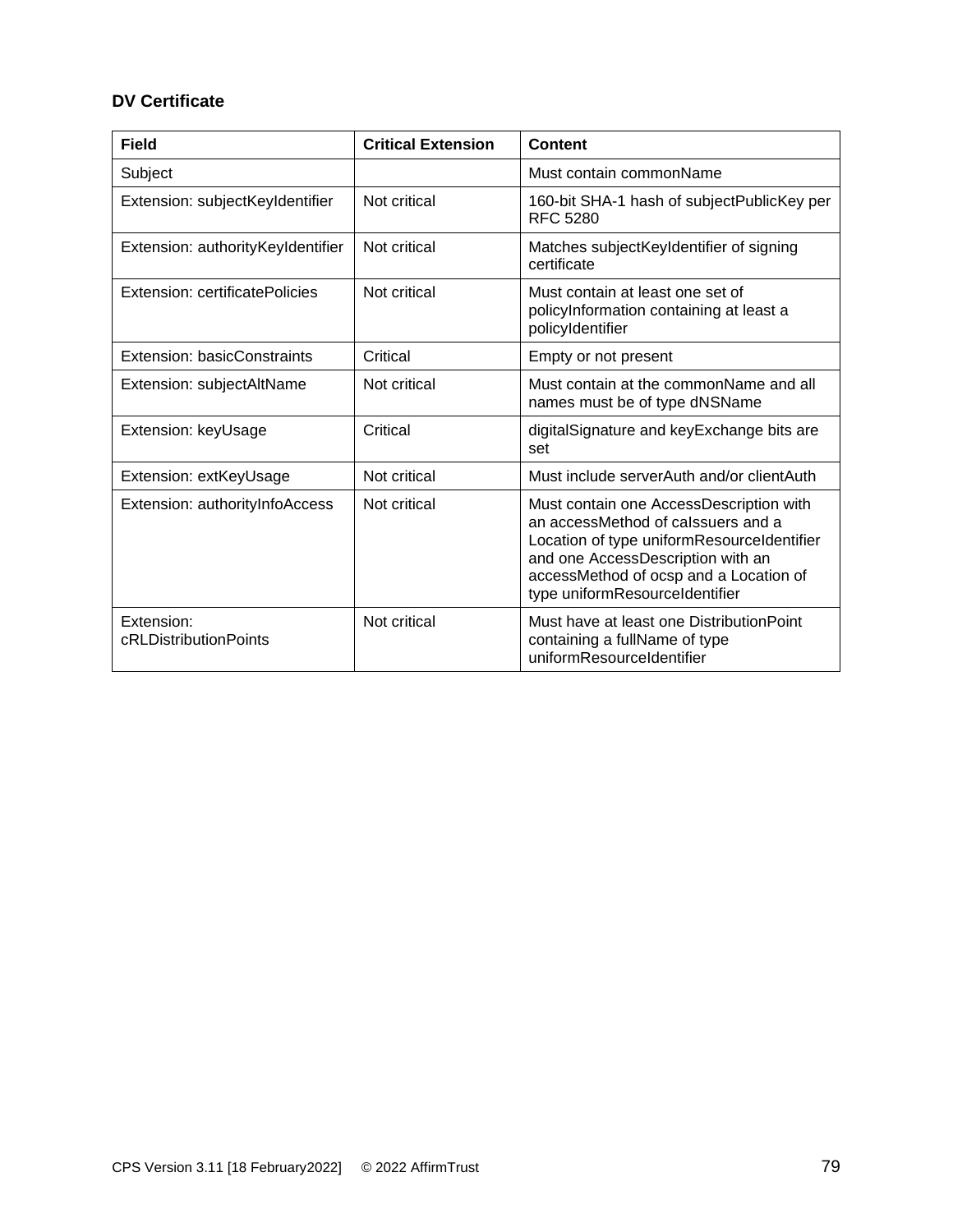**DV Certificate**

| Field | Critical Extension | Content |
| --- | --- | --- |
| Subject | | Must contain commonName |
| Extension: subjectKeyIdentifier | Not critical | 160-bit SHA-1 hash of subjectPublicKey per RFC 5280 |
| Extension: authorityKeyIdentifier | Not critical | Matches subjectKeyIdentifier of signing certificate |
| Extension: certificatePolicies | Not critical | Must contain at least one set of policyInformation containing at least a policyIdentifier |
| Extension: basicConstraints | Critical | Empty or not present |
| Extension: subjectAltName | Not critical | Must contain at the commonName and all names must be of type dNSName |
| Extension: keyUsage | Critical | digitalSignature and keyExchange bits are set |
| Extension: extKeyUsage | Not critical | Must include serverAuth and/or clientAuth |
| Extension: authorityInfoAccess | Not critical | Must contain one AccessDescription with an accessMethod of caIssuers and a Location of type uniformResourceIdentifier and one AccessDescription with an accessMethod of ocsp and a Location of type uniformResourceIdentifier |
| Extension: cRLDistributionPoints | Not critical | Must have at least one DistributionPoint containing a fullName of type uniformResourceIdentifier |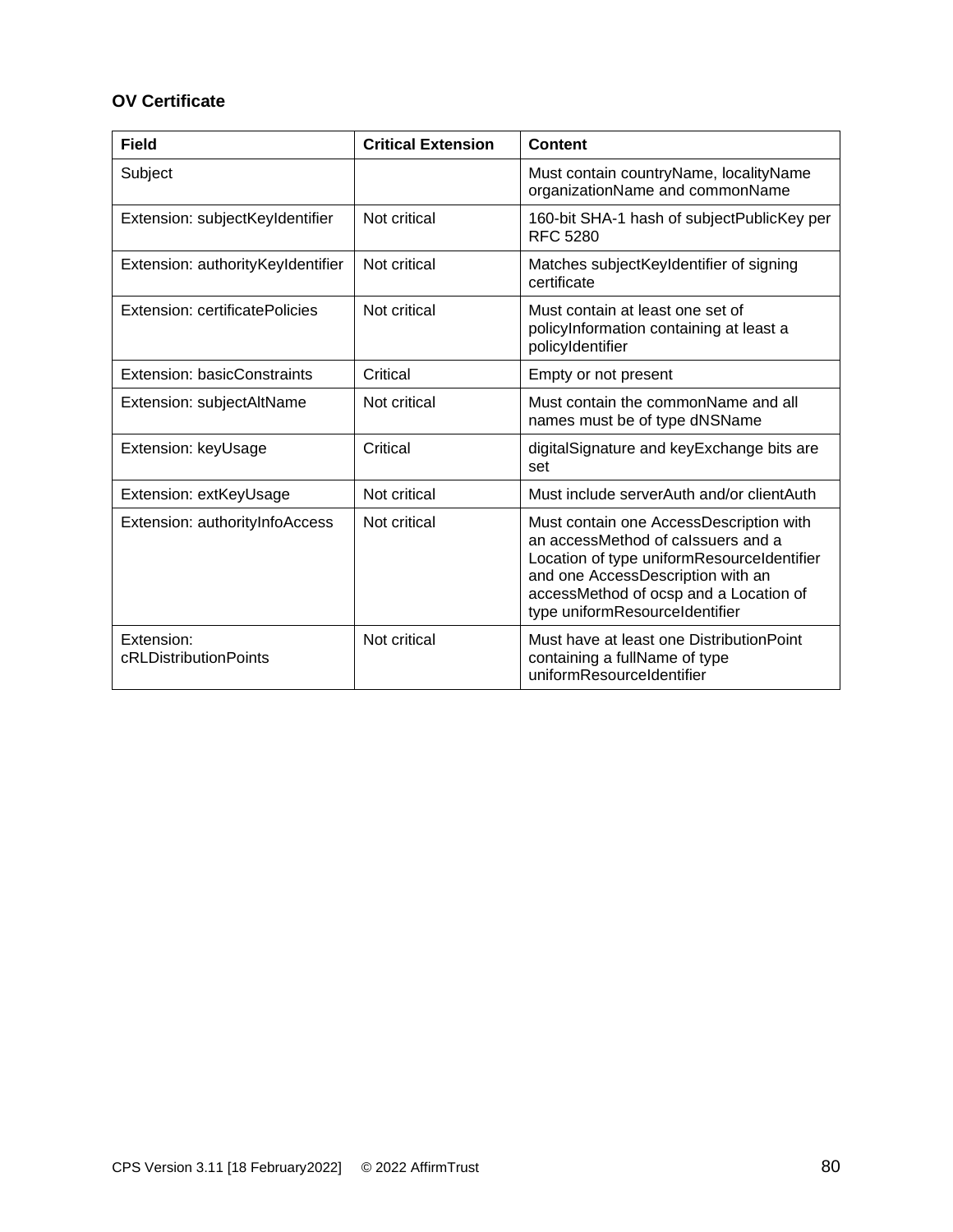### OV Certificate

| Field | Critical Extension | Content |
|---|---|---|
| Subject | | Must contain countryName, localityName organizationName and commonName |
| Extension: subjectKeyIdentifier | Not critical | 160-bit SHA-1 hash of subjectPublicKey per RFC 5280 |
| Extension: authorityKeyIdentifier | Not critical | Matches subjectKeyIdentifier of signing certificate |
| Extension: certificatePolicies | Not critical | Must contain at least one set of policyInformation containing at least a policyIdentifier |
| Extension: basicConstraints | Critical | Empty or not present |
| Extension: subjectAltName | Not critical | Must contain the commonName and all names must be of type dNSName |
| Extension: keyUsage | Critical | digitalSignature and keyExchange bits are set |
| Extension: extKeyUsage | Not critical | Must include serverAuth and/or clientAuth |
| Extension: authorityInfoAccess | Not critical | Must contain one AccessDescription with an accessMethod of caIssuers and a Location of type uniformResourceIdentifier and one AccessDescription with an accessMethod of ocsp and a Location of type uniformResourceIdentifier |
| Extension: cRLDistributionPoints | Not critical | Must have at least one DistributionPoint containing a fullName of type uniformResourceIdentifier |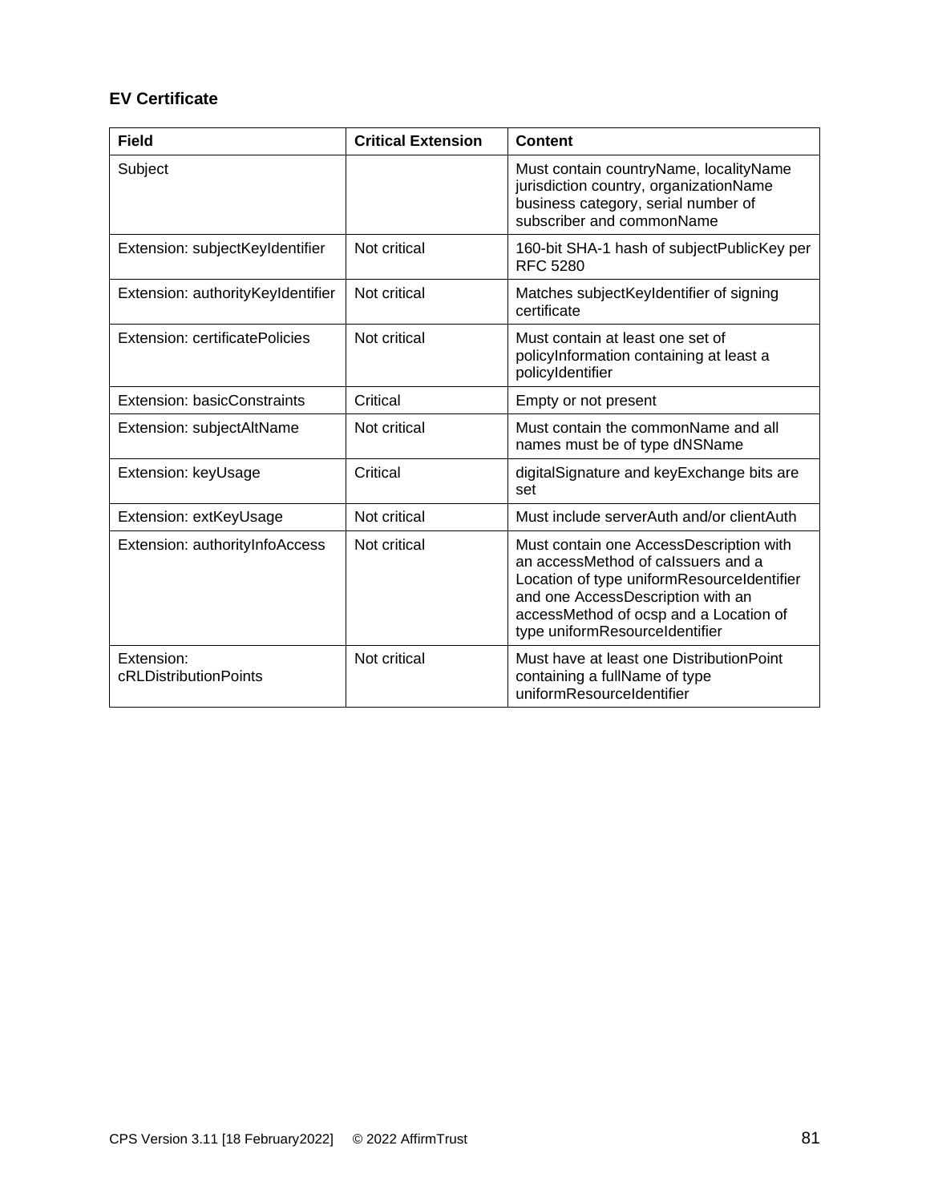**EV Certificate**

| Field | Critical Extension | Content |
| --- | --- | --- |
| Subject | | Must contain countryName, localityName jurisdiction country, organizationName business category, serial number of subscriber and commonName |
| Extension: subjectKeyIdentifier | Not critical | 160-bit SHA-1 hash of subjectPublicKey per RFC 5280 |
| Extension: authorityKeyIdentifier | Not critical | Matches subjectKeyIdentifier of signing certificate |
| Extension: certificatePolicies | Not critical | Must contain at least one set of policyInformation containing at least a policyIdentifier |
| Extension: basicConstraints | Critical | Empty or not present |
| Extension: subjectAltName | Not critical | Must contain the commonName and all names must be of type dNSName |
| Extension: keyUsage | Critical | digitalSignature and keyExchange bits are set |
| Extension: extKeyUsage | Not critical | Must include serverAuth and/or clientAuth |
| Extension: authorityInfoAccess | Not critical | Must contain one AccessDescription with an accessMethod of caIssuers and a Location of type uniformResourceIdentifier and one AccessDescription with an accessMethod of ocsp and a Location of type uniformResourceIdentifier |
| Extension: cRLDistributionPoints | Not critical | Must have at least one DistributionPoint containing a fullName of type uniformResourceIdentifier |